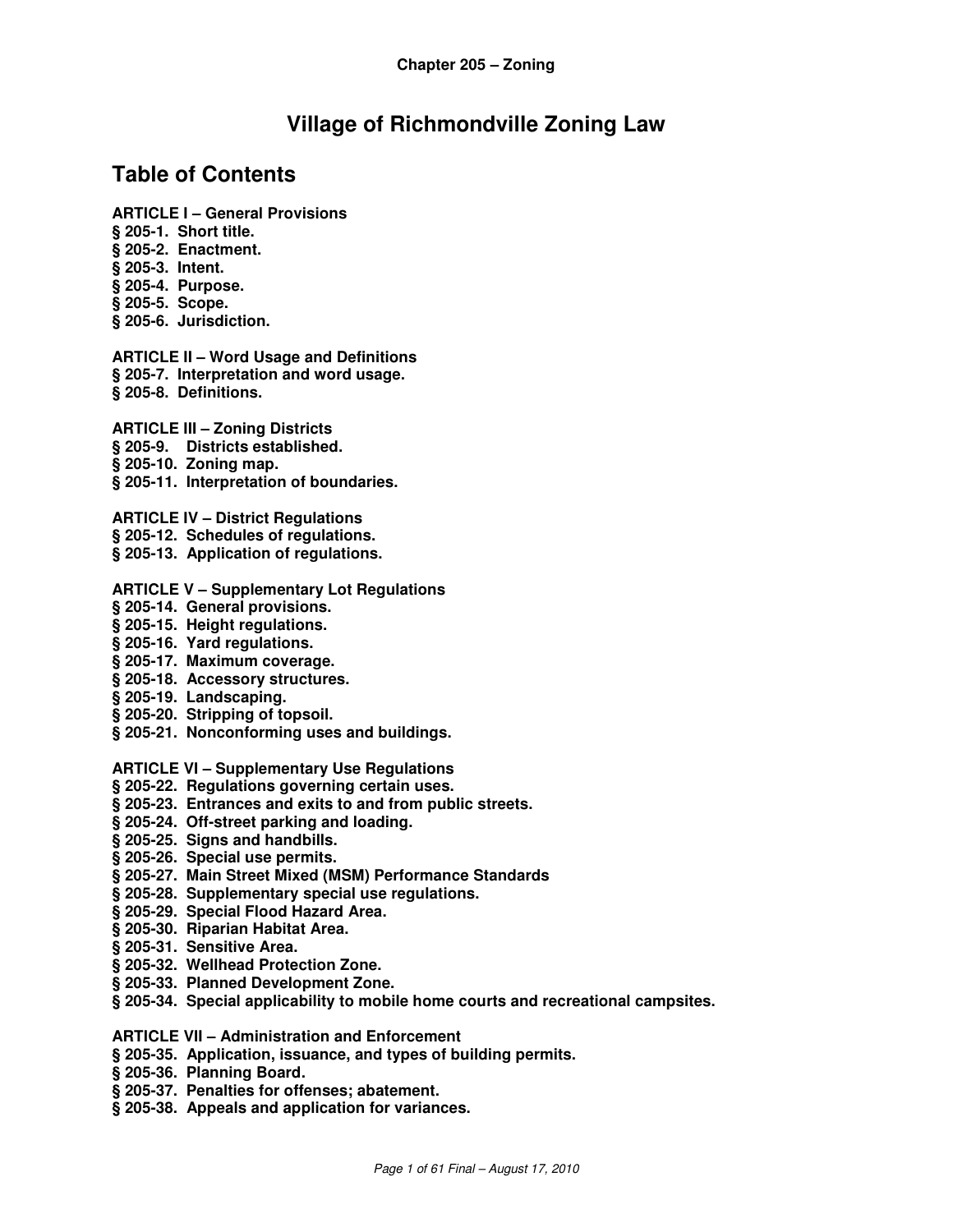**Chapter 205 – Zoning**

# Village of Richmondville Zoning Law

## Table of Contents

**ARTICLE I – General Provisions**
**§ 205-1. Short title.**
**§ 205-2. Enactment.**
**§ 205-3. Intent.**
**§ 205-4. Purpose.**
**§ 205-5. Scope.**
**§ 205-6. Jurisdiction.**

**ARTICLE II – Word Usage and Definitions**
**§ 205-7. Interpretation and word usage.**
**§ 205-8. Definitions.**

**ARTICLE III – Zoning Districts**
**§ 205-9. Districts established.**
**§ 205-10. Zoning map.**
**§ 205-11. Interpretation of boundaries.**

**ARTICLE IV – District Regulations**
**§ 205-12. Schedules of regulations.**
**§ 205-13. Application of regulations.**

**ARTICLE V – Supplementary Lot Regulations**
**§ 205-14. General provisions.**
**§ 205-15. Height regulations.**
**§ 205-16. Yard regulations.**
**§ 205-17. Maximum coverage.**
**§ 205-18. Accessory structures.**
**§ 205-19. Landscaping.**
**§ 205-20. Stripping of topsoil.**
**§ 205-21. Nonconforming uses and buildings.**

**ARTICLE VI – Supplementary Use Regulations**
**§ 205-22. Regulations governing certain uses.**
**§ 205-23. Entrances and exits to and from public streets.**
**§ 205-24. Off-street parking and loading.**
**§ 205-25. Signs and handbills.**
**§ 205-26. Special use permits.**
**§ 205-27. Main Street Mixed (MSM) Performance Standards**
**§ 205-28. Supplementary special use regulations.**
**§ 205-29. Special Flood Hazard Area.**
**§ 205-30. Riparian Habitat Area.**
**§ 205-31. Sensitive Area.**
**§ 205-32. Wellhead Protection Zone.**
**§ 205-33. Planned Development Zone.**
**§ 205-34. Special applicability to mobile home courts and recreational campsites.**

**ARTICLE VII – Administration and Enforcement**
**§ 205-35. Application, issuance, and types of building permits.**
**§ 205-36. Planning Board.**
**§ 205-37. Penalties for offenses; abatement.**
**§ 205-38. Appeals and application for variances.**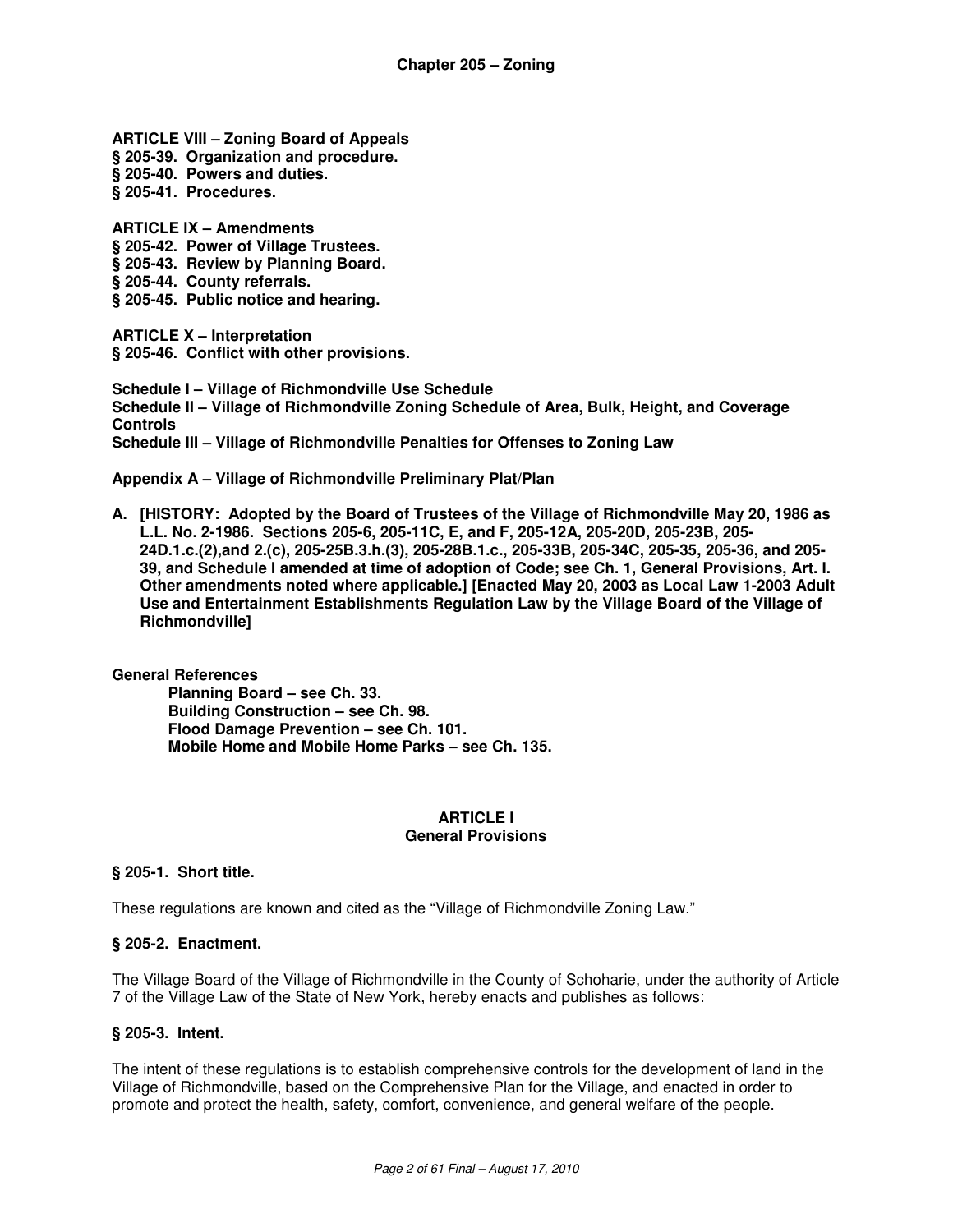**ARTICLE VIII – Zoning Board of Appeals**
**§ 205-39. Organization and procedure.**
**§ 205-40. Powers and duties.**
**§ 205-41. Procedures.**

**ARTICLE IX – Amendments**
**§ 205-42. Power of Village Trustees.**
**§ 205-43. Review by Planning Board.**
**§ 205-44. County referrals.**
**§ 205-45. Public notice and hearing.**

**ARTICLE X – Interpretation**
**§ 205-46. Conflict with other provisions.**

**Schedule I – Village of Richmondville Use Schedule**
**Schedule II – Village of Richmondville Zoning Schedule of Area, Bulk, Height, and Coverage Controls**
**Schedule III – Village of Richmondville Penalties for Offenses to Zoning Law**

**Appendix A – Village of Richmondville Preliminary Plat/Plan**

**A. [HISTORY: Adopted by the Board of Trustees of the Village of Richmondville May 20, 1986 as L.L. No. 2-1986. Sections 205-6, 205-11C, E, and F, 205-12A, 205-20D, 205-23B, 205-24D.1.c.(2),and 2.(c), 205-25B.3.h.(3), 205-28B.1.c., 205-33B, 205-34C, 205-35, 205-36, and 205-39, and Schedule I amended at time of adoption of Code; see Ch. 1, General Provisions, Art. I. Other amendments noted where applicable.] [Enacted May 20, 2003 as Local Law 1-2003 Adult Use and Entertainment Establishments Regulation Law by the Village Board of the Village of Richmondville]**

**General References**

**Planning Board – see Ch. 33.**
**Building Construction – see Ch. 98.**
**Flood Damage Prevention – see Ch. 101.**
**Mobile Home and Mobile Home Parks – see Ch. 135.**

## ARTICLE I
## General Provisions

### § 205-1. Short title.

These regulations are known and cited as the "Village of Richmondville Zoning Law."

### § 205-2. Enactment.

The Village Board of the Village of Richmondville in the County of Schoharie, under the authority of Article 7 of the Village Law of the State of New York, hereby enacts and publishes as follows:

### § 205-3. Intent.

The intent of these regulations is to establish comprehensive controls for the development of land in the Village of Richmondville, based on the Comprehensive Plan for the Village, and enacted in order to promote and protect the health, safety, comfort, convenience, and general welfare of the people.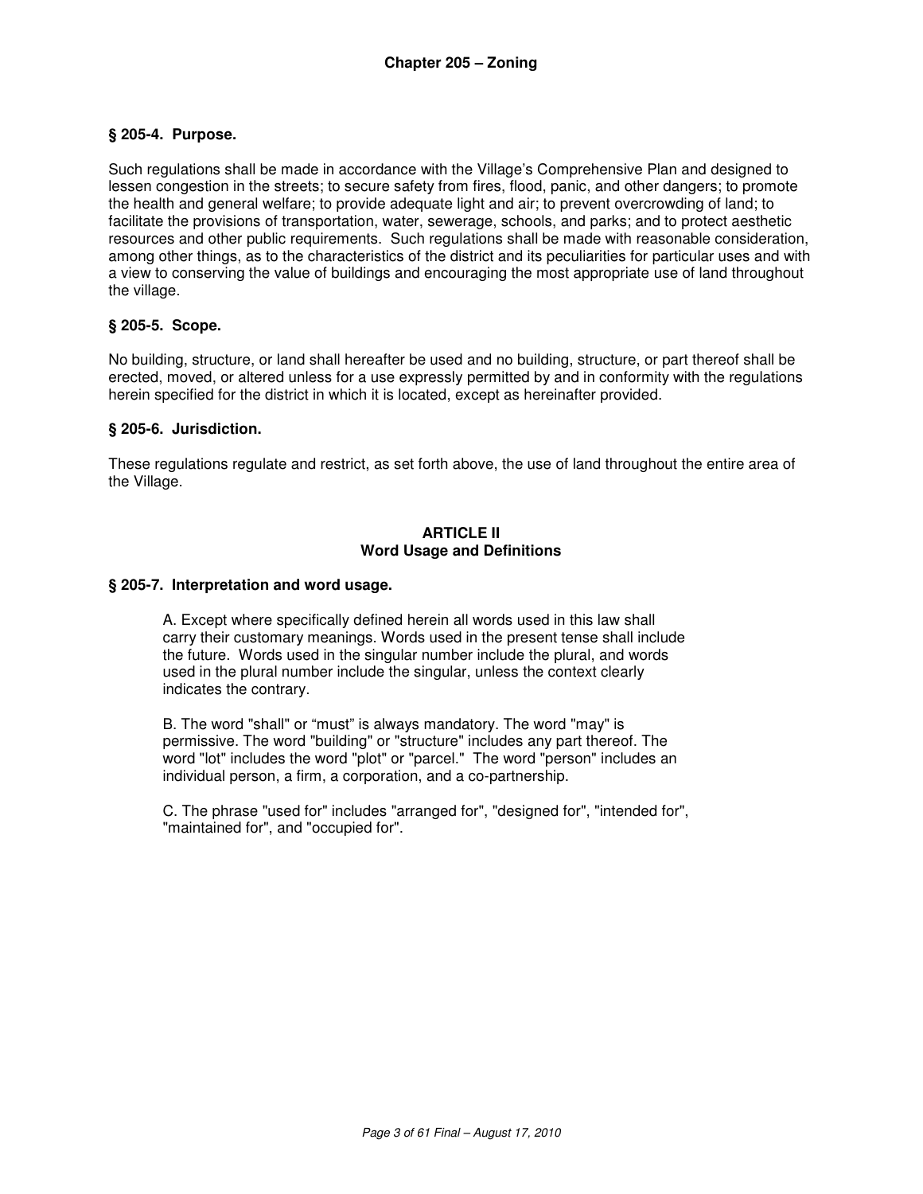### § 205-4. Purpose.

Such regulations shall be made in accordance with the Village's Comprehensive Plan and designed to lessen congestion in the streets; to secure safety from fires, flood, panic, and other dangers; to promote the health and general welfare; to provide adequate light and air; to prevent overcrowding of land; to facilitate the provisions of transportation, water, sewerage, schools, and parks; and to protect aesthetic resources and other public requirements. Such regulations shall be made with reasonable consideration, among other things, as to the characteristics of the district and its peculiarities for particular uses and with a view to conserving the value of buildings and encouraging the most appropriate use of land throughout the village.

### § 205-5. Scope.

No building, structure, or land shall hereafter be used and no building, structure, or part thereof shall be erected, moved, or altered unless for a use expressly permitted by and in conformity with the regulations herein specified for the district in which it is located, except as hereinafter provided.

### § 205-6. Jurisdiction.

These regulations regulate and restrict, as set forth above, the use of land throughout the entire area of the Village.

## ARTICLE II
## Word Usage and Definitions

### § 205-7. Interpretation and word usage.

A. Except where specifically defined herein all words used in this law shall carry their customary meanings. Words used in the present tense shall include the future. Words used in the singular number include the plural, and words used in the plural number include the singular, unless the context clearly indicates the contrary.

B. The word "shall" or "must" is always mandatory. The word "may" is permissive. The word "building" or "structure" includes any part thereof. The word "lot" includes the word "plot" or "parcel." The word "person" includes an individual person, a firm, a corporation, and a co-partnership.

C. The phrase "used for" includes "arranged for", "designed for", "intended for", "maintained for", and "occupied for".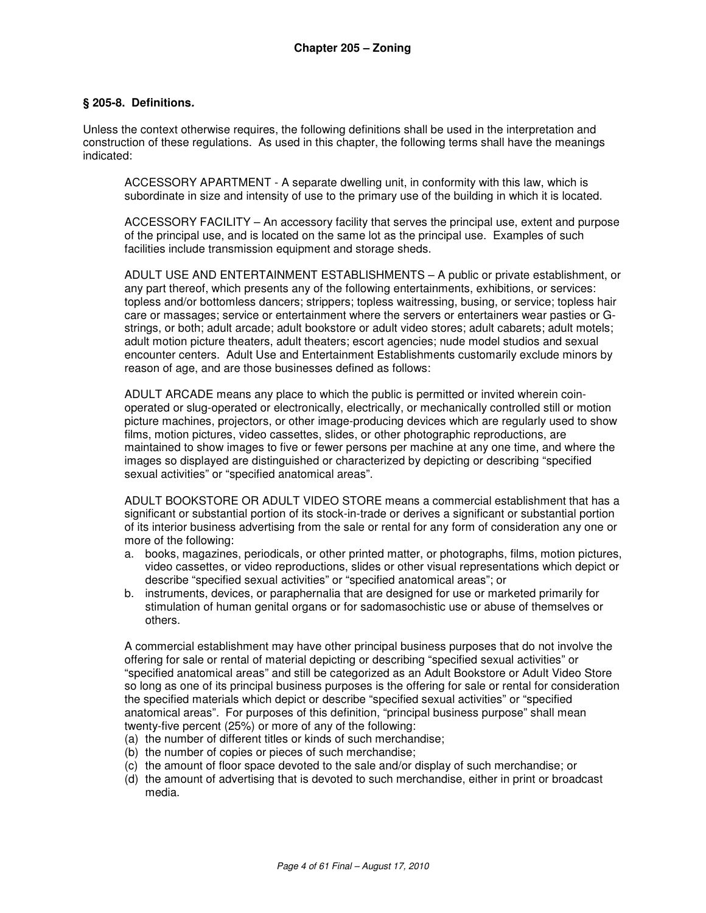## Chapter 205 – Zoning

### § 205-8. Definitions.

Unless the context otherwise requires, the following definitions shall be used in the interpretation and construction of these regulations. As used in this chapter, the following terms shall have the meanings indicated:

ACCESSORY APARTMENT - A separate dwelling unit, in conformity with this law, which is subordinate in size and intensity of use to the primary use of the building in which it is located.

ACCESSORY FACILITY – An accessory facility that serves the principal use, extent and purpose of the principal use, and is located on the same lot as the principal use. Examples of such facilities include transmission equipment and storage sheds.

ADULT USE AND ENTERTAINMENT ESTABLISHMENTS – A public or private establishment, or any part thereof, which presents any of the following entertainments, exhibitions, or services: topless and/or bottomless dancers; strippers; topless waitressing, busing, or service; topless hair care or massages; service or entertainment where the servers or entertainers wear pasties or G-strings, or both; adult arcade; adult bookstore or adult video stores; adult cabarets; adult motels; adult motion picture theaters, adult theaters; escort agencies; nude model studios and sexual encounter centers. Adult Use and Entertainment Establishments customarily exclude minors by reason of age, and are those businesses defined as follows:

ADULT ARCADE means any place to which the public is permitted or invited wherein coin-operated or slug-operated or electronically, electrically, or mechanically controlled still or motion picture machines, projectors, or other image-producing devices which are regularly used to show films, motion pictures, video cassettes, slides, or other photographic reproductions, are maintained to show images to five or fewer persons per machine at any one time, and where the images so displayed are distinguished or characterized by depicting or describing "specified sexual activities" or "specified anatomical areas".

ADULT BOOKSTORE OR ADULT VIDEO STORE means a commercial establishment that has a significant or substantial portion of its stock-in-trade or derives a significant or substantial portion of its interior business advertising from the sale or rental for any form of consideration any one or more of the following:

a. books, magazines, periodicals, or other printed matter, or photographs, films, motion pictures, video cassettes, or video reproductions, slides or other visual representations which depict or describe "specified sexual activities" or "specified anatomical areas"; or
b. instruments, devices, or paraphernalia that are designed for use or marketed primarily for stimulation of human genital organs or for sadomasochistic use or abuse of themselves or others.

A commercial establishment may have other principal business purposes that do not involve the offering for sale or rental of material depicting or describing "specified sexual activities" or "specified anatomical areas" and still be categorized as an Adult Bookstore or Adult Video Store so long as one of its principal business purposes is the offering for sale or rental for consideration the specified materials which depict or describe "specified sexual activities" or "specified anatomical areas". For purposes of this definition, "principal business purpose" shall mean twenty-five percent (25%) or more of any of the following:

(a) the number of different titles or kinds of such merchandise;
(b) the number of copies or pieces of such merchandise;
(c) the amount of floor space devoted to the sale and/or display of such merchandise; or
(d) the amount of advertising that is devoted to such merchandise, either in print or broadcast media.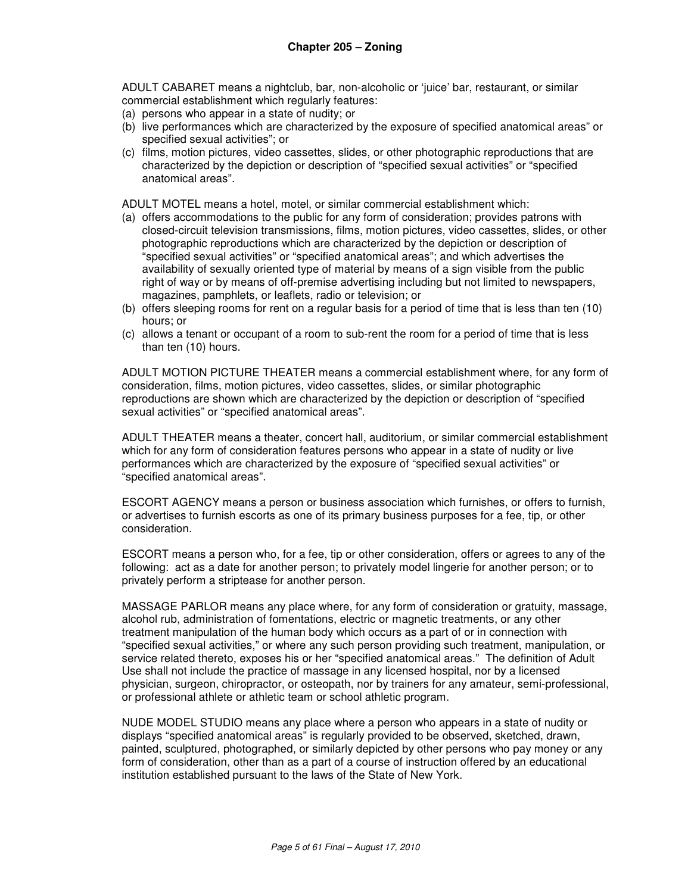ADULT CABARET means a nightclub, bar, non-alcoholic or 'juice' bar, restaurant, or similar commercial establishment which regularly features:

(a) persons who appear in a state of nudity; or
(b) live performances which are characterized by the exposure of specified anatomical areas" or specified sexual activities"; or
(c) films, motion pictures, video cassettes, slides, or other photographic reproductions that are characterized by the depiction or description of "specified sexual activities" or "specified anatomical areas".

ADULT MOTEL means a hotel, motel, or similar commercial establishment which:

(a) offers accommodations to the public for any form of consideration; provides patrons with closed-circuit television transmissions, films, motion pictures, video cassettes, slides, or other photographic reproductions which are characterized by the depiction or description of "specified sexual activities" or "specified anatomical areas"; and which advertises the availability of sexually oriented type of material by means of a sign visible from the public right of way or by means of off-premise advertising including but not limited to newspapers, magazines, pamphlets, or leaflets, radio or television; or
(b) offers sleeping rooms for rent on a regular basis for a period of time that is less than ten (10) hours; or
(c) allows a tenant or occupant of a room to sub-rent the room for a period of time that is less than ten (10) hours.

ADULT MOTION PICTURE THEATER means a commercial establishment where, for any form of consideration, films, motion pictures, video cassettes, slides, or similar photographic reproductions are shown which are characterized by the depiction or description of "specified sexual activities" or "specified anatomical areas".

ADULT THEATER means a theater, concert hall, auditorium, or similar commercial establishment which for any form of consideration features persons who appear in a state of nudity or live performances which are characterized by the exposure of "specified sexual activities" or "specified anatomical areas".

ESCORT AGENCY means a person or business association which furnishes, or offers to furnish, or advertises to furnish escorts as one of its primary business purposes for a fee, tip, or other consideration.

ESCORT means a person who, for a fee, tip or other consideration, offers or agrees to any of the following: act as a date for another person; to privately model lingerie for another person; or to privately perform a striptease for another person.

MASSAGE PARLOR means any place where, for any form of consideration or gratuity, massage, alcohol rub, administration of fomentations, electric or magnetic treatments, or any other treatment manipulation of the human body which occurs as a part of or in connection with "specified sexual activities," or where any such person providing such treatment, manipulation, or service related thereto, exposes his or her "specified anatomical areas." The definition of Adult Use shall not include the practice of massage in any licensed hospital, nor by a licensed physician, surgeon, chiropractor, or osteopath, nor by trainers for any amateur, semi-professional, or professional athlete or athletic team or school athletic program.

NUDE MODEL STUDIO means any place where a person who appears in a state of nudity or displays "specified anatomical areas" is regularly provided to be observed, sketched, drawn, painted, sculptured, photographed, or similarly depicted by other persons who pay money or any form of consideration, other than as a part of a course of instruction offered by an educational institution established pursuant to the laws of the State of New York.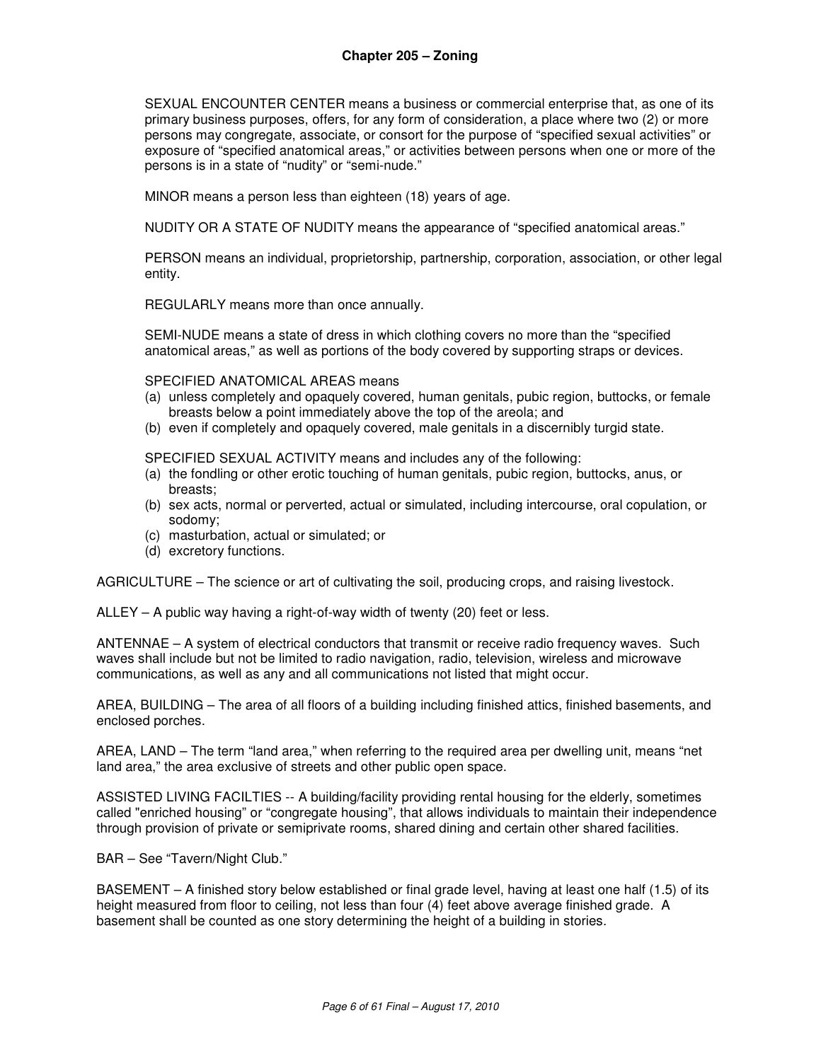SEXUAL ENCOUNTER CENTER means a business or commercial enterprise that, as one of its primary business purposes, offers, for any form of consideration, a place where two (2) or more persons may congregate, associate, or consort for the purpose of "specified sexual activities" or exposure of "specified anatomical areas," or activities between persons when one or more of the persons is in a state of "nudity" or "semi-nude."

MINOR means a person less than eighteen (18) years of age.

NUDITY OR A STATE OF NUDITY means the appearance of "specified anatomical areas."

PERSON means an individual, proprietorship, partnership, corporation, association, or other legal entity.

REGULARLY means more than once annually.

SEMI-NUDE means a state of dress in which clothing covers no more than the "specified anatomical areas," as well as portions of the body covered by supporting straps or devices.

SPECIFIED ANATOMICAL AREAS means

(a) unless completely and opaquely covered, human genitals, pubic region, buttocks, or female breasts below a point immediately above the top of the areola; and
(b) even if completely and opaquely covered, male genitals in a discernibly turgid state.

SPECIFIED SEXUAL ACTIVITY means and includes any of the following:

(a) the fondling or other erotic touching of human genitals, pubic region, buttocks, anus, or breasts;
(b) sex acts, normal or perverted, actual or simulated, including intercourse, oral copulation, or sodomy;
(c) masturbation, actual or simulated; or
(d) excretory functions.

AGRICULTURE – The science or art of cultivating the soil, producing crops, and raising livestock.

ALLEY – A public way having a right-of-way width of twenty (20) feet or less.

ANTENNAE – A system of electrical conductors that transmit or receive radio frequency waves. Such waves shall include but not be limited to radio navigation, radio, television, wireless and microwave communications, as well as any and all communications not listed that might occur.

AREA, BUILDING – The area of all floors of a building including finished attics, finished basements, and enclosed porches.

AREA, LAND – The term "land area," when referring to the required area per dwelling unit, means "net land area," the area exclusive of streets and other public open space.

ASSISTED LIVING FACILTIES -- A building/facility providing rental housing for the elderly, sometimes called "enriched housing" or "congregate housing", that allows individuals to maintain their independence through provision of private or semiprivate rooms, shared dining and certain other shared facilities.

BAR – See "Tavern/Night Club."

BASEMENT – A finished story below established or final grade level, having at least one half (1.5) of its height measured from floor to ceiling, not less than four (4) feet above average finished grade. A basement shall be counted as one story determining the height of a building in stories.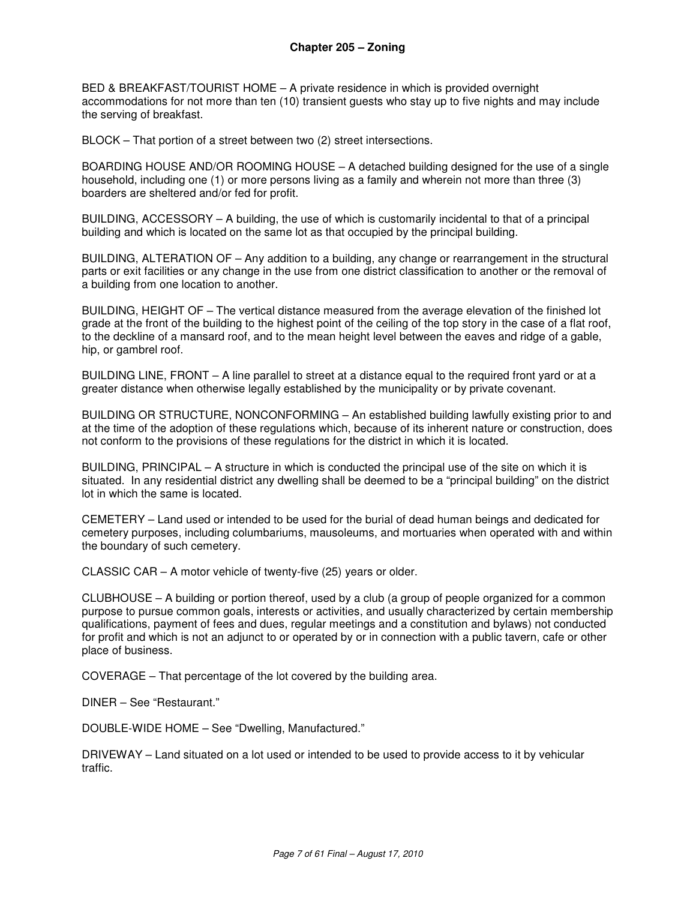BED & BREAKFAST/TOURIST HOME – A private residence in which is provided overnight accommodations for not more than ten (10) transient guests who stay up to five nights and may include the serving of breakfast.

BLOCK – That portion of a street between two (2) street intersections.

BOARDING HOUSE AND/OR ROOMING HOUSE – A detached building designed for the use of a single household, including one (1) or more persons living as a family and wherein not more than three (3) boarders are sheltered and/or fed for profit.

BUILDING, ACCESSORY – A building, the use of which is customarily incidental to that of a principal building and which is located on the same lot as that occupied by the principal building.

BUILDING, ALTERATION OF – Any addition to a building, any change or rearrangement in the structural parts or exit facilities or any change in the use from one district classification to another or the removal of a building from one location to another.

BUILDING, HEIGHT OF – The vertical distance measured from the average elevation of the finished lot grade at the front of the building to the highest point of the ceiling of the top story in the case of a flat roof, to the deckline of a mansard roof, and to the mean height level between the eaves and ridge of a gable, hip, or gambrel roof.

BUILDING LINE, FRONT – A line parallel to street at a distance equal to the required front yard or at a greater distance when otherwise legally established by the municipality or by private covenant.

BUILDING OR STRUCTURE, NONCONFORMING – An established building lawfully existing prior to and at the time of the adoption of these regulations which, because of its inherent nature or construction, does not conform to the provisions of these regulations for the district in which it is located.

BUILDING, PRINCIPAL – A structure in which is conducted the principal use of the site on which it is situated. In any residential district any dwelling shall be deemed to be a "principal building" on the district lot in which the same is located.

CEMETERY – Land used or intended to be used for the burial of dead human beings and dedicated for cemetery purposes, including columbariums, mausoleums, and mortuaries when operated with and within the boundary of such cemetery.

CLASSIC CAR – A motor vehicle of twenty-five (25) years or older.

CLUBHOUSE – A building or portion thereof, used by a club (a group of people organized for a common purpose to pursue common goals, interests or activities, and usually characterized by certain membership qualifications, payment of fees and dues, regular meetings and a constitution and bylaws) not conducted for profit and which is not an adjunct to or operated by or in connection with a public tavern, cafe or other place of business.

COVERAGE – That percentage of the lot covered by the building area.

DINER – See "Restaurant."

DOUBLE-WIDE HOME – See "Dwelling, Manufactured."

DRIVEWAY – Land situated on a lot used or intended to be used to provide access to it by vehicular traffic.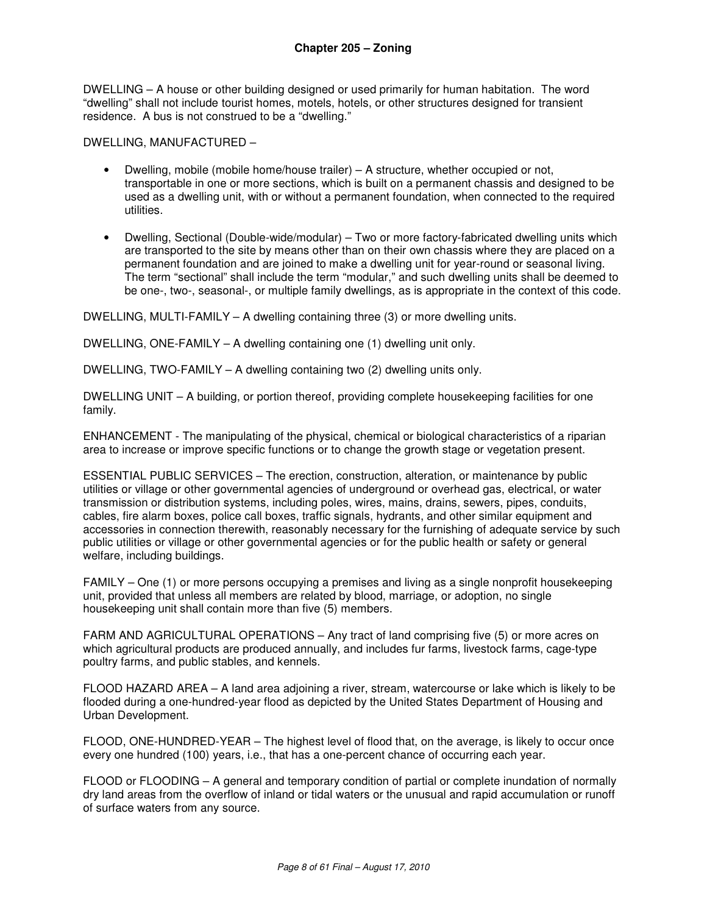DWELLING – A house or other building designed or used primarily for human habitation. The word "dwelling" shall not include tourist homes, motels, hotels, or other structures designed for transient residence. A bus is not construed to be a "dwelling."

DWELLING, MANUFACTURED –

- Dwelling, mobile (mobile home/house trailer) – A structure, whether occupied or not, transportable in one or more sections, which is built on a permanent chassis and designed to be used as a dwelling unit, with or without a permanent foundation, when connected to the required utilities.
- Dwelling, Sectional (Double-wide/modular) – Two or more factory-fabricated dwelling units which are transported to the site by means other than on their own chassis where they are placed on a permanent foundation and are joined to make a dwelling unit for year-round or seasonal living. The term "sectional" shall include the term "modular," and such dwelling units shall be deemed to be one-, two-, seasonal-, or multiple family dwellings, as is appropriate in the context of this code.

DWELLING, MULTI-FAMILY – A dwelling containing three (3) or more dwelling units.

DWELLING, ONE-FAMILY – A dwelling containing one (1) dwelling unit only.

DWELLING, TWO-FAMILY – A dwelling containing two (2) dwelling units only.

DWELLING UNIT – A building, or portion thereof, providing complete housekeeping facilities for one family.

ENHANCEMENT - The manipulating of the physical, chemical or biological characteristics of a riparian area to increase or improve specific functions or to change the growth stage or vegetation present.

ESSENTIAL PUBLIC SERVICES – The erection, construction, alteration, or maintenance by public utilities or village or other governmental agencies of underground or overhead gas, electrical, or water transmission or distribution systems, including poles, wires, mains, drains, sewers, pipes, conduits, cables, fire alarm boxes, police call boxes, traffic signals, hydrants, and other similar equipment and accessories in connection therewith, reasonably necessary for the furnishing of adequate service by such public utilities or village or other governmental agencies or for the public health or safety or general welfare, including buildings.

FAMILY – One (1) or more persons occupying a premises and living as a single nonprofit housekeeping unit, provided that unless all members are related by blood, marriage, or adoption, no single housekeeping unit shall contain more than five (5) members.

FARM AND AGRICULTURAL OPERATIONS – Any tract of land comprising five (5) or more acres on which agricultural products are produced annually, and includes fur farms, livestock farms, cage-type poultry farms, and public stables, and kennels.

FLOOD HAZARD AREA – A land area adjoining a river, stream, watercourse or lake which is likely to be flooded during a one-hundred-year flood as depicted by the United States Department of Housing and Urban Development.

FLOOD, ONE-HUNDRED-YEAR – The highest level of flood that, on the average, is likely to occur once every one hundred (100) years, i.e., that has a one-percent chance of occurring each year.

FLOOD or FLOODING – A general and temporary condition of partial or complete inundation of normally dry land areas from the overflow of inland or tidal waters or the unusual and rapid accumulation or runoff of surface waters from any source.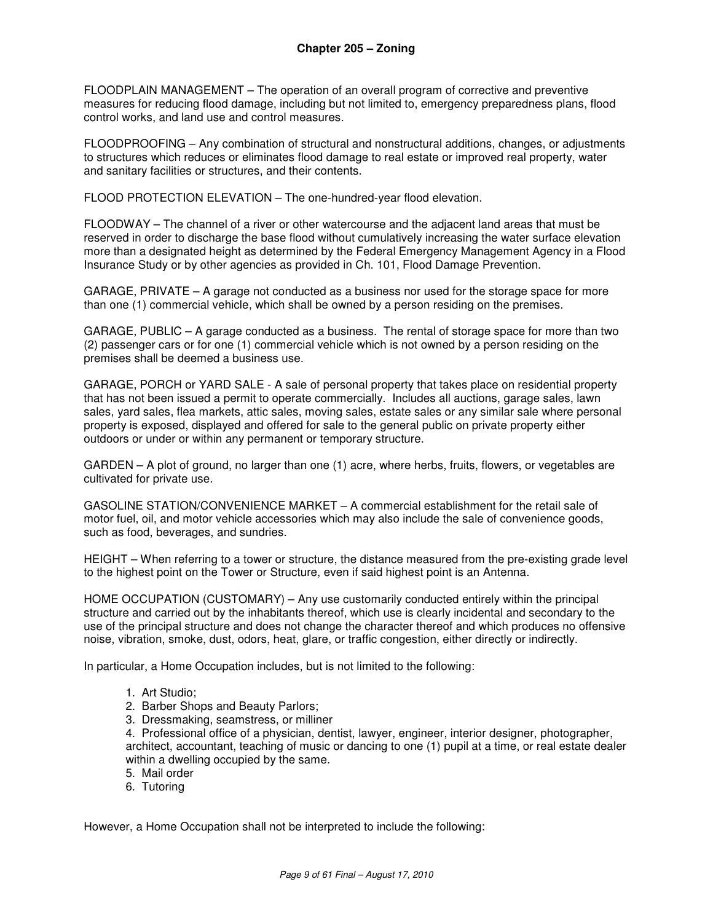FLOODPLAIN MANAGEMENT – The operation of an overall program of corrective and preventive measures for reducing flood damage, including but not limited to, emergency preparedness plans, flood control works, and land use and control measures.

FLOODPROOFING – Any combination of structural and nonstructural additions, changes, or adjustments to structures which reduces or eliminates flood damage to real estate or improved real property, water and sanitary facilities or structures, and their contents.

FLOOD PROTECTION ELEVATION – The one-hundred-year flood elevation.

FLOODWAY – The channel of a river or other watercourse and the adjacent land areas that must be reserved in order to discharge the base flood without cumulatively increasing the water surface elevation more than a designated height as determined by the Federal Emergency Management Agency in a Flood Insurance Study or by other agencies as provided in Ch. 101, Flood Damage Prevention.

GARAGE, PRIVATE – A garage not conducted as a business nor used for the storage space for more than one (1) commercial vehicle, which shall be owned by a person residing on the premises.

GARAGE, PUBLIC – A garage conducted as a business. The rental of storage space for more than two (2) passenger cars or for one (1) commercial vehicle which is not owned by a person residing on the premises shall be deemed a business use.

GARAGE, PORCH or YARD SALE - A sale of personal property that takes place on residential property that has not been issued a permit to operate commercially. Includes all auctions, garage sales, lawn sales, yard sales, flea markets, attic sales, moving sales, estate sales or any similar sale where personal property is exposed, displayed and offered for sale to the general public on private property either outdoors or under or within any permanent or temporary structure.

GARDEN – A plot of ground, no larger than one (1) acre, where herbs, fruits, flowers, or vegetables are cultivated for private use.

GASOLINE STATION/CONVENIENCE MARKET – A commercial establishment for the retail sale of motor fuel, oil, and motor vehicle accessories which may also include the sale of convenience goods, such as food, beverages, and sundries.

HEIGHT – When referring to a tower or structure, the distance measured from the pre-existing grade level to the highest point on the Tower or Structure, even if said highest point is an Antenna.

HOME OCCUPATION (CUSTOMARY) – Any use customarily conducted entirely within the principal structure and carried out by the inhabitants thereof, which use is clearly incidental and secondary to the use of the principal structure and does not change the character thereof and which produces no offensive noise, vibration, smoke, dust, odors, heat, glare, or traffic congestion, either directly or indirectly.

In particular, a Home Occupation includes, but is not limited to the following:

1. Art Studio;
2. Barber Shops and Beauty Parlors;
3. Dressmaking, seamstress, or milliner
4. Professional office of a physician, dentist, lawyer, engineer, interior designer, photographer, architect, accountant, teaching of music or dancing to one (1) pupil at a time, or real estate dealer within a dwelling occupied by the same.
5. Mail order
6. Tutoring

However, a Home Occupation shall not be interpreted to include the following: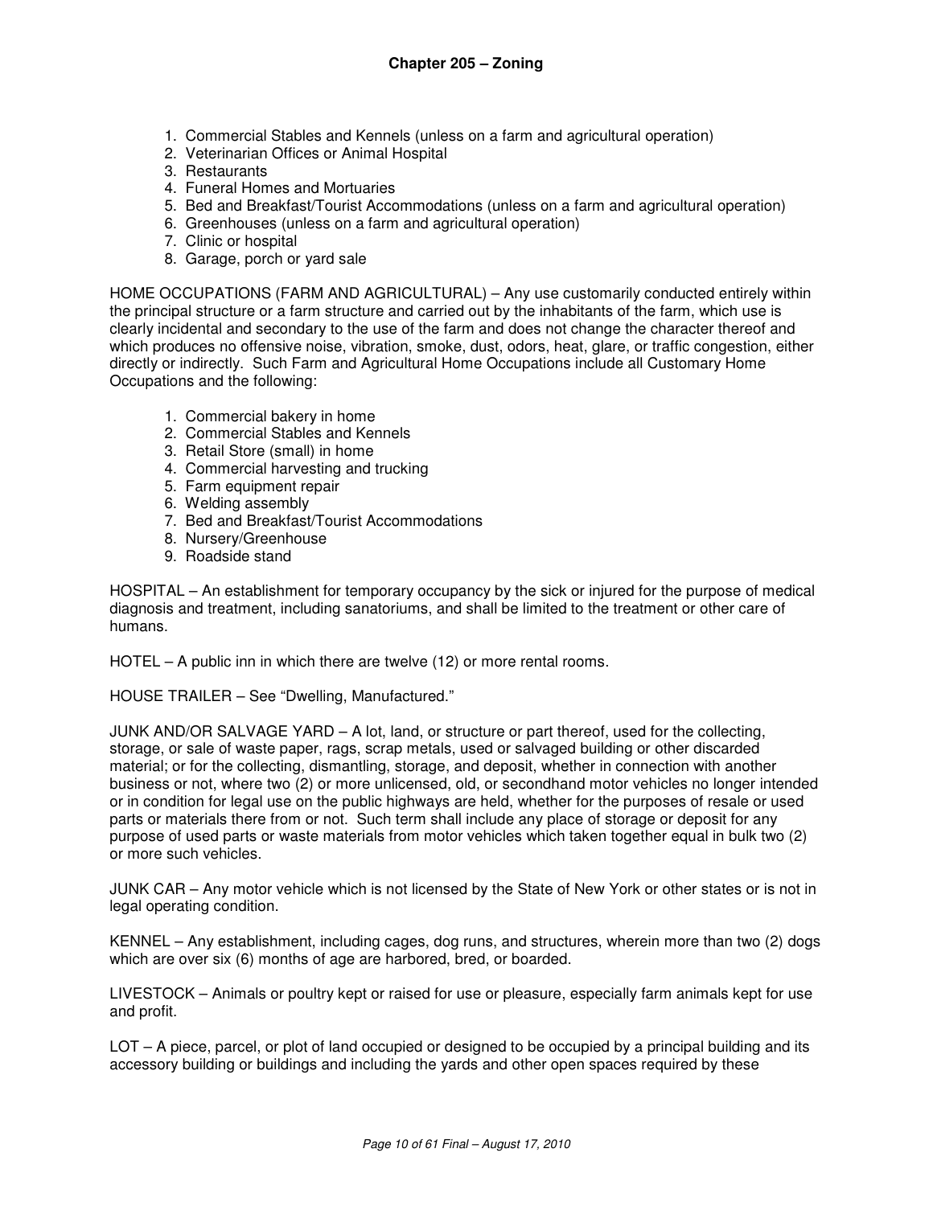1. Commercial Stables and Kennels (unless on a farm and agricultural operation)
2. Veterinarian Offices or Animal Hospital
3. Restaurants
4. Funeral Homes and Mortuaries
5. Bed and Breakfast/Tourist Accommodations (unless on a farm and agricultural operation)
6. Greenhouses (unless on a farm and agricultural operation)
7. Clinic or hospital
8. Garage, porch or yard sale

HOME OCCUPATIONS (FARM AND AGRICULTURAL) – Any use customarily conducted entirely within the principal structure or a farm structure and carried out by the inhabitants of the farm, which use is clearly incidental and secondary to the use of the farm and does not change the character thereof and which produces no offensive noise, vibration, smoke, dust, odors, heat, glare, or traffic congestion, either directly or indirectly. Such Farm and Agricultural Home Occupations include all Customary Home Occupations and the following:

1. Commercial bakery in home
2. Commercial Stables and Kennels
3. Retail Store (small) in home
4. Commercial harvesting and trucking
5. Farm equipment repair
6. Welding assembly
7. Bed and Breakfast/Tourist Accommodations
8. Nursery/Greenhouse
9. Roadside stand

HOSPITAL – An establishment for temporary occupancy by the sick or injured for the purpose of medical diagnosis and treatment, including sanatoriums, and shall be limited to the treatment or other care of humans.

HOTEL – A public inn in which there are twelve (12) or more rental rooms.

HOUSE TRAILER – See "Dwelling, Manufactured."

JUNK AND/OR SALVAGE YARD – A lot, land, or structure or part thereof, used for the collecting, storage, or sale of waste paper, rags, scrap metals, used or salvaged building or other discarded material; or for the collecting, dismantling, storage, and deposit, whether in connection with another business or not, where two (2) or more unlicensed, old, or secondhand motor vehicles no longer intended or in condition for legal use on the public highways are held, whether for the purposes of resale or used parts or materials there from or not. Such term shall include any place of storage or deposit for any purpose of used parts or waste materials from motor vehicles which taken together equal in bulk two (2) or more such vehicles.

JUNK CAR – Any motor vehicle which is not licensed by the State of New York or other states or is not in legal operating condition.

KENNEL – Any establishment, including cages, dog runs, and structures, wherein more than two (2) dogs which are over six (6) months of age are harbored, bred, or boarded.

LIVESTOCK – Animals or poultry kept or raised for use or pleasure, especially farm animals kept for use and profit.

LOT – A piece, parcel, or plot of land occupied or designed to be occupied by a principal building and its accessory building or buildings and including the yards and other open spaces required by these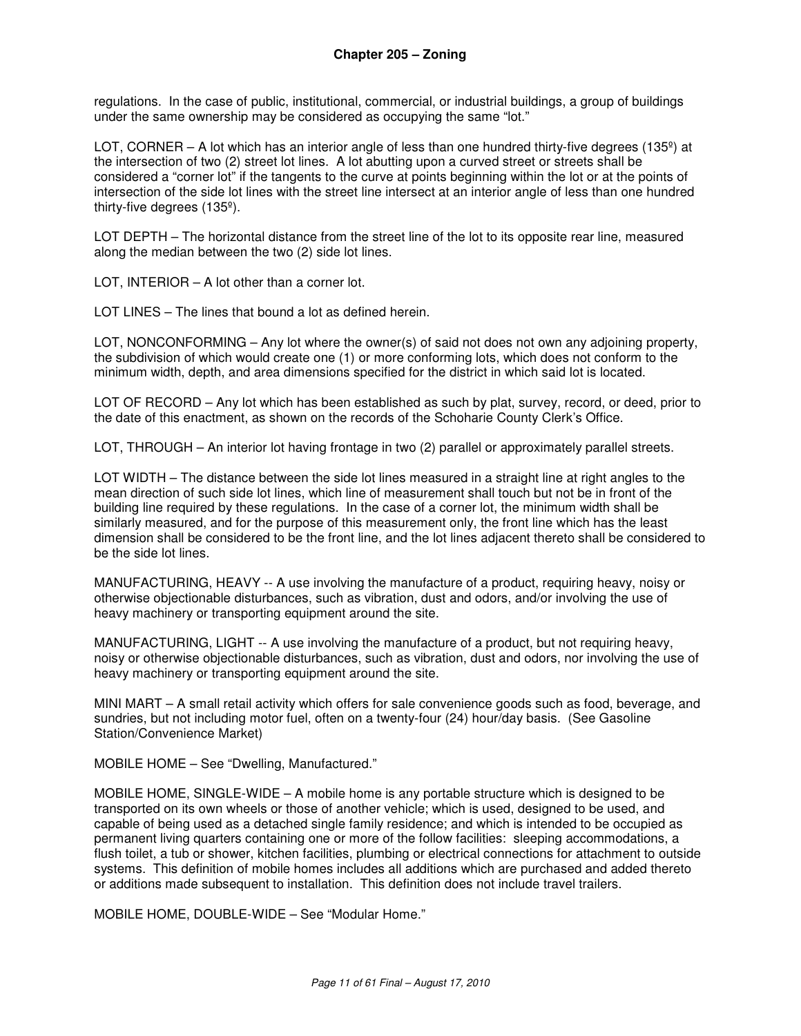regulations. In the case of public, institutional, commercial, or industrial buildings, a group of buildings under the same ownership may be considered as occupying the same "lot."

LOT, CORNER – A lot which has an interior angle of less than one hundred thirty-five degrees (135º) at the intersection of two (2) street lot lines. A lot abutting upon a curved street or streets shall be considered a "corner lot" if the tangents to the curve at points beginning within the lot or at the points of intersection of the side lot lines with the street line intersect at an interior angle of less than one hundred thirty-five degrees (135º).

LOT DEPTH – The horizontal distance from the street line of the lot to its opposite rear line, measured along the median between the two (2) side lot lines.

LOT, INTERIOR – A lot other than a corner lot.

LOT LINES – The lines that bound a lot as defined herein.

LOT, NONCONFORMING – Any lot where the owner(s) of said not does not own any adjoining property, the subdivision of which would create one (1) or more conforming lots, which does not conform to the minimum width, depth, and area dimensions specified for the district in which said lot is located.

LOT OF RECORD – Any lot which has been established as such by plat, survey, record, or deed, prior to the date of this enactment, as shown on the records of the Schoharie County Clerk's Office.

LOT, THROUGH – An interior lot having frontage in two (2) parallel or approximately parallel streets.

LOT WIDTH – The distance between the side lot lines measured in a straight line at right angles to the mean direction of such side lot lines, which line of measurement shall touch but not be in front of the building line required by these regulations. In the case of a corner lot, the minimum width shall be similarly measured, and for the purpose of this measurement only, the front line which has the least dimension shall be considered to be the front line, and the lot lines adjacent thereto shall be considered to be the side lot lines.

MANUFACTURING, HEAVY -- A use involving the manufacture of a product, requiring heavy, noisy or otherwise objectionable disturbances, such as vibration, dust and odors, and/or involving the use of heavy machinery or transporting equipment around the site.

MANUFACTURING, LIGHT -- A use involving the manufacture of a product, but not requiring heavy, noisy or otherwise objectionable disturbances, such as vibration, dust and odors, nor involving the use of heavy machinery or transporting equipment around the site.

MINI MART – A small retail activity which offers for sale convenience goods such as food, beverage, and sundries, but not including motor fuel, often on a twenty-four (24) hour/day basis. (See Gasoline Station/Convenience Market)

MOBILE HOME – See "Dwelling, Manufactured."

MOBILE HOME, SINGLE-WIDE – A mobile home is any portable structure which is designed to be transported on its own wheels or those of another vehicle; which is used, designed to be used, and capable of being used as a detached single family residence; and which is intended to be occupied as permanent living quarters containing one or more of the follow facilities: sleeping accommodations, a flush toilet, a tub or shower, kitchen facilities, plumbing or electrical connections for attachment to outside systems. This definition of mobile homes includes all additions which are purchased and added thereto or additions made subsequent to installation. This definition does not include travel trailers.

MOBILE HOME, DOUBLE-WIDE – See "Modular Home."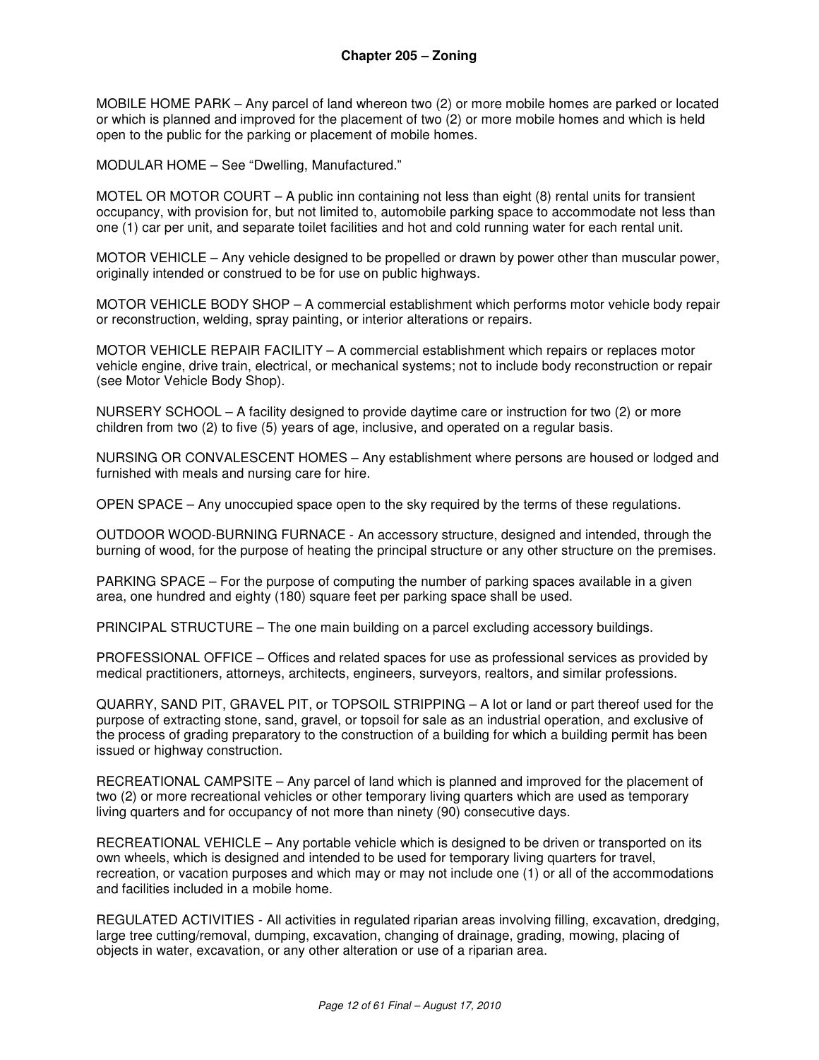MOBILE HOME PARK – Any parcel of land whereon two (2) or more mobile homes are parked or located or which is planned and improved for the placement of two (2) or more mobile homes and which is held open to the public for the parking or placement of mobile homes.

MODULAR HOME – See "Dwelling, Manufactured."

MOTEL OR MOTOR COURT – A public inn containing not less than eight (8) rental units for transient occupancy, with provision for, but not limited to, automobile parking space to accommodate not less than one (1) car per unit, and separate toilet facilities and hot and cold running water for each rental unit.

MOTOR VEHICLE – Any vehicle designed to be propelled or drawn by power other than muscular power, originally intended or construed to be for use on public highways.

MOTOR VEHICLE BODY SHOP – A commercial establishment which performs motor vehicle body repair or reconstruction, welding, spray painting, or interior alterations or repairs.

MOTOR VEHICLE REPAIR FACILITY – A commercial establishment which repairs or replaces motor vehicle engine, drive train, electrical, or mechanical systems; not to include body reconstruction or repair (see Motor Vehicle Body Shop).

NURSERY SCHOOL – A facility designed to provide daytime care or instruction for two (2) or more children from two (2) to five (5) years of age, inclusive, and operated on a regular basis.

NURSING OR CONVALESCENT HOMES – Any establishment where persons are housed or lodged and furnished with meals and nursing care for hire.

OPEN SPACE – Any unoccupied space open to the sky required by the terms of these regulations.

OUTDOOR WOOD-BURNING FURNACE - An accessory structure, designed and intended, through the burning of wood, for the purpose of heating the principal structure or any other structure on the premises.

PARKING SPACE – For the purpose of computing the number of parking spaces available in a given area, one hundred and eighty (180) square feet per parking space shall be used.

PRINCIPAL STRUCTURE – The one main building on a parcel excluding accessory buildings.

PROFESSIONAL OFFICE – Offices and related spaces for use as professional services as provided by medical practitioners, attorneys, architects, engineers, surveyors, realtors, and similar professions.

QUARRY, SAND PIT, GRAVEL PIT, or TOPSOIL STRIPPING – A lot or land or part thereof used for the purpose of extracting stone, sand, gravel, or topsoil for sale as an industrial operation, and exclusive of the process of grading preparatory to the construction of a building for which a building permit has been issued or highway construction.

RECREATIONAL CAMPSITE – Any parcel of land which is planned and improved for the placement of two (2) or more recreational vehicles or other temporary living quarters which are used as temporary living quarters and for occupancy of not more than ninety (90) consecutive days.

RECREATIONAL VEHICLE – Any portable vehicle which is designed to be driven or transported on its own wheels, which is designed and intended to be used for temporary living quarters for travel, recreation, or vacation purposes and which may or may not include one (1) or all of the accommodations and facilities included in a mobile home.

REGULATED ACTIVITIES - All activities in regulated riparian areas involving filling, excavation, dredging, large tree cutting/removal, dumping, excavation, changing of drainage, grading, mowing, placing of objects in water, excavation, or any other alteration or use of a riparian area.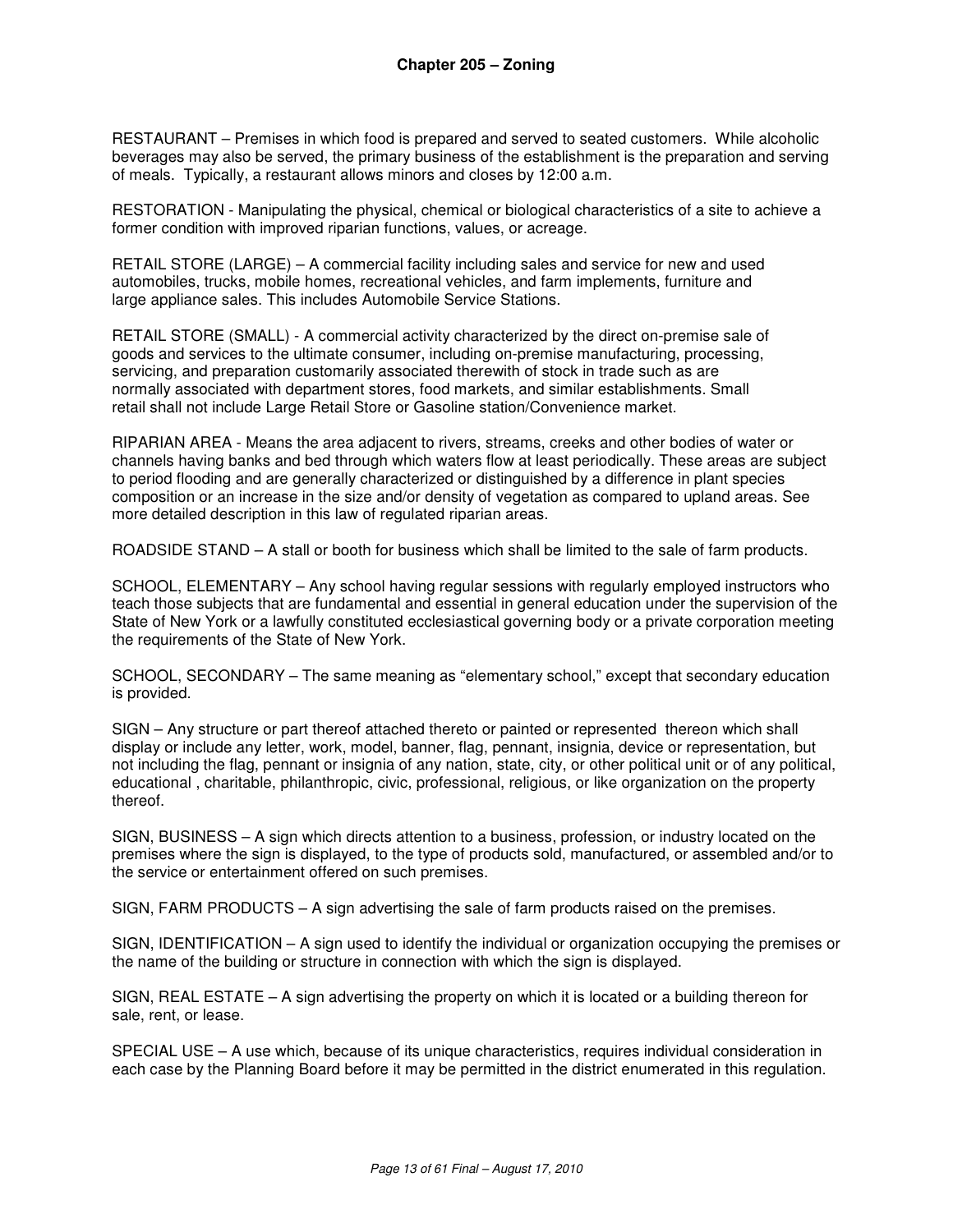RESTAURANT – Premises in which food is prepared and served to seated customers. While alcoholic beverages may also be served, the primary business of the establishment is the preparation and serving of meals. Typically, a restaurant allows minors and closes by 12:00 a.m.

RESTORATION - Manipulating the physical, chemical or biological characteristics of a site to achieve a former condition with improved riparian functions, values, or acreage.

RETAIL STORE (LARGE) – A commercial facility including sales and service for new and used automobiles, trucks, mobile homes, recreational vehicles, and farm implements, furniture and large appliance sales. This includes Automobile Service Stations.

RETAIL STORE (SMALL) - A commercial activity characterized by the direct on-premise sale of goods and services to the ultimate consumer, including on-premise manufacturing, processing, servicing, and preparation customarily associated therewith of stock in trade such as are normally associated with department stores, food markets, and similar establishments. Small retail shall not include Large Retail Store or Gasoline station/Convenience market.

RIPARIAN AREA - Means the area adjacent to rivers, streams, creeks and other bodies of water or channels having banks and bed through which waters flow at least periodically. These areas are subject to period flooding and are generally characterized or distinguished by a difference in plant species composition or an increase in the size and/or density of vegetation as compared to upland areas. See more detailed description in this law of regulated riparian areas.

ROADSIDE STAND – A stall or booth for business which shall be limited to the sale of farm products.

SCHOOL, ELEMENTARY – Any school having regular sessions with regularly employed instructors who teach those subjects that are fundamental and essential in general education under the supervision of the State of New York or a lawfully constituted ecclesiastical governing body or a private corporation meeting the requirements of the State of New York.

SCHOOL, SECONDARY – The same meaning as "elementary school," except that secondary education is provided.

SIGN – Any structure or part thereof attached thereto or painted or represented thereon which shall display or include any letter, work, model, banner, flag, pennant, insignia, device or representation, but not including the flag, pennant or insignia of any nation, state, city, or other political unit or of any political, educational , charitable, philanthropic, civic, professional, religious, or like organization on the property thereof.

SIGN, BUSINESS – A sign which directs attention to a business, profession, or industry located on the premises where the sign is displayed, to the type of products sold, manufactured, or assembled and/or to the service or entertainment offered on such premises.

SIGN, FARM PRODUCTS – A sign advertising the sale of farm products raised on the premises.

SIGN, IDENTIFICATION – A sign used to identify the individual or organization occupying the premises or the name of the building or structure in connection with which the sign is displayed.

SIGN, REAL ESTATE – A sign advertising the property on which it is located or a building thereon for sale, rent, or lease.

SPECIAL USE – A use which, because of its unique characteristics, requires individual consideration in each case by the Planning Board before it may be permitted in the district enumerated in this regulation.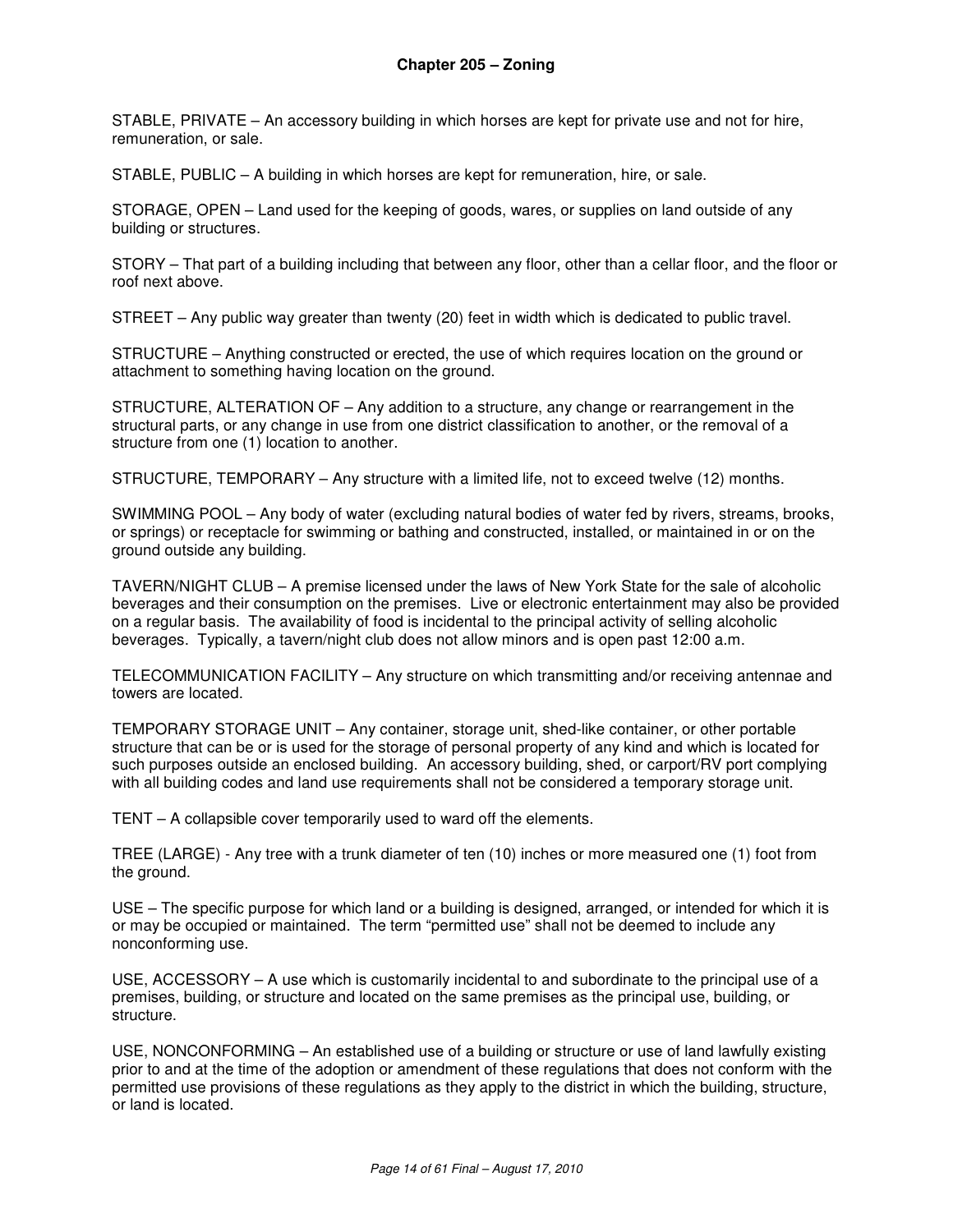STABLE, PRIVATE – An accessory building in which horses are kept for private use and not for hire, remuneration, or sale.

STABLE, PUBLIC – A building in which horses are kept for remuneration, hire, or sale.

STORAGE, OPEN – Land used for the keeping of goods, wares, or supplies on land outside of any building or structures.

STORY – That part of a building including that between any floor, other than a cellar floor, and the floor or roof next above.

STREET – Any public way greater than twenty (20) feet in width which is dedicated to public travel.

STRUCTURE – Anything constructed or erected, the use of which requires location on the ground or attachment to something having location on the ground.

STRUCTURE, ALTERATION OF – Any addition to a structure, any change or rearrangement in the structural parts, or any change in use from one district classification to another, or the removal of a structure from one (1) location to another.

STRUCTURE, TEMPORARY – Any structure with a limited life, not to exceed twelve (12) months.

SWIMMING POOL – Any body of water (excluding natural bodies of water fed by rivers, streams, brooks, or springs) or receptacle for swimming or bathing and constructed, installed, or maintained in or on the ground outside any building.

TAVERN/NIGHT CLUB – A premise licensed under the laws of New York State for the sale of alcoholic beverages and their consumption on the premises. Live or electronic entertainment may also be provided on a regular basis. The availability of food is incidental to the principal activity of selling alcoholic beverages. Typically, a tavern/night club does not allow minors and is open past 12:00 a.m.

TELECOMMUNICATION FACILITY – Any structure on which transmitting and/or receiving antennae and towers are located.

TEMPORARY STORAGE UNIT – Any container, storage unit, shed-like container, or other portable structure that can be or is used for the storage of personal property of any kind and which is located for such purposes outside an enclosed building. An accessory building, shed, or carport/RV port complying with all building codes and land use requirements shall not be considered a temporary storage unit.

TENT – A collapsible cover temporarily used to ward off the elements.

TREE (LARGE) - Any tree with a trunk diameter of ten (10) inches or more measured one (1) foot from the ground.

USE – The specific purpose for which land or a building is designed, arranged, or intended for which it is or may be occupied or maintained. The term "permitted use" shall not be deemed to include any nonconforming use.

USE, ACCESSORY – A use which is customarily incidental to and subordinate to the principal use of a premises, building, or structure and located on the same premises as the principal use, building, or structure.

USE, NONCONFORMING – An established use of a building or structure or use of land lawfully existing prior to and at the time of the adoption or amendment of these regulations that does not conform with the permitted use provisions of these regulations as they apply to the district in which the building, structure, or land is located.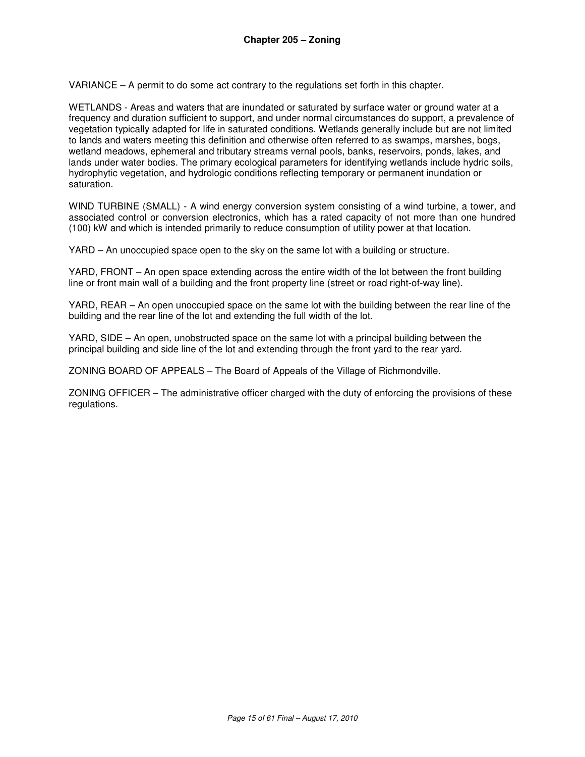VARIANCE – A permit to do some act contrary to the regulations set forth in this chapter.

WETLANDS - Areas and waters that are inundated or saturated by surface water or ground water at a frequency and duration sufficient to support, and under normal circumstances do support, a prevalence of vegetation typically adapted for life in saturated conditions. Wetlands generally include but are not limited to lands and waters meeting this definition and otherwise often referred to as swamps, marshes, bogs, wetland meadows, ephemeral and tributary streams vernal pools, banks, reservoirs, ponds, lakes, and lands under water bodies. The primary ecological parameters for identifying wetlands include hydric soils, hydrophytic vegetation, and hydrologic conditions reflecting temporary or permanent inundation or saturation.

WIND TURBINE (SMALL) - A wind energy conversion system consisting of a wind turbine, a tower, and associated control or conversion electronics, which has a rated capacity of not more than one hundred (100) kW and which is intended primarily to reduce consumption of utility power at that location.

YARD – An unoccupied space open to the sky on the same lot with a building or structure.

YARD, FRONT – An open space extending across the entire width of the lot between the front building line or front main wall of a building and the front property line (street or road right-of-way line).

YARD, REAR – An open unoccupied space on the same lot with the building between the rear line of the building and the rear line of the lot and extending the full width of the lot.

YARD, SIDE – An open, unobstructed space on the same lot with a principal building between the principal building and side line of the lot and extending through the front yard to the rear yard.

ZONING BOARD OF APPEALS – The Board of Appeals of the Village of Richmondville.

ZONING OFFICER – The administrative officer charged with the duty of enforcing the provisions of these regulations.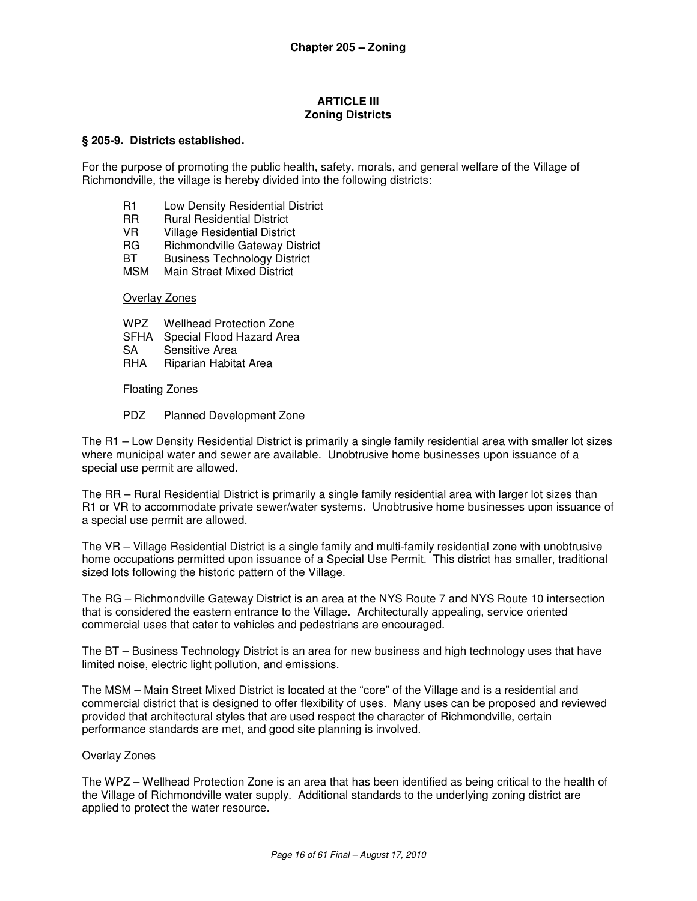## ARTICLE III
## Zoning Districts

### § 205-9. Districts established.

For the purpose of promoting the public health, safety, morals, and general welfare of the Village of Richmondville, the village is hereby divided into the following districts:

| | |
|---|---|
| R1 | Low Density Residential District |
| RR | Rural Residential District |
| VR | Village Residential District |
| RG | Richmondville Gateway District |
| BT | Business Technology District |
| MSM | Main Street Mixed District |

<u>Overlay Zones</u>

| | |
|---|---|
| WPZ | Wellhead Protection Zone |
| SFHA | Special Flood Hazard Area |
| SA | Sensitive Area |
| RHA | Riparian Habitat Area |

<u>Floating Zones</u>

| | |
|---|---|
| PDZ | Planned Development Zone |

The R1 – Low Density Residential District is primarily a single family residential area with smaller lot sizes where municipal water and sewer are available. Unobtrusive home businesses upon issuance of a special use permit are allowed.

The RR – Rural Residential District is primarily a single family residential area with larger lot sizes than R1 or VR to accommodate private sewer/water systems. Unobtrusive home businesses upon issuance of a special use permit are allowed.

The VR – Village Residential District is a single family and multi-family residential zone with unobtrusive home occupations permitted upon issuance of a Special Use Permit. This district has smaller, traditional sized lots following the historic pattern of the Village.

The RG – Richmondville Gateway District is an area at the NYS Route 7 and NYS Route 10 intersection that is considered the eastern entrance to the Village. Architecturally appealing, service oriented commercial uses that cater to vehicles and pedestrians are encouraged.

The BT – Business Technology District is an area for new business and high technology uses that have limited noise, electric light pollution, and emissions.

The MSM – Main Street Mixed District is located at the "core" of the Village and is a residential and commercial district that is designed to offer flexibility of uses. Many uses can be proposed and reviewed provided that architectural styles that are used respect the character of Richmondville, certain performance standards are met, and good site planning is involved.

Overlay Zones

The WPZ – Wellhead Protection Zone is an area that has been identified as being critical to the health of the Village of Richmondville water supply. Additional standards to the underlying zoning district are applied to protect the water resource.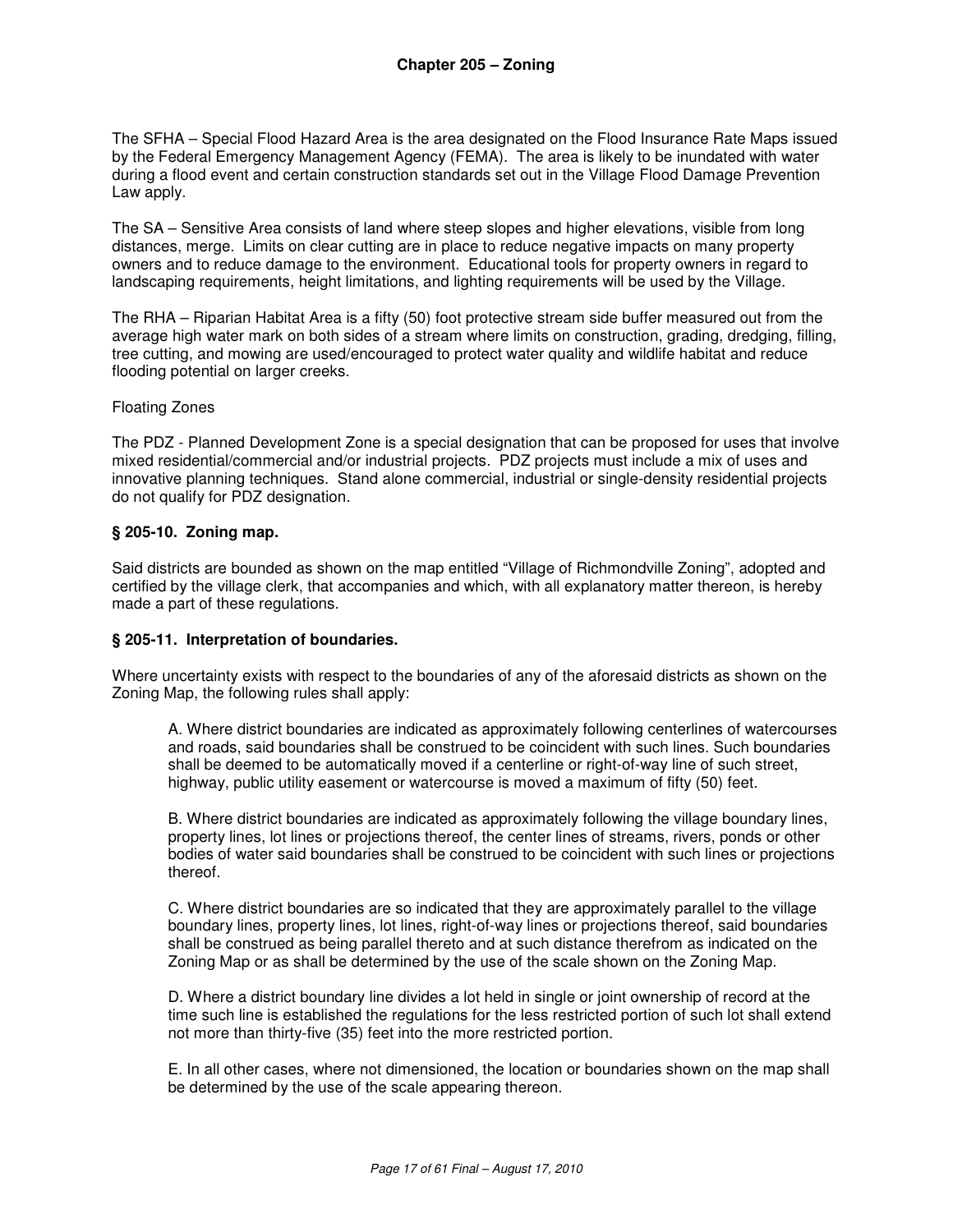The SFHA – Special Flood Hazard Area is the area designated on the Flood Insurance Rate Maps issued by the Federal Emergency Management Agency (FEMA). The area is likely to be inundated with water during a flood event and certain construction standards set out in the Village Flood Damage Prevention Law apply.

The SA – Sensitive Area consists of land where steep slopes and higher elevations, visible from long distances, merge. Limits on clear cutting are in place to reduce negative impacts on many property owners and to reduce damage to the environment. Educational tools for property owners in regard to landscaping requirements, height limitations, and lighting requirements will be used by the Village.

The RHA – Riparian Habitat Area is a fifty (50) foot protective stream side buffer measured out from the average high water mark on both sides of a stream where limits on construction, grading, dredging, filling, tree cutting, and mowing are used/encouraged to protect water quality and wildlife habitat and reduce flooding potential on larger creeks.

Floating Zones

The PDZ - Planned Development Zone is a special designation that can be proposed for uses that involve mixed residential/commercial and/or industrial projects. PDZ projects must include a mix of uses and innovative planning techniques. Stand alone commercial, industrial or single-density residential projects do not qualify for PDZ designation.

### § 205-10. Zoning map.

Said districts are bounded as shown on the map entitled "Village of Richmondville Zoning", adopted and certified by the village clerk, that accompanies and which, with all explanatory matter thereon, is hereby made a part of these regulations.

### § 205-11. Interpretation of boundaries.

Where uncertainty exists with respect to the boundaries of any of the aforesaid districts as shown on the Zoning Map, the following rules shall apply:

A. Where district boundaries are indicated as approximately following centerlines of watercourses and roads, said boundaries shall be construed to be coincident with such lines. Such boundaries shall be deemed to be automatically moved if a centerline or right-of-way line of such street, highway, public utility easement or watercourse is moved a maximum of fifty (50) feet.

B. Where district boundaries are indicated as approximately following the village boundary lines, property lines, lot lines or projections thereof, the center lines of streams, rivers, ponds or other bodies of water said boundaries shall be construed to be coincident with such lines or projections thereof.

C. Where district boundaries are so indicated that they are approximately parallel to the village boundary lines, property lines, lot lines, right-of-way lines or projections thereof, said boundaries shall be construed as being parallel thereto and at such distance therefrom as indicated on the Zoning Map or as shall be determined by the use of the scale shown on the Zoning Map.

D. Where a district boundary line divides a lot held in single or joint ownership of record at the time such line is established the regulations for the less restricted portion of such lot shall extend not more than thirty-five (35) feet into the more restricted portion.

E. In all other cases, where not dimensioned, the location or boundaries shown on the map shall be determined by the use of the scale appearing thereon.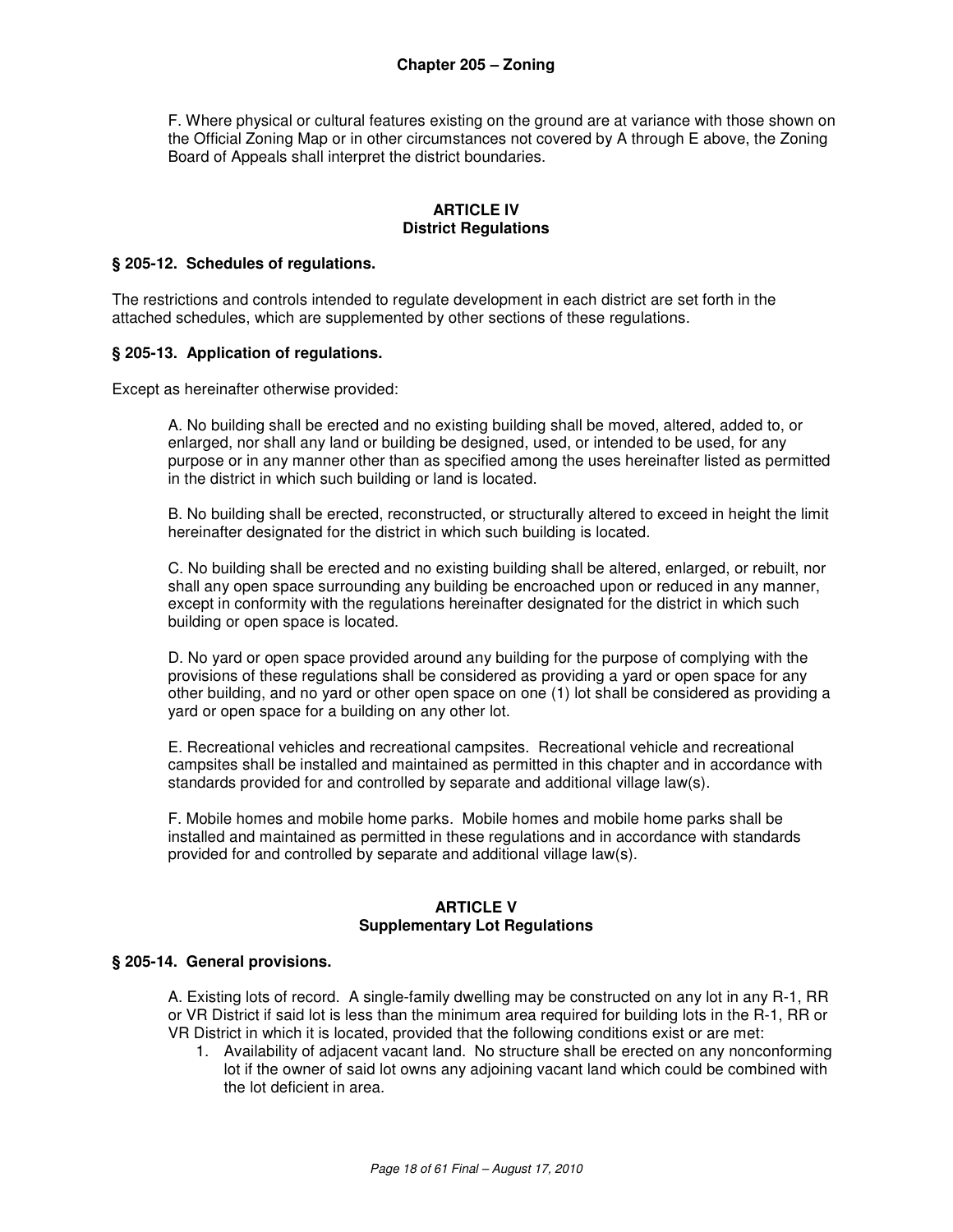F. Where physical or cultural features existing on the ground are at variance with those shown on the Official Zoning Map or in other circumstances not covered by A through E above, the Zoning Board of Appeals shall interpret the district boundaries.

## ARTICLE IV
## District Regulations

### § 205-12. Schedules of regulations.

The restrictions and controls intended to regulate development in each district are set forth in the attached schedules, which are supplemented by other sections of these regulations.

### § 205-13. Application of regulations.

Except as hereinafter otherwise provided:

A. No building shall be erected and no existing building shall be moved, altered, added to, or enlarged, nor shall any land or building be designed, used, or intended to be used, for any purpose or in any manner other than as specified among the uses hereinafter listed as permitted in the district in which such building or land is located.

B. No building shall be erected, reconstructed, or structurally altered to exceed in height the limit hereinafter designated for the district in which such building is located.

C. No building shall be erected and no existing building shall be altered, enlarged, or rebuilt, nor shall any open space surrounding any building be encroached upon or reduced in any manner, except in conformity with the regulations hereinafter designated for the district in which such building or open space is located.

D. No yard or open space provided around any building for the purpose of complying with the provisions of these regulations shall be considered as providing a yard or open space for any other building, and no yard or other open space on one (1) lot shall be considered as providing a yard or open space for a building on any other lot.

E. Recreational vehicles and recreational campsites. Recreational vehicle and recreational campsites shall be installed and maintained as permitted in this chapter and in accordance with standards provided for and controlled by separate and additional village law(s).

F. Mobile homes and mobile home parks. Mobile homes and mobile home parks shall be installed and maintained as permitted in these regulations and in accordance with standards provided for and controlled by separate and additional village law(s).

## ARTICLE V
## Supplementary Lot Regulations

### § 205-14. General provisions.

A. Existing lots of record. A single-family dwelling may be constructed on any lot in any R-1, RR or VR District if said lot is less than the minimum area required for building lots in the R-1, RR or VR District in which it is located, provided that the following conditions exist or are met:

1. Availability of adjacent vacant land. No structure shall be erected on any nonconforming lot if the owner of said lot owns any adjoining vacant land which could be combined with the lot deficient in area.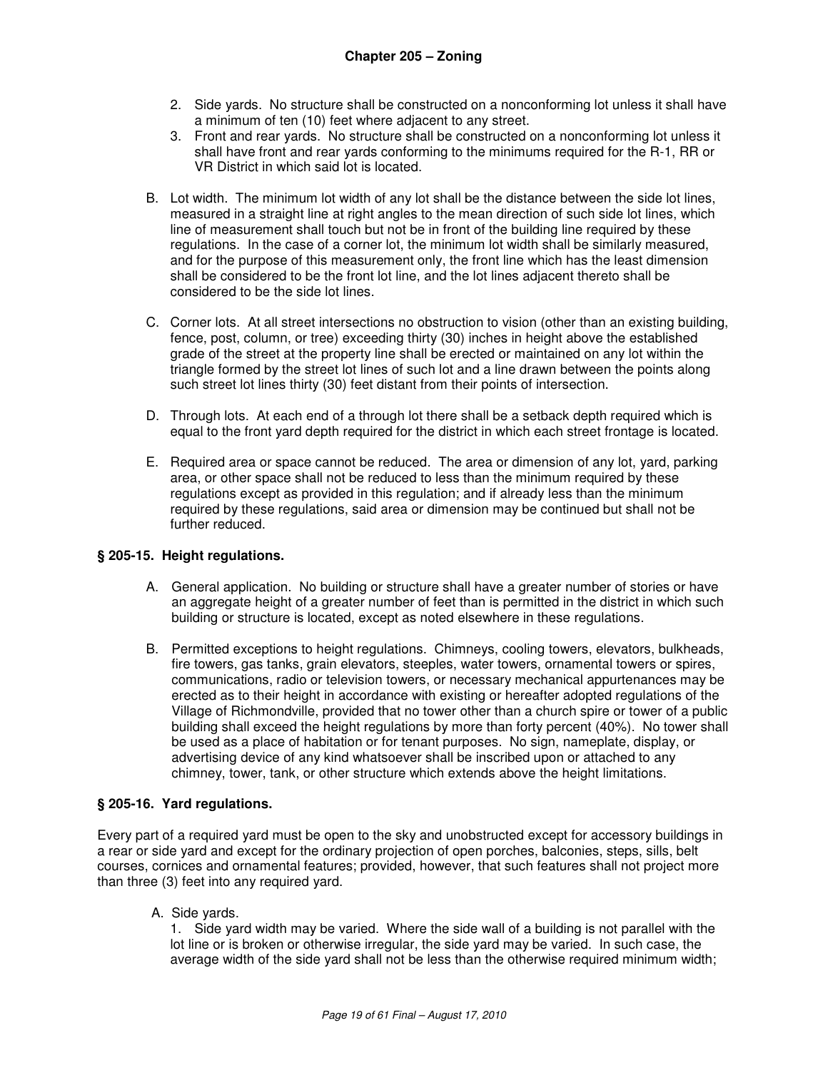2. Side yards. No structure shall be constructed on a nonconforming lot unless it shall have a minimum of ten (10) feet where adjacent to any street.
3. Front and rear yards. No structure shall be constructed on a nonconforming lot unless it shall have front and rear yards conforming to the minimums required for the R-1, RR or VR District in which said lot is located.

B. Lot width. The minimum lot width of any lot shall be the distance between the side lot lines, measured in a straight line at right angles to the mean direction of such side lot lines, which line of measurement shall touch but not be in front of the building line required by these regulations. In the case of a corner lot, the minimum lot width shall be similarly measured, and for the purpose of this measurement only, the front line which has the least dimension shall be considered to be the front lot line, and the lot lines adjacent thereto shall be considered to be the side lot lines.

C. Corner lots. At all street intersections no obstruction to vision (other than an existing building, fence, post, column, or tree) exceeding thirty (30) inches in height above the established grade of the street at the property line shall be erected or maintained on any lot within the triangle formed by the street lot lines of such lot and a line drawn between the points along such street lot lines thirty (30) feet distant from their points of intersection.

D. Through lots. At each end of a through lot there shall be a setback depth required which is equal to the front yard depth required for the district in which each street frontage is located.

E. Required area or space cannot be reduced. The area or dimension of any lot, yard, parking area, or other space shall not be reduced to less than the minimum required by these regulations except as provided in this regulation; and if already less than the minimum required by these regulations, said area or dimension may be continued but shall not be further reduced.

### § 205-15. Height regulations.

A. General application. No building or structure shall have a greater number of stories or have an aggregate height of a greater number of feet than is permitted in the district in which such building or structure is located, except as noted elsewhere in these regulations.

B. Permitted exceptions to height regulations. Chimneys, cooling towers, elevators, bulkheads, fire towers, gas tanks, grain elevators, steeples, water towers, ornamental towers or spires, communications, radio or television towers, or necessary mechanical appurtenances may be erected as to their height in accordance with existing or hereafter adopted regulations of the Village of Richmondville, provided that no tower other than a church spire or tower of a public building shall exceed the height regulations by more than forty percent (40%). No tower shall be used as a place of habitation or for tenant purposes. No sign, nameplate, display, or advertising device of any kind whatsoever shall be inscribed upon or attached to any chimney, tower, tank, or other structure which extends above the height limitations.

### § 205-16. Yard regulations.

Every part of a required yard must be open to the sky and unobstructed except for accessory buildings in a rear or side yard and except for the ordinary projection of open porches, balconies, steps, sills, belt courses, cornices and ornamental features; provided, however, that such features shall not project more than three (3) feet into any required yard.

A. Side yards.

1. Side yard width may be varied. Where the side wall of a building is not parallel with the lot line or is broken or otherwise irregular, the side yard may be varied. In such case, the average width of the side yard shall not be less than the otherwise required minimum width;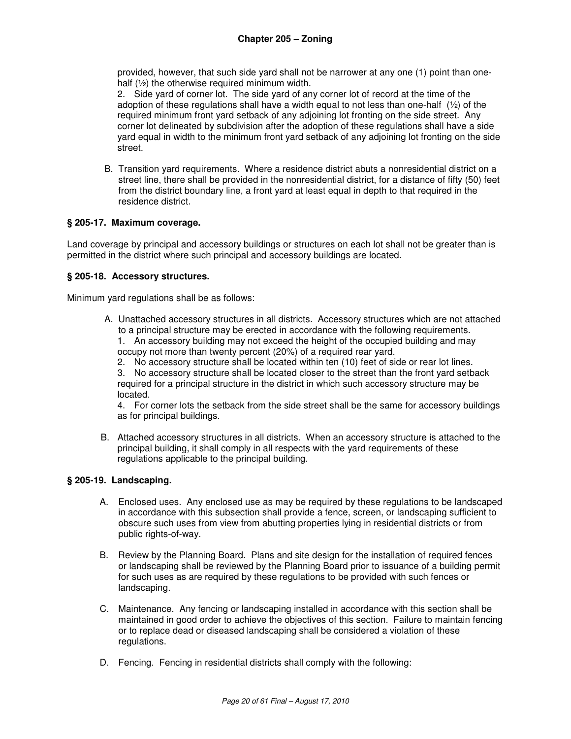provided, however, that such side yard shall not be narrower at any one (1) point than one-half (½) the otherwise required minimum width.

2. Side yard of corner lot. The side yard of any corner lot of record at the time of the adoption of these regulations shall have a width equal to not less than one-half (½) of the required minimum front yard setback of any adjoining lot fronting on the side street. Any corner lot delineated by subdivision after the adoption of these regulations shall have a side yard equal in width to the minimum front yard setback of any adjoining lot fronting on the side street.

B. Transition yard requirements. Where a residence district abuts a nonresidential district on a street line, there shall be provided in the nonresidential district, for a distance of fifty (50) feet from the district boundary line, a front yard at least equal in depth to that required in the residence district.

### § 205-17. Maximum coverage.

Land coverage by principal and accessory buildings or structures on each lot shall not be greater than is permitted in the district where such principal and accessory buildings are located.

### § 205-18. Accessory structures.

Minimum yard regulations shall be as follows:

A. Unattached accessory structures in all districts. Accessory structures which are not attached to a principal structure may be erected in accordance with the following requirements.

1. An accessory building may not exceed the height of the occupied building and may occupy not more than twenty percent (20%) of a required rear yard.
2. No accessory structure shall be located within ten (10) feet of side or rear lot lines.
3. No accessory structure shall be located closer to the street than the front yard setback required for a principal structure in the district in which such accessory structure may be located.
4. For corner lots the setback from the side street shall be the same for accessory buildings as for principal buildings.

B. Attached accessory structures in all districts. When an accessory structure is attached to the principal building, it shall comply in all respects with the yard requirements of these regulations applicable to the principal building.

### § 205-19. Landscaping.

A. Enclosed uses. Any enclosed use as may be required by these regulations to be landscaped in accordance with this subsection shall provide a fence, screen, or landscaping sufficient to obscure such uses from view from abutting properties lying in residential districts or from public rights-of-way.

B. Review by the Planning Board. Plans and site design for the installation of required fences or landscaping shall be reviewed by the Planning Board prior to issuance of a building permit for such uses as are required by these regulations to be provided with such fences or landscaping.

C. Maintenance. Any fencing or landscaping installed in accordance with this section shall be maintained in good order to achieve the objectives of this section. Failure to maintain fencing or to replace dead or diseased landscaping shall be considered a violation of these regulations.

D. Fencing. Fencing in residential districts shall comply with the following: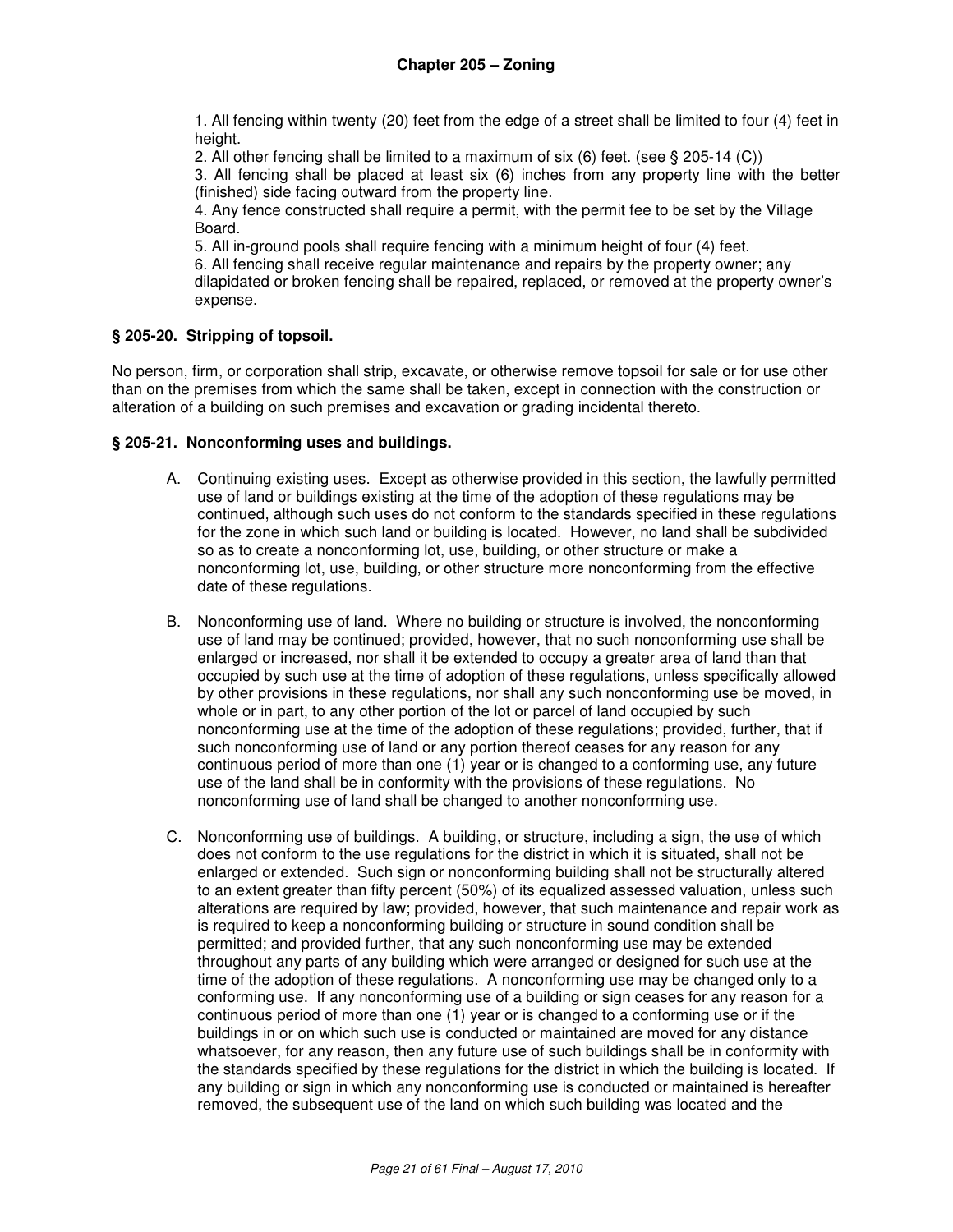1. All fencing within twenty (20) feet from the edge of a street shall be limited to four (4) feet in height.
2. All other fencing shall be limited to a maximum of six (6) feet. (see § 205-14 (C))
3. All fencing shall be placed at least six (6) inches from any property line with the better (finished) side facing outward from the property line.
4. Any fence constructed shall require a permit, with the permit fee to be set by the Village Board.
5. All in-ground pools shall require fencing with a minimum height of four (4) feet.
6. All fencing shall receive regular maintenance and repairs by the property owner; any dilapidated or broken fencing shall be repaired, replaced, or removed at the property owner's expense.

### § 205-20. Stripping of topsoil.

No person, firm, or corporation shall strip, excavate, or otherwise remove topsoil for sale or for use other than on the premises from which the same shall be taken, except in connection with the construction or alteration of a building on such premises and excavation or grading incidental thereto.

### § 205-21. Nonconforming uses and buildings.

A. Continuing existing uses. Except as otherwise provided in this section, the lawfully permitted use of land or buildings existing at the time of the adoption of these regulations may be continued, although such uses do not conform to the standards specified in these regulations for the zone in which such land or building is located. However, no land shall be subdivided so as to create a nonconforming lot, use, building, or other structure or make a nonconforming lot, use, building, or other structure more nonconforming from the effective date of these regulations.

B. Nonconforming use of land. Where no building or structure is involved, the nonconforming use of land may be continued; provided, however, that no such nonconforming use shall be enlarged or increased, nor shall it be extended to occupy a greater area of land than that occupied by such use at the time of adoption of these regulations, unless specifically allowed by other provisions in these regulations, nor shall any such nonconforming use be moved, in whole or in part, to any other portion of the lot or parcel of land occupied by such nonconforming use at the time of the adoption of these regulations; provided, further, that if such nonconforming use of land or any portion thereof ceases for any reason for any continuous period of more than one (1) year or is changed to a conforming use, any future use of the land shall be in conformity with the provisions of these regulations. No nonconforming use of land shall be changed to another nonconforming use.

C. Nonconforming use of buildings. A building, or structure, including a sign, the use of which does not conform to the use regulations for the district in which it is situated, shall not be enlarged or extended. Such sign or nonconforming building shall not be structurally altered to an extent greater than fifty percent (50%) of its equalized assessed valuation, unless such alterations are required by law; provided, however, that such maintenance and repair work as is required to keep a nonconforming building or structure in sound condition shall be permitted; and provided further, that any such nonconforming use may be extended throughout any parts of any building which were arranged or designed for such use at the time of the adoption of these regulations. A nonconforming use may be changed only to a conforming use. If any nonconforming use of a building or sign ceases for any reason for a continuous period of more than one (1) year or is changed to a conforming use or if the buildings in or on which such use is conducted or maintained are moved for any distance whatsoever, for any reason, then any future use of such buildings shall be in conformity with the standards specified by these regulations for the district in which the building is located. If any building or sign in which any nonconforming use is conducted or maintained is hereafter removed, the subsequent use of the land on which such building was located and the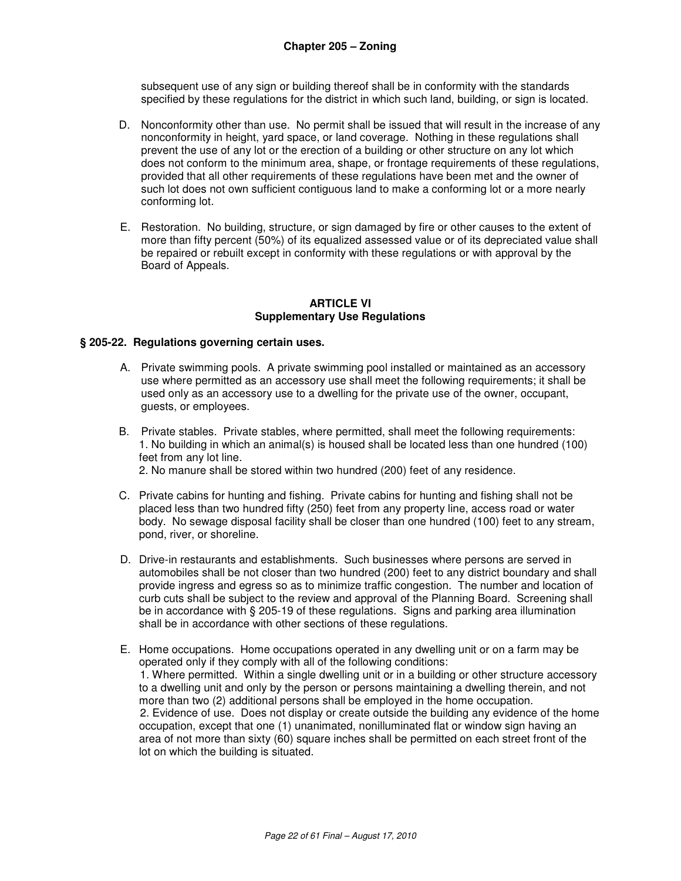subsequent use of any sign or building thereof shall be in conformity with the standards specified by these regulations for the district in which such land, building, or sign is located.

D. Nonconformity other than use. No permit shall be issued that will result in the increase of any nonconformity in height, yard space, or land coverage. Nothing in these regulations shall prevent the use of any lot or the erection of a building or other structure on any lot which does not conform to the minimum area, shape, or frontage requirements of these regulations, provided that all other requirements of these regulations have been met and the owner of such lot does not own sufficient contiguous land to make a conforming lot or a more nearly conforming lot.

E. Restoration. No building, structure, or sign damaged by fire or other causes to the extent of more than fifty percent (50%) of its equalized assessed value or of its depreciated value shall be repaired or rebuilt except in conformity with these regulations or with approval by the Board of Appeals.

## ARTICLE VI
## Supplementary Use Regulations

### § 205-22. Regulations governing certain uses.

A. Private swimming pools. A private swimming pool installed or maintained as an accessory use where permitted as an accessory use shall meet the following requirements; it shall be used only as an accessory use to a dwelling for the private use of the owner, occupant, guests, or employees.

B. Private stables. Private stables, where permitted, shall meet the following requirements:
1. No building in which an animal(s) is housed shall be located less than one hundred (100) feet from any lot line.
2. No manure shall be stored within two hundred (200) feet of any residence.

C. Private cabins for hunting and fishing. Private cabins for hunting and fishing shall not be placed less than two hundred fifty (250) feet from any property line, access road or water body. No sewage disposal facility shall be closer than one hundred (100) feet to any stream, pond, river, or shoreline.

D. Drive-in restaurants and establishments. Such businesses where persons are served in automobiles shall be not closer than two hundred (200) feet to any district boundary and shall provide ingress and egress so as to minimize traffic congestion. The number and location of curb cuts shall be subject to the review and approval of the Planning Board. Screening shall be in accordance with § 205-19 of these regulations. Signs and parking area illumination shall be in accordance with other sections of these regulations.

E. Home occupations. Home occupations operated in any dwelling unit or on a farm may be operated only if they comply with all of the following conditions:
1. Where permitted. Within a single dwelling unit or in a building or other structure accessory to a dwelling unit and only by the person or persons maintaining a dwelling therein, and not more than two (2) additional persons shall be employed in the home occupation.
2. Evidence of use. Does not display or create outside the building any evidence of the home occupation, except that one (1) unanimated, nonilluminated flat or window sign having an area of not more than sixty (60) square inches shall be permitted on each street front of the lot on which the building is situated.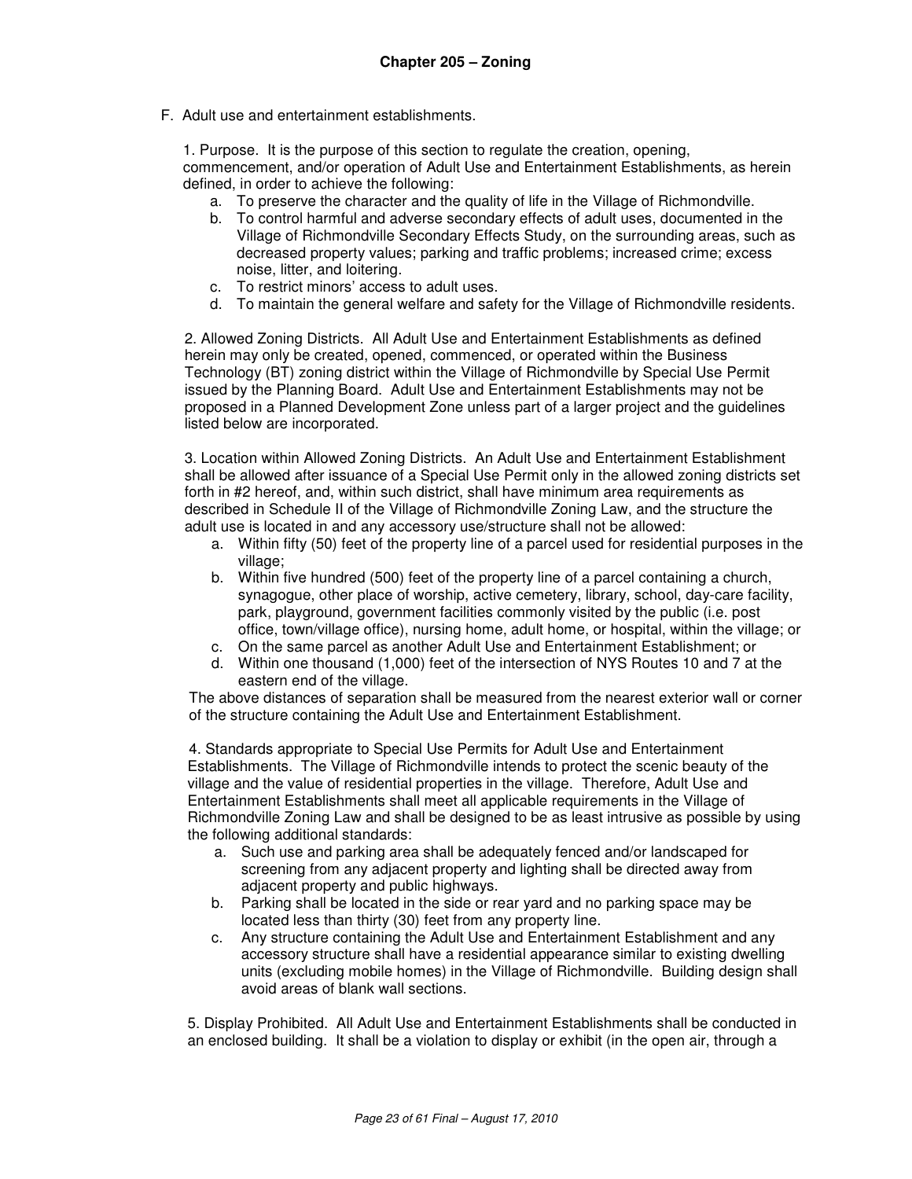F. Adult use and entertainment establishments.

1. Purpose. It is the purpose of this section to regulate the creation, opening, commencement, and/or operation of Adult Use and Entertainment Establishments, as herein defined, in order to achieve the following:

   a. To preserve the character and the quality of life in the Village of Richmondville.
   b. To control harmful and adverse secondary effects of adult uses, documented in the Village of Richmondville Secondary Effects Study, on the surrounding areas, such as decreased property values; parking and traffic problems; increased crime; excess noise, litter, and loitering.
   c. To restrict minors' access to adult uses.
   d. To maintain the general welfare and safety for the Village of Richmondville residents.

2. Allowed Zoning Districts. All Adult Use and Entertainment Establishments as defined herein may only be created, opened, commenced, or operated within the Business Technology (BT) zoning district within the Village of Richmondville by Special Use Permit issued by the Planning Board. Adult Use and Entertainment Establishments may not be proposed in a Planned Development Zone unless part of a larger project and the guidelines listed below are incorporated.

3. Location within Allowed Zoning Districts. An Adult Use and Entertainment Establishment shall be allowed after issuance of a Special Use Permit only in the allowed zoning districts set forth in #2 hereof, and, within such district, shall have minimum area requirements as described in Schedule II of the Village of Richmondville Zoning Law, and the structure the adult use is located in and any accessory use/structure shall not be allowed:

   a. Within fifty (50) feet of the property line of a parcel used for residential purposes in the village;
   b. Within five hundred (500) feet of the property line of a parcel containing a church, synagogue, other place of worship, active cemetery, library, school, day-care facility, park, playground, government facilities commonly visited by the public (i.e. post office, town/village office), nursing home, adult home, or hospital, within the village; or
   c. On the same parcel as another Adult Use and Entertainment Establishment; or
   d. Within one thousand (1,000) feet of the intersection of NYS Routes 10 and 7 at the eastern end of the village.

   The above distances of separation shall be measured from the nearest exterior wall or corner of the structure containing the Adult Use and Entertainment Establishment.

4. Standards appropriate to Special Use Permits for Adult Use and Entertainment Establishments. The Village of Richmondville intends to protect the scenic beauty of the village and the value of residential properties in the village. Therefore, Adult Use and Entertainment Establishments shall meet all applicable requirements in the Village of Richmondville Zoning Law and shall be designed to be as least intrusive as possible by using the following additional standards:

   a. Such use and parking area shall be adequately fenced and/or landscaped for screening from any adjacent property and lighting shall be directed away from adjacent property and public highways.
   b. Parking shall be located in the side or rear yard and no parking space may be located less than thirty (30) feet from any property line.
   c. Any structure containing the Adult Use and Entertainment Establishment and any accessory structure shall have a residential appearance similar to existing dwelling units (excluding mobile homes) in the Village of Richmondville. Building design shall avoid areas of blank wall sections.

5. Display Prohibited. All Adult Use and Entertainment Establishments shall be conducted in an enclosed building. It shall be a violation to display or exhibit (in the open air, through a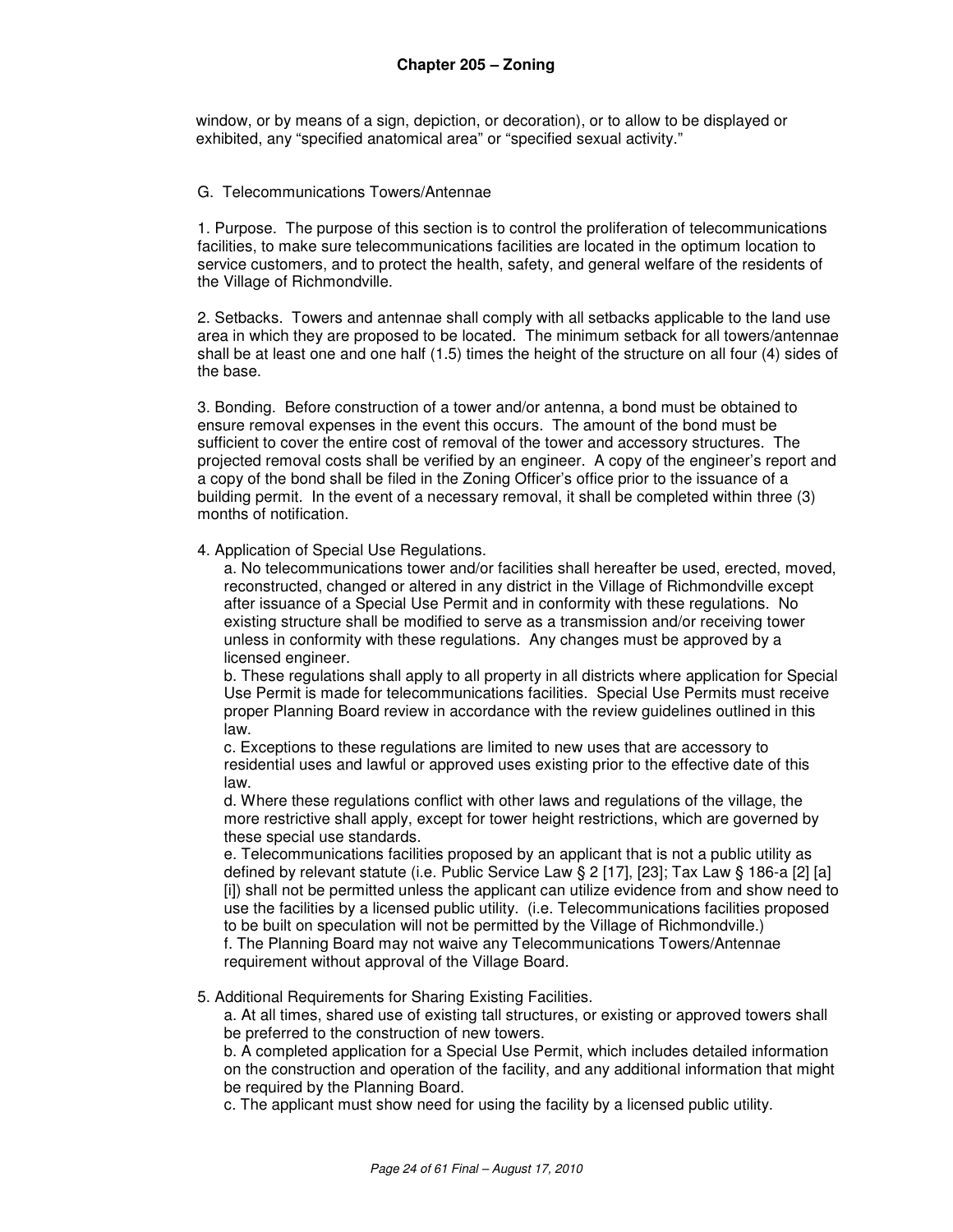window, or by means of a sign, depiction, or decoration), or to allow to be displayed or exhibited, any "specified anatomical area" or "specified sexual activity."

G. Telecommunications Towers/Antennae

1. Purpose. The purpose of this section is to control the proliferation of telecommunications facilities, to make sure telecommunications facilities are located in the optimum location to service customers, and to protect the health, safety, and general welfare of the residents of the Village of Richmondville.

2. Setbacks. Towers and antennae shall comply with all setbacks applicable to the land use area in which they are proposed to be located. The minimum setback for all towers/antennae shall be at least one and one half (1.5) times the height of the structure on all four (4) sides of the base.

3. Bonding. Before construction of a tower and/or antenna, a bond must be obtained to ensure removal expenses in the event this occurs. The amount of the bond must be sufficient to cover the entire cost of removal of the tower and accessory structures. The projected removal costs shall be verified by an engineer. A copy of the engineer's report and a copy of the bond shall be filed in the Zoning Officer's office prior to the issuance of a building permit. In the event of a necessary removal, it shall be completed within three (3) months of notification.

4. Application of Special Use Regulations.

a. No telecommunications tower and/or facilities shall hereafter be used, erected, moved, reconstructed, changed or altered in any district in the Village of Richmondville except after issuance of a Special Use Permit and in conformity with these regulations. No existing structure shall be modified to serve as a transmission and/or receiving tower unless in conformity with these regulations. Any changes must be approved by a licensed engineer.

b. These regulations shall apply to all property in all districts where application for Special Use Permit is made for telecommunications facilities. Special Use Permits must receive proper Planning Board review in accordance with the review guidelines outlined in this law.

c. Exceptions to these regulations are limited to new uses that are accessory to residential uses and lawful or approved uses existing prior to the effective date of this law.

d. Where these regulations conflict with other laws and regulations of the village, the more restrictive shall apply, except for tower height restrictions, which are governed by these special use standards.

e. Telecommunications facilities proposed by an applicant that is not a public utility as defined by relevant statute (i.e. Public Service Law § 2 [17], [23]; Tax Law § 186-a [2] [a] [i]) shall not be permitted unless the applicant can utilize evidence from and show need to use the facilities by a licensed public utility. (i.e. Telecommunications facilities proposed to be built on speculation will not be permitted by the Village of Richmondville.)

f. The Planning Board may not waive any Telecommunications Towers/Antennae requirement without approval of the Village Board.

5. Additional Requirements for Sharing Existing Facilities.

a. At all times, shared use of existing tall structures, or existing or approved towers shall be preferred to the construction of new towers.

b. A completed application for a Special Use Permit, which includes detailed information on the construction and operation of the facility, and any additional information that might be required by the Planning Board.

c. The applicant must show need for using the facility by a licensed public utility.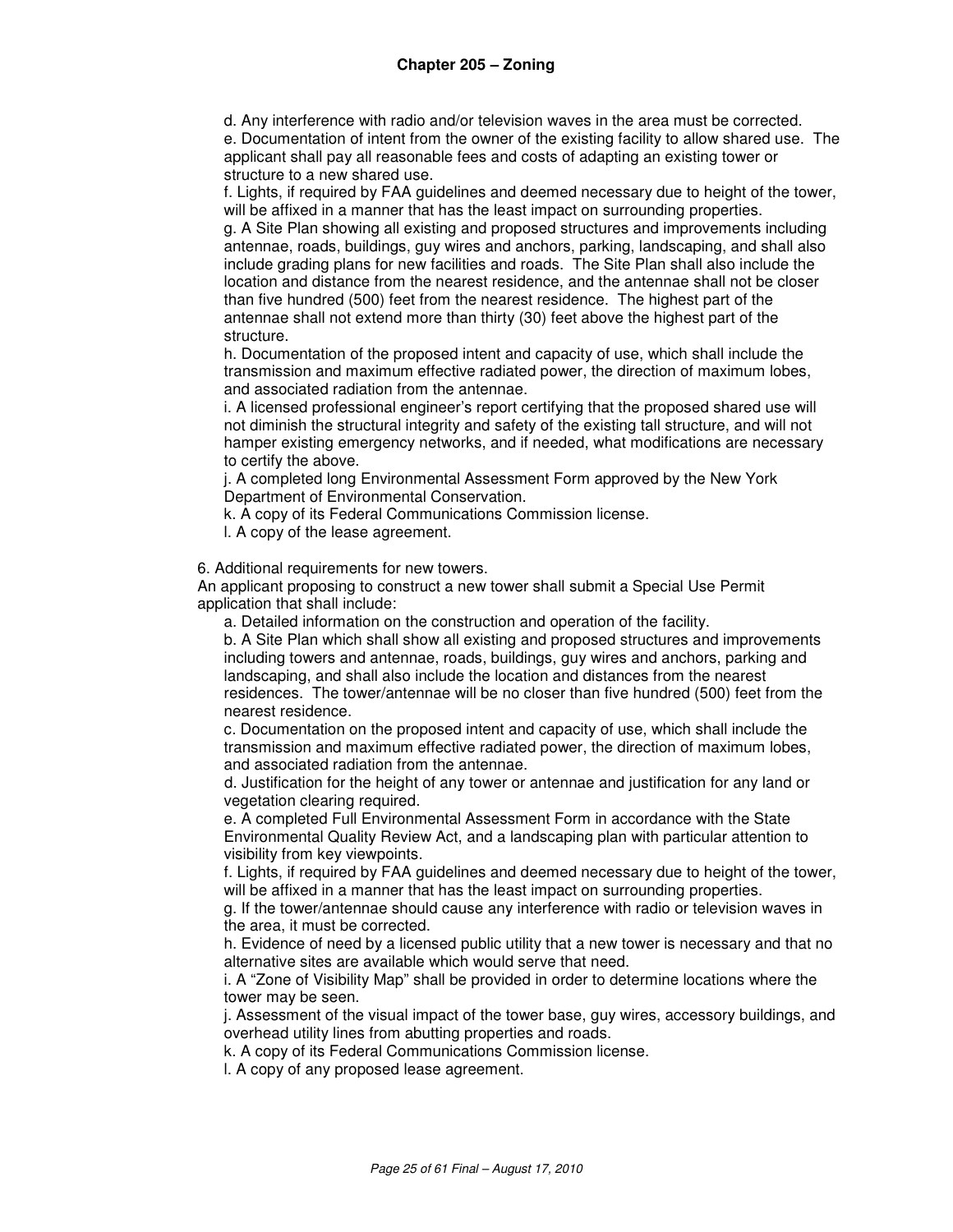d. Any interference with radio and/or television waves in the area must be corrected.

e. Documentation of intent from the owner of the existing facility to allow shared use. The applicant shall pay all reasonable fees and costs of adapting an existing tower or structure to a new shared use.

f. Lights, if required by FAA guidelines and deemed necessary due to height of the tower, will be affixed in a manner that has the least impact on surrounding properties.

g. A Site Plan showing all existing and proposed structures and improvements including antennae, roads, buildings, guy wires and anchors, parking, landscaping, and shall also include grading plans for new facilities and roads. The Site Plan shall also include the location and distance from the nearest residence, and the antennae shall not be closer than five hundred (500) feet from the nearest residence. The highest part of the antennae shall not extend more than thirty (30) feet above the highest part of the structure.

h. Documentation of the proposed intent and capacity of use, which shall include the transmission and maximum effective radiated power, the direction of maximum lobes, and associated radiation from the antennae.

i. A licensed professional engineer's report certifying that the proposed shared use will not diminish the structural integrity and safety of the existing tall structure, and will not hamper existing emergency networks, and if needed, what modifications are necessary to certify the above.

j. A completed long Environmental Assessment Form approved by the New York Department of Environmental Conservation.

k. A copy of its Federal Communications Commission license.

l. A copy of the lease agreement.

6. Additional requirements for new towers.

An applicant proposing to construct a new tower shall submit a Special Use Permit application that shall include:

a. Detailed information on the construction and operation of the facility.

b. A Site Plan which shall show all existing and proposed structures and improvements including towers and antennae, roads, buildings, guy wires and anchors, parking and landscaping, and shall also include the location and distances from the nearest residences. The tower/antennae will be no closer than five hundred (500) feet from the nearest residence.

c. Documentation on the proposed intent and capacity of use, which shall include the transmission and maximum effective radiated power, the direction of maximum lobes, and associated radiation from the antennae.

d. Justification for the height of any tower or antennae and justification for any land or vegetation clearing required.

e. A completed Full Environmental Assessment Form in accordance with the State Environmental Quality Review Act, and a landscaping plan with particular attention to visibility from key viewpoints.

f. Lights, if required by FAA guidelines and deemed necessary due to height of the tower, will be affixed in a manner that has the least impact on surrounding properties.

g. If the tower/antennae should cause any interference with radio or television waves in the area, it must be corrected.

h. Evidence of need by a licensed public utility that a new tower is necessary and that no alternative sites are available which would serve that need.

i. A "Zone of Visibility Map" shall be provided in order to determine locations where the tower may be seen.

j. Assessment of the visual impact of the tower base, guy wires, accessory buildings, and overhead utility lines from abutting properties and roads.

k. A copy of its Federal Communications Commission license.

l. A copy of any proposed lease agreement.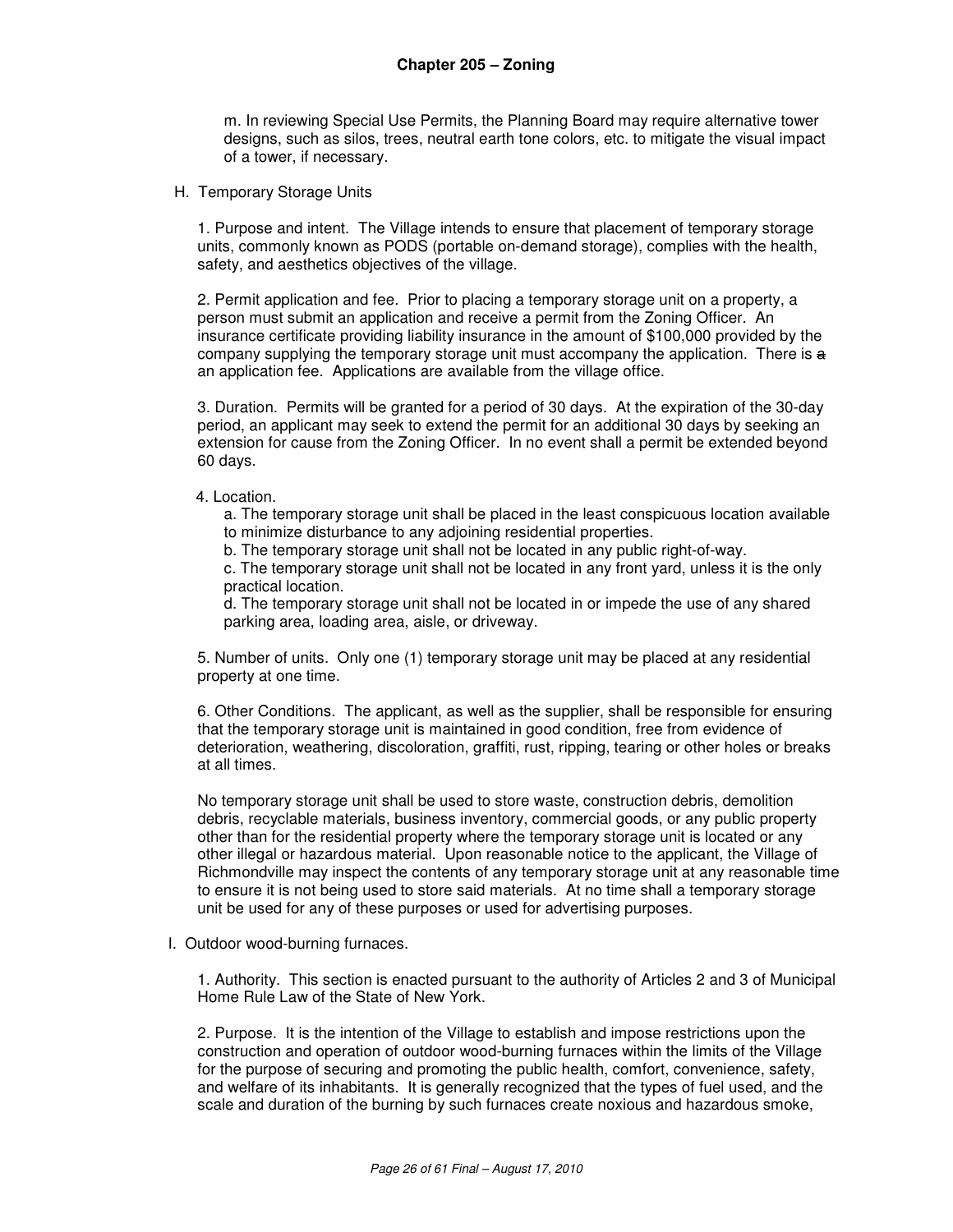m. In reviewing Special Use Permits, the Planning Board may require alternative tower designs, such as silos, trees, neutral earth tone colors, etc. to mitigate the visual impact of a tower, if necessary.

H. Temporary Storage Units

1. Purpose and intent. The Village intends to ensure that placement of temporary storage units, commonly known as PODS (portable on-demand storage), complies with the health, safety, and aesthetics objectives of the village.

2. Permit application and fee. Prior to placing a temporary storage unit on a property, a person must submit an application and receive a permit from the Zoning Officer. An insurance certificate providing liability insurance in the amount of $100,000 provided by the company supplying the temporary storage unit must accompany the application. There is ~~a~~ an application fee. Applications are available from the village office.

3. Duration. Permits will be granted for a period of 30 days. At the expiration of the 30-day period, an applicant may seek to extend the permit for an additional 30 days by seeking an extension for cause from the Zoning Officer. In no event shall a permit be extended beyond 60 days.

4. Location.

a. The temporary storage unit shall be placed in the least conspicuous location available to minimize disturbance to any adjoining residential properties.
b. The temporary storage unit shall not be located in any public right-of-way.
c. The temporary storage unit shall not be located in any front yard, unless it is the only practical location.
d. The temporary storage unit shall not be located in or impede the use of any shared parking area, loading area, aisle, or driveway.

5. Number of units. Only one (1) temporary storage unit may be placed at any residential property at one time.

6. Other Conditions. The applicant, as well as the supplier, shall be responsible for ensuring that the temporary storage unit is maintained in good condition, free from evidence of deterioration, weathering, discoloration, graffiti, rust, ripping, tearing or other holes or breaks at all times.

No temporary storage unit shall be used to store waste, construction debris, demolition debris, recyclable materials, business inventory, commercial goods, or any public property other than for the residential property where the temporary storage unit is located or any other illegal or hazardous material. Upon reasonable notice to the applicant, the Village of Richmondville may inspect the contents of any temporary storage unit at any reasonable time to ensure it is not being used to store said materials. At no time shall a temporary storage unit be used for any of these purposes or used for advertising purposes.

I. Outdoor wood-burning furnaces.

1. Authority. This section is enacted pursuant to the authority of Articles 2 and 3 of Municipal Home Rule Law of the State of New York.

2. Purpose. It is the intention of the Village to establish and impose restrictions upon the construction and operation of outdoor wood-burning furnaces within the limits of the Village for the purpose of securing and promoting the public health, comfort, convenience, safety, and welfare of its inhabitants. It is generally recognized that the types of fuel used, and the scale and duration of the burning by such furnaces create noxious and hazardous smoke,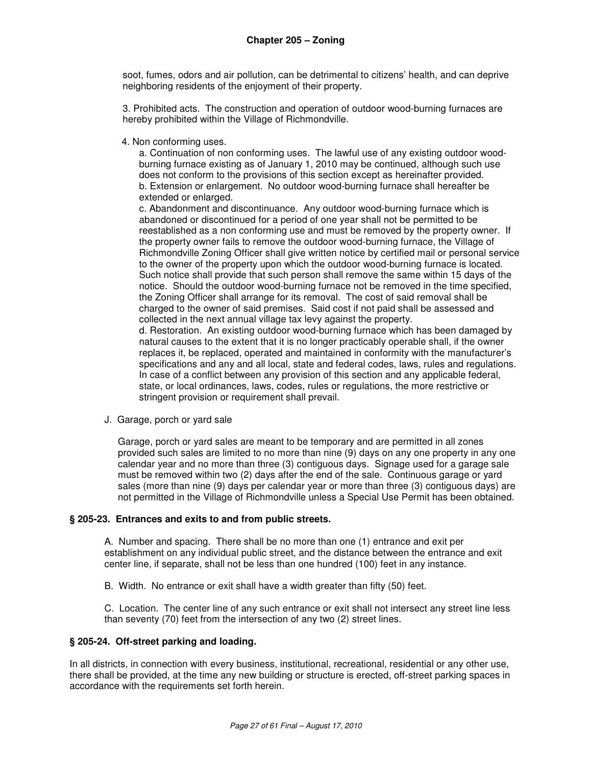soot, fumes, odors and air pollution, can be detrimental to citizens' health, and can deprive neighboring residents of the enjoyment of their property.

3. Prohibited acts. The construction and operation of outdoor wood-burning furnaces are hereby prohibited within the Village of Richmondville.

4. Non conforming uses.

a. Continuation of non conforming uses. The lawful use of any existing outdoor wood-burning furnace existing as of January 1, 2010 may be continued, although such use does not conform to the provisions of this section except as hereinafter provided.
b. Extension or enlargement. No outdoor wood-burning furnace shall hereafter be extended or enlarged.
c. Abandonment and discontinuance. Any outdoor wood-burning furnace which is abandoned or discontinued for a period of one year shall not be permitted to be reestablished as a non conforming use and must be removed by the property owner. If the property owner fails to remove the outdoor wood-burning furnace, the Village of Richmondville Zoning Officer shall give written notice by certified mail or personal service to the owner of the property upon which the outdoor wood-burning furnace is located. Such notice shall provide that such person shall remove the same within 15 days of the notice. Should the outdoor wood-burning furnace not be removed in the time specified, the Zoning Officer shall arrange for its removal. The cost of said removal shall be charged to the owner of said premises. Said cost if not paid shall be assessed and collected in the next annual village tax levy against the property.
d. Restoration. An existing outdoor wood-burning furnace which has been damaged by natural causes to the extent that it is no longer practicably operable shall, if the owner replaces it, be replaced, operated and maintained in conformity with the manufacturer's specifications and any and all local, state and federal codes, laws, rules and regulations. In case of a conflict between any provision of this section and any applicable federal, state, or local ordinances, laws, codes, rules or regulations, the more restrictive or stringent provision or requirement shall prevail.

J. Garage, porch or yard sale

Garage, porch or yard sales are meant to be temporary and are permitted in all zones provided such sales are limited to no more than nine (9) days on any one property in any one calendar year and no more than three (3) contiguous days. Signage used for a garage sale must be removed within two (2) days after the end of the sale. Continuous garage or yard sales (more than nine (9) days per calendar year or more than three (3) contiguous days) are not permitted in the Village of Richmondville unless a Special Use Permit has been obtained.

### § 205-23. Entrances and exits to and from public streets.

A. Number and spacing. There shall be no more than one (1) entrance and exit per establishment on any individual public street, and the distance between the entrance and exit center line, if separate, shall not be less than one hundred (100) feet in any instance.

B. Width. No entrance or exit shall have a width greater than fifty (50) feet.

C. Location. The center line of any such entrance or exit shall not intersect any street line less than seventy (70) feet from the intersection of any two (2) street lines.

### § 205-24. Off-street parking and loading.

In all districts, in connection with every business, institutional, recreational, residential or any other use, there shall be provided, at the time any new building or structure is erected, off-street parking spaces in accordance with the requirements set forth herein.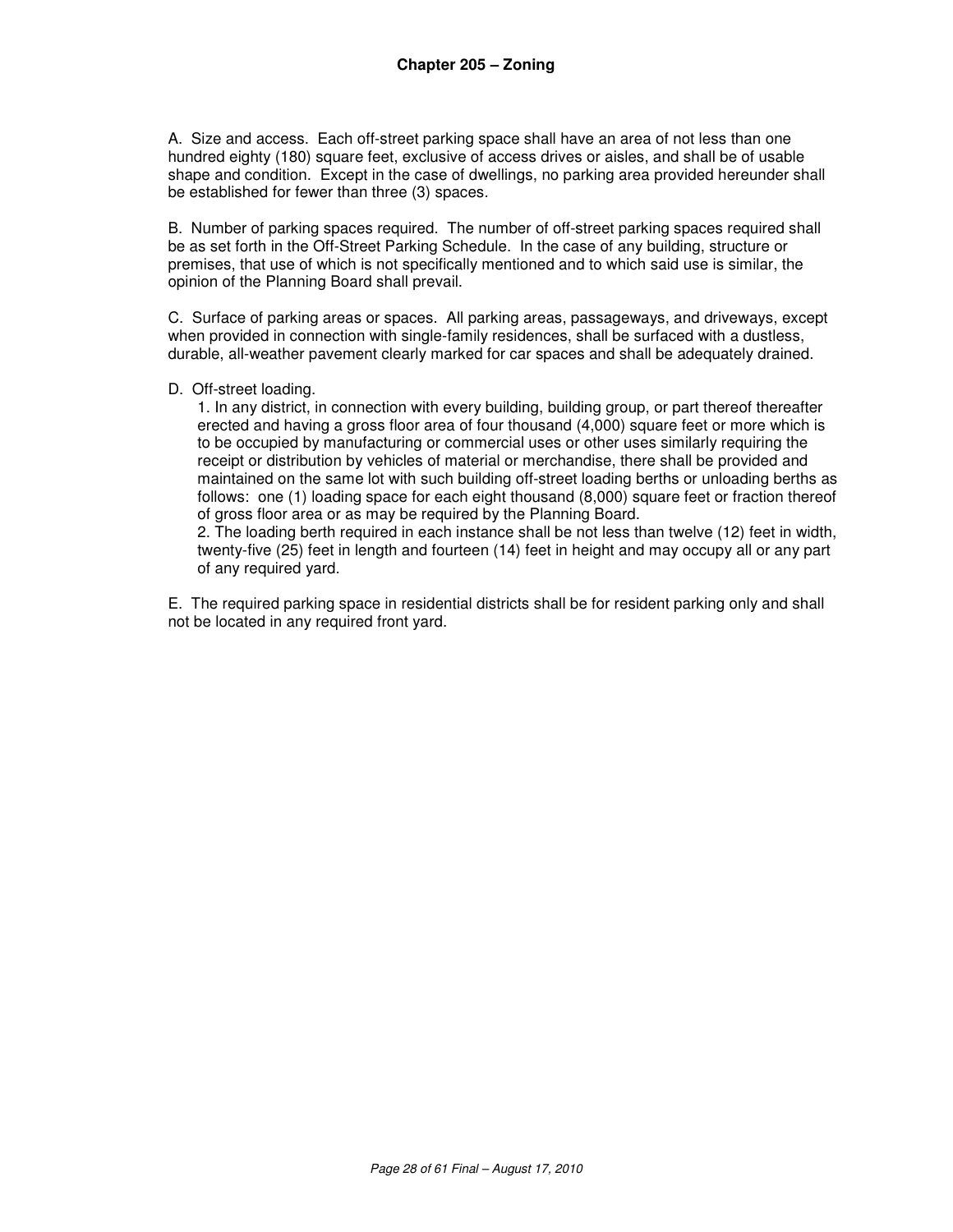A. Size and access. Each off-street parking space shall have an area of not less than one hundred eighty (180) square feet, exclusive of access drives or aisles, and shall be of usable shape and condition. Except in the case of dwellings, no parking area provided hereunder shall be established for fewer than three (3) spaces.

B. Number of parking spaces required. The number of off-street parking spaces required shall be as set forth in the Off-Street Parking Schedule. In the case of any building, structure or premises, that use of which is not specifically mentioned and to which said use is similar, the opinion of the Planning Board shall prevail.

C. Surface of parking areas or spaces. All parking areas, passageways, and driveways, except when provided in connection with single-family residences, shall be surfaced with a dustless, durable, all-weather pavement clearly marked for car spaces and shall be adequately drained.

D. Off-street loading.

1. In any district, in connection with every building, building group, or part thereof thereafter erected and having a gross floor area of four thousand (4,000) square feet or more which is to be occupied by manufacturing or commercial uses or other uses similarly requiring the receipt or distribution by vehicles of material or merchandise, there shall be provided and maintained on the same lot with such building off-street loading berths or unloading berths as follows: one (1) loading space for each eight thousand (8,000) square feet or fraction thereof of gross floor area or as may be required by the Planning Board.
2. The loading berth required in each instance shall be not less than twelve (12) feet in width, twenty-five (25) feet in length and fourteen (14) feet in height and may occupy all or any part of any required yard.

E. The required parking space in residential districts shall be for resident parking only and shall not be located in any required front yard.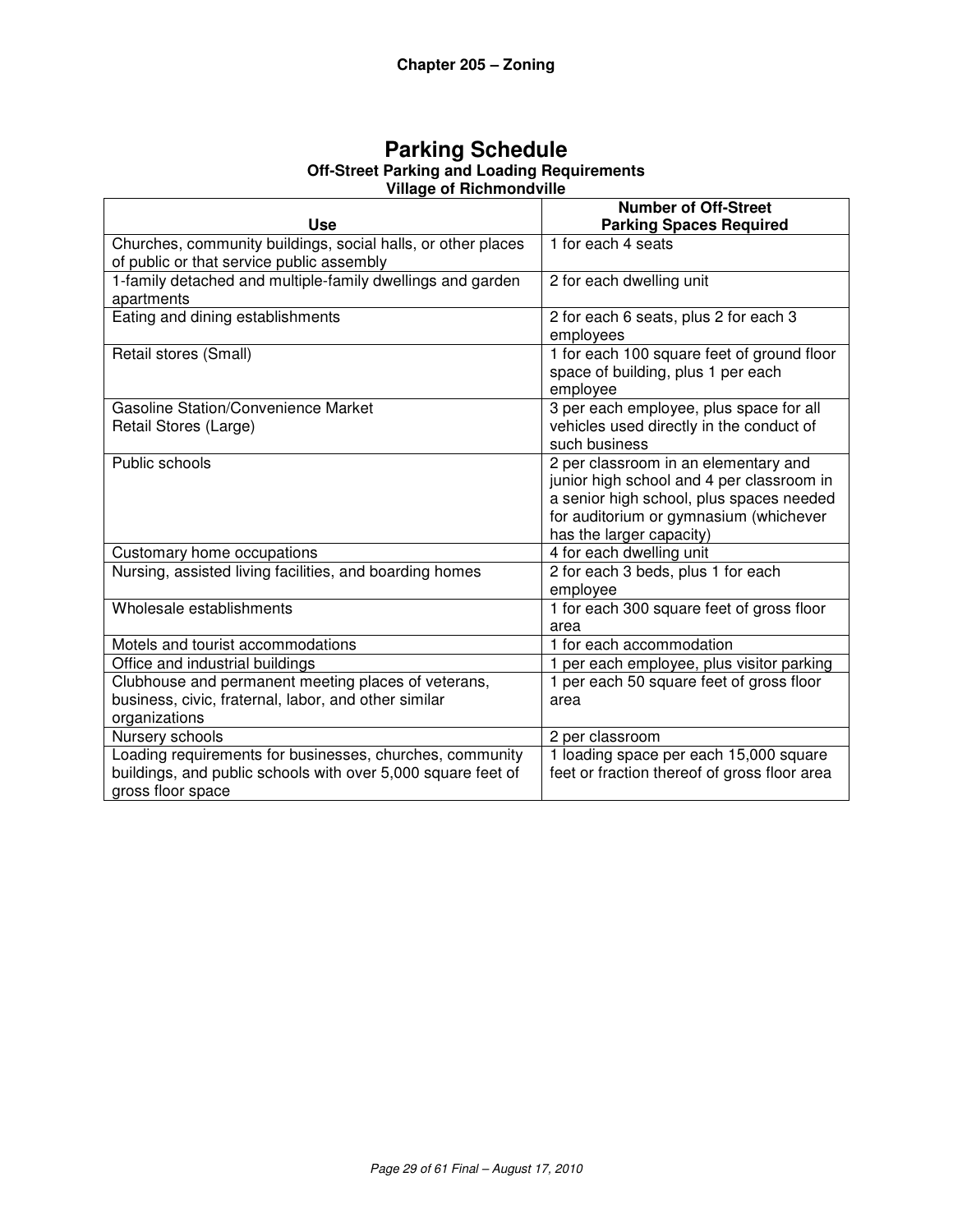# Parking Schedule

**Off-Street Parking and Loading Requirements**
**Village of Richmondville**

| Use | Number of Off-Street Parking Spaces Required |
|---|---|
| Churches, community buildings, social halls, or other places of public or that service public assembly | 1 for each 4 seats |
| 1-family detached and multiple-family dwellings and garden apartments | 2 for each dwelling unit |
| Eating and dining establishments | 2 for each 6 seats, plus 2 for each 3 employees |
| Retail stores (Small) | 1 for each 100 square feet of ground floor space of building, plus 1 per each employee |
| Gasoline Station/Convenience Market<br>Retail Stores (Large) | 3 per each employee, plus space for all vehicles used directly in the conduct of such business |
| Public schools | 2 per classroom in an elementary and junior high school and 4 per classroom in a senior high school, plus spaces needed for auditorium or gymnasium (whichever has the larger capacity) |
| Customary home occupations | 4 for each dwelling unit |
| Nursing, assisted living facilities, and boarding homes | 2 for each 3 beds, plus 1 for each employee |
| Wholesale establishments | 1 for each 300 square feet of gross floor area |
| Motels and tourist accommodations | 1 for each accommodation |
| Office and industrial buildings | 1 per each employee, plus visitor parking |
| Clubhouse and permanent meeting places of veterans, business, civic, fraternal, labor, and other similar organizations | 1 per each 50 square feet of gross floor area |
| Nursery schools | 2 per classroom |
| Loading requirements for businesses, churches, community buildings, and public schools with over 5,000 square feet of gross floor space | 1 loading space per each 15,000 square feet or fraction thereof of gross floor area |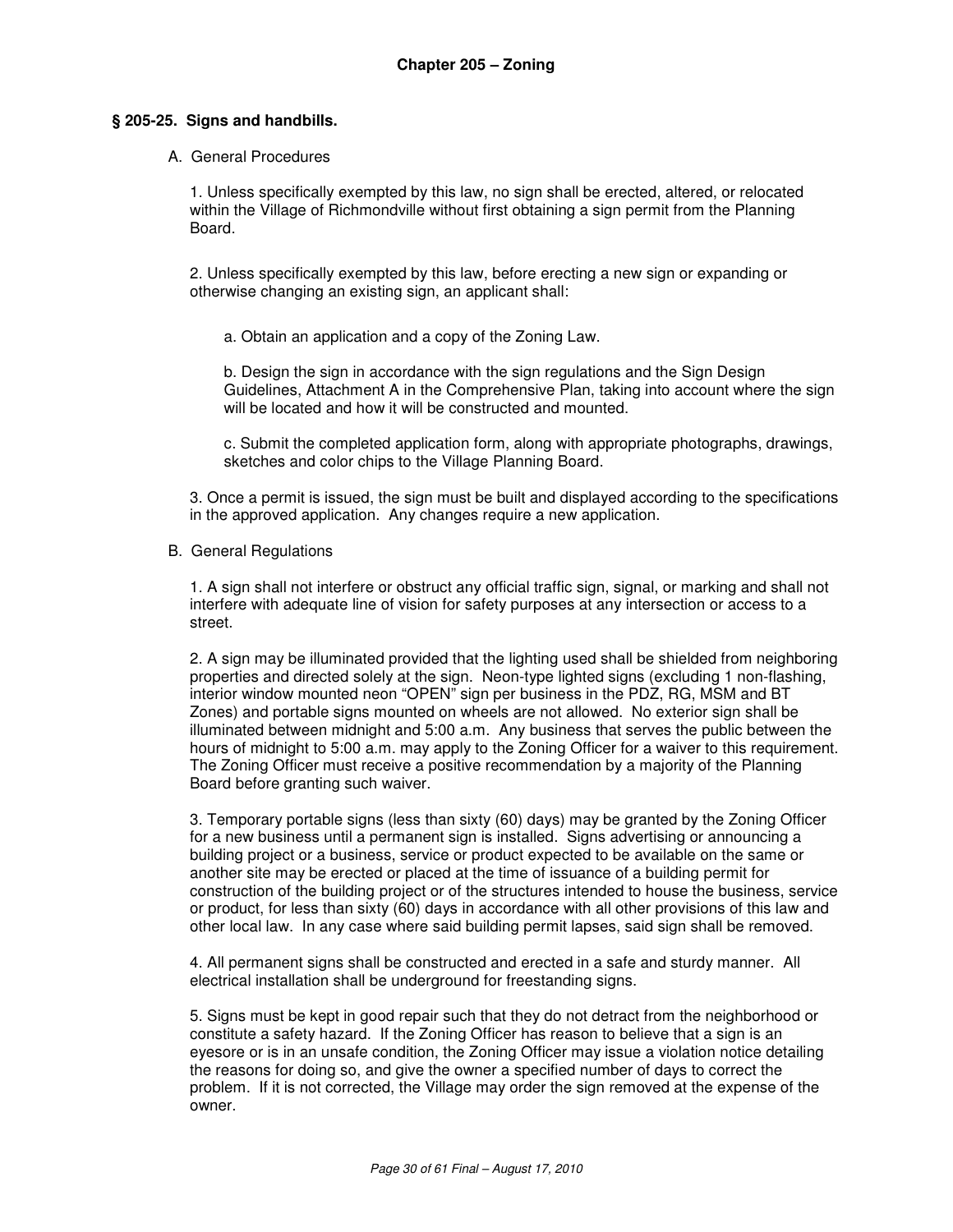# Chapter 205 – Zoning

## § 205-25. Signs and handbills.

A. General Procedures

1. Unless specifically exempted by this law, no sign shall be erected, altered, or relocated within the Village of Richmondville without first obtaining a sign permit from the Planning Board.

2. Unless specifically exempted by this law, before erecting a new sign or expanding or otherwise changing an existing sign, an applicant shall:

   a. Obtain an application and a copy of the Zoning Law.

   b. Design the sign in accordance with the sign regulations and the Sign Design Guidelines, Attachment A in the Comprehensive Plan, taking into account where the sign will be located and how it will be constructed and mounted.

   c. Submit the completed application form, along with appropriate photographs, drawings, sketches and color chips to the Village Planning Board.

3. Once a permit is issued, the sign must be built and displayed according to the specifications in the approved application. Any changes require a new application.

B. General Regulations

1. A sign shall not interfere or obstruct any official traffic sign, signal, or marking and shall not interfere with adequate line of vision for safety purposes at any intersection or access to a street.

2. A sign may be illuminated provided that the lighting used shall be shielded from neighboring properties and directed solely at the sign. Neon-type lighted signs (excluding 1 non-flashing, interior window mounted neon "OPEN" sign per business in the PDZ, RG, MSM and BT Zones) and portable signs mounted on wheels are not allowed. No exterior sign shall be illuminated between midnight and 5:00 a.m. Any business that serves the public between the hours of midnight to 5:00 a.m. may apply to the Zoning Officer for a waiver to this requirement. The Zoning Officer must receive a positive recommendation by a majority of the Planning Board before granting such waiver.

3. Temporary portable signs (less than sixty (60) days) may be granted by the Zoning Officer for a new business until a permanent sign is installed. Signs advertising or announcing a building project or a business, service or product expected to be available on the same or another site may be erected or placed at the time of issuance of a building permit for construction of the building project or of the structures intended to house the business, service or product, for less than sixty (60) days in accordance with all other provisions of this law and other local law. In any case where said building permit lapses, said sign shall be removed.

4. All permanent signs shall be constructed and erected in a safe and sturdy manner. All electrical installation shall be underground for freestanding signs.

5. Signs must be kept in good repair such that they do not detract from the neighborhood or constitute a safety hazard. If the Zoning Officer has reason to believe that a sign is an eyesore or is in an unsafe condition, the Zoning Officer may issue a violation notice detailing the reasons for doing so, and give the owner a specified number of days to correct the problem. If it is not corrected, the Village may order the sign removed at the expense of the owner.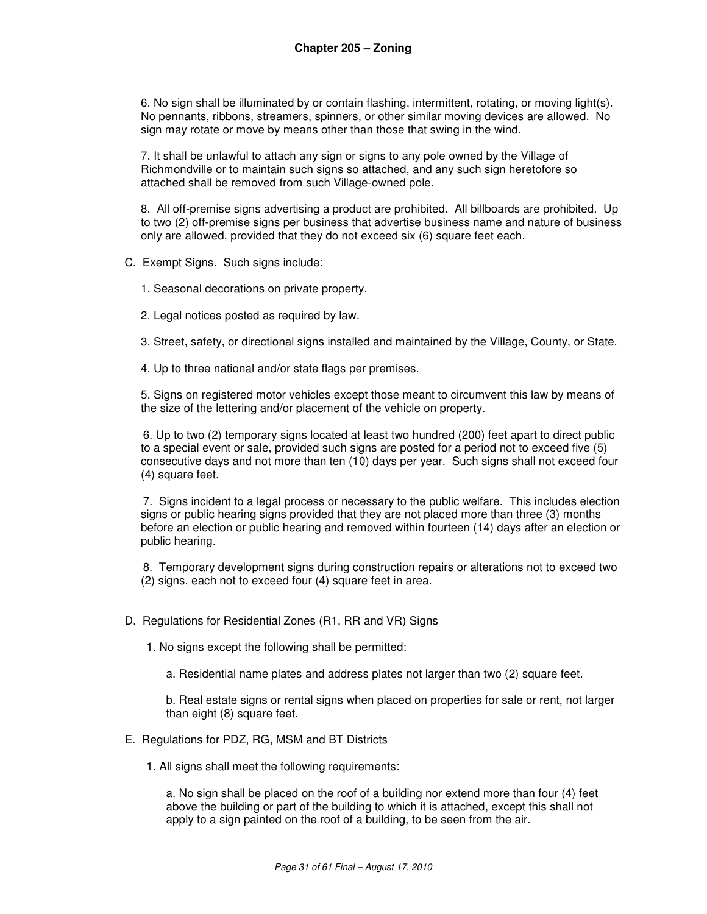6. No sign shall be illuminated by or contain flashing, intermittent, rotating, or moving light(s). No pennants, ribbons, streamers, spinners, or other similar moving devices are allowed. No sign may rotate or move by means other than those that swing in the wind.

7. It shall be unlawful to attach any sign or signs to any pole owned by the Village of Richmondville or to maintain such signs so attached, and any such sign heretofore so attached shall be removed from such Village-owned pole.

8. All off-premise signs advertising a product are prohibited. All billboards are prohibited. Up to two (2) off-premise signs per business that advertise business name and nature of business only are allowed, provided that they do not exceed six (6) square feet each.

C. Exempt Signs. Such signs include:

1. Seasonal decorations on private property.

2. Legal notices posted as required by law.

3. Street, safety, or directional signs installed and maintained by the Village, County, or State.

4. Up to three national and/or state flags per premises.

5. Signs on registered motor vehicles except those meant to circumvent this law by means of the size of the lettering and/or placement of the vehicle on property.

6. Up to two (2) temporary signs located at least two hundred (200) feet apart to direct public to a special event or sale, provided such signs are posted for a period not to exceed five (5) consecutive days and not more than ten (10) days per year. Such signs shall not exceed four (4) square feet.

7. Signs incident to a legal process or necessary to the public welfare. This includes election signs or public hearing signs provided that they are not placed more than three (3) months before an election or public hearing and removed within fourteen (14) days after an election or public hearing.

8. Temporary development signs during construction repairs or alterations not to exceed two (2) signs, each not to exceed four (4) square feet in area.

D. Regulations for Residential Zones (R1, RR and VR) Signs

1. No signs except the following shall be permitted:

a. Residential name plates and address plates not larger than two (2) square feet.

b. Real estate signs or rental signs when placed on properties for sale or rent, not larger than eight (8) square feet.

E. Regulations for PDZ, RG, MSM and BT Districts

1. All signs shall meet the following requirements:

a. No sign shall be placed on the roof of a building nor extend more than four (4) feet above the building or part of the building to which it is attached, except this shall not apply to a sign painted on the roof of a building, to be seen from the air.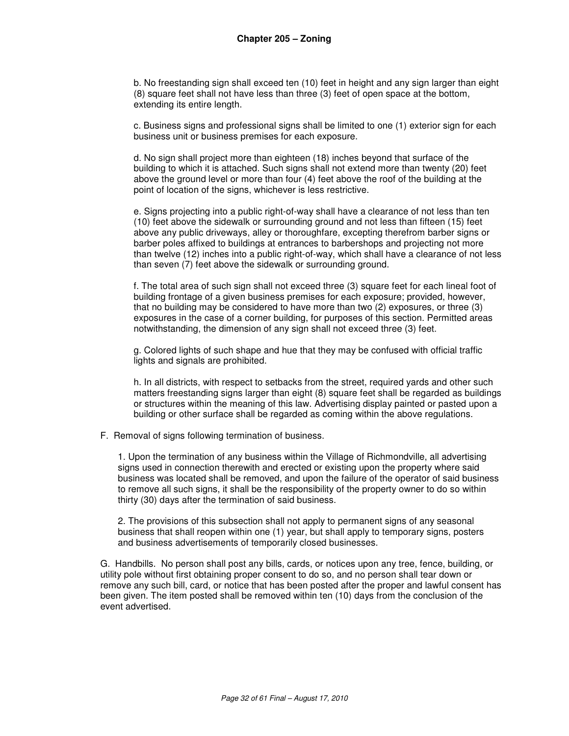b. No freestanding sign shall exceed ten (10) feet in height and any sign larger than eight (8) square feet shall not have less than three (3) feet of open space at the bottom, extending its entire length.

c. Business signs and professional signs shall be limited to one (1) exterior sign for each business unit or business premises for each exposure.

d. No sign shall project more than eighteen (18) inches beyond that surface of the building to which it is attached. Such signs shall not extend more than twenty (20) feet above the ground level or more than four (4) feet above the roof of the building at the point of location of the signs, whichever is less restrictive.

e. Signs projecting into a public right-of-way shall have a clearance of not less than ten (10) feet above the sidewalk or surrounding ground and not less than fifteen (15) feet above any public driveways, alley or thoroughfare, excepting therefrom barber signs or barber poles affixed to buildings at entrances to barbershops and projecting not more than twelve (12) inches into a public right-of-way, which shall have a clearance of not less than seven (7) feet above the sidewalk or surrounding ground.

f. The total area of such sign shall not exceed three (3) square feet for each lineal foot of building frontage of a given business premises for each exposure; provided, however, that no building may be considered to have more than two (2) exposures, or three (3) exposures in the case of a corner building, for purposes of this section. Permitted areas notwithstanding, the dimension of any sign shall not exceed three (3) feet.

g. Colored lights of such shape and hue that they may be confused with official traffic lights and signals are prohibited.

h. In all districts, with respect to setbacks from the street, required yards and other such matters freestanding signs larger than eight (8) square feet shall be regarded as buildings or structures within the meaning of this law. Advertising display painted or pasted upon a building or other surface shall be regarded as coming within the above regulations.

F. Removal of signs following termination of business.

1. Upon the termination of any business within the Village of Richmondville, all advertising signs used in connection therewith and erected or existing upon the property where said business was located shall be removed, and upon the failure of the operator of said business to remove all such signs, it shall be the responsibility of the property owner to do so within thirty (30) days after the termination of said business.

2. The provisions of this subsection shall not apply to permanent signs of any seasonal business that shall reopen within one (1) year, but shall apply to temporary signs, posters and business advertisements of temporarily closed businesses.

G. Handbills. No person shall post any bills, cards, or notices upon any tree, fence, building, or utility pole without first obtaining proper consent to do so, and no person shall tear down or remove any such bill, card, or notice that has been posted after the proper and lawful consent has been given. The item posted shall be removed within ten (10) days from the conclusion of the event advertised.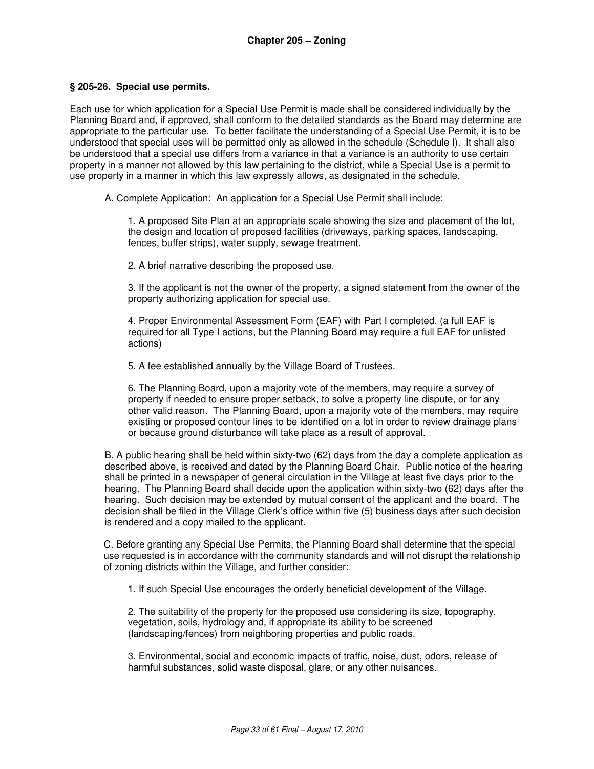## Chapter 205 – Zoning

### § 205-26. Special use permits.

Each use for which application for a Special Use Permit is made shall be considered individually by the Planning Board and, if approved, shall conform to the detailed standards as the Board may determine are appropriate to the particular use. To better facilitate the understanding of a Special Use Permit, it is to be understood that special uses will be permitted only as allowed in the schedule (Schedule I). It shall also be understood that a special use differs from a variance in that a variance is an authority to use certain property in a manner not allowed by this law pertaining to the district, while a Special Use is a permit to use property in a manner in which this law expressly allows, as designated in the schedule.

A. Complete Application: An application for a Special Use Permit shall include:

1. A proposed Site Plan at an appropriate scale showing the size and placement of the lot, the design and location of proposed facilities (driveways, parking spaces, landscaping, fences, buffer strips), water supply, sewage treatment.

2. A brief narrative describing the proposed use.

3. If the applicant is not the owner of the property, a signed statement from the owner of the property authorizing application for special use.

4. Proper Environmental Assessment Form (EAF) with Part I completed. (a full EAF is required for all Type I actions, but the Planning Board may require a full EAF for unlisted actions)

5. A fee established annually by the Village Board of Trustees.

6. The Planning Board, upon a majority vote of the members, may require a survey of property if needed to ensure proper setback, to solve a property line dispute, or for any other valid reason. The Planning Board, upon a majority vote of the members, may require existing or proposed contour lines to be identified on a lot in order to review drainage plans or because ground disturbance will take place as a result of approval.

B. A public hearing shall be held within sixty-two (62) days from the day a complete application as described above, is received and dated by the Planning Board Chair. Public notice of the hearing shall be printed in a newspaper of general circulation in the Village at least five days prior to the hearing. The Planning Board shall decide upon the application within sixty-two (62) days after the hearing. Such decision may be extended by mutual consent of the applicant and the board. The decision shall be filed in the Village Clerk's office within five (5) business days after such decision is rendered and a copy mailed to the applicant.

C. Before granting any Special Use Permits, the Planning Board shall determine that the special use requested is in accordance with the community standards and will not disrupt the relationship of zoning districts within the Village, and further consider:

1. If such Special Use encourages the orderly beneficial development of the Village.

2. The suitability of the property for the proposed use considering its size, topography, vegetation, soils, hydrology and, if appropriate its ability to be screened (landscaping/fences) from neighboring properties and public roads.

3. Environmental, social and economic impacts of traffic, noise, dust, odors, release of harmful substances, solid waste disposal, glare, or any other nuisances.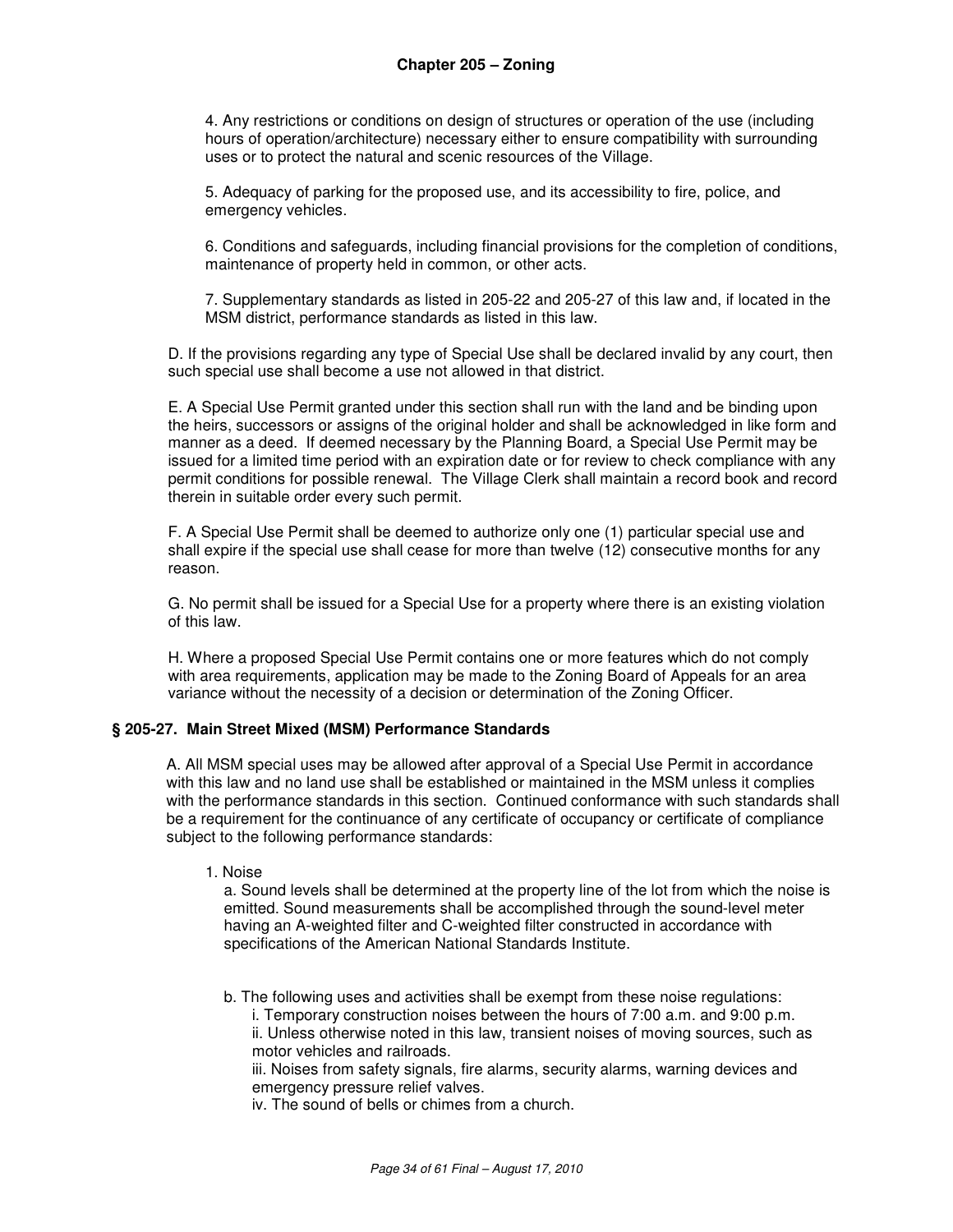4. Any restrictions or conditions on design of structures or operation of the use (including hours of operation/architecture) necessary either to ensure compatibility with surrounding uses or to protect the natural and scenic resources of the Village.

5. Adequacy of parking for the proposed use, and its accessibility to fire, police, and emergency vehicles.

6. Conditions and safeguards, including financial provisions for the completion of conditions, maintenance of property held in common, or other acts.

7. Supplementary standards as listed in 205-22 and 205-27 of this law and, if located in the MSM district, performance standards as listed in this law.

D. If the provisions regarding any type of Special Use shall be declared invalid by any court, then such special use shall become a use not allowed in that district.

E. A Special Use Permit granted under this section shall run with the land and be binding upon the heirs, successors or assigns of the original holder and shall be acknowledged in like form and manner as a deed. If deemed necessary by the Planning Board, a Special Use Permit may be issued for a limited time period with an expiration date or for review to check compliance with any permit conditions for possible renewal. The Village Clerk shall maintain a record book and record therein in suitable order every such permit.

F. A Special Use Permit shall be deemed to authorize only one (1) particular special use and shall expire if the special use shall cease for more than twelve (12) consecutive months for any reason.

G. No permit shall be issued for a Special Use for a property where there is an existing violation of this law.

H. Where a proposed Special Use Permit contains one or more features which do not comply with area requirements, application may be made to the Zoning Board of Appeals for an area variance without the necessity of a decision or determination of the Zoning Officer.

### § 205-27. Main Street Mixed (MSM) Performance Standards

A. All MSM special uses may be allowed after approval of a Special Use Permit in accordance with this law and no land use shall be established or maintained in the MSM unless it complies with the performance standards in this section. Continued conformance with such standards shall be a requirement for the continuance of any certificate of occupancy or certificate of compliance subject to the following performance standards:

1. Noise

   a. Sound levels shall be determined at the property line of the lot from which the noise is emitted. Sound measurements shall be accomplished through the sound-level meter having an A-weighted filter and C-weighted filter constructed in accordance with specifications of the American National Standards Institute.

   b. The following uses and activities shall be exempt from these noise regulations:

      i. Temporary construction noises between the hours of 7:00 a.m. and 9:00 p.m.

      ii. Unless otherwise noted in this law, transient noises of moving sources, such as motor vehicles and railroads.

      iii. Noises from safety signals, fire alarms, security alarms, warning devices and emergency pressure relief valves.

      iv. The sound of bells or chimes from a church.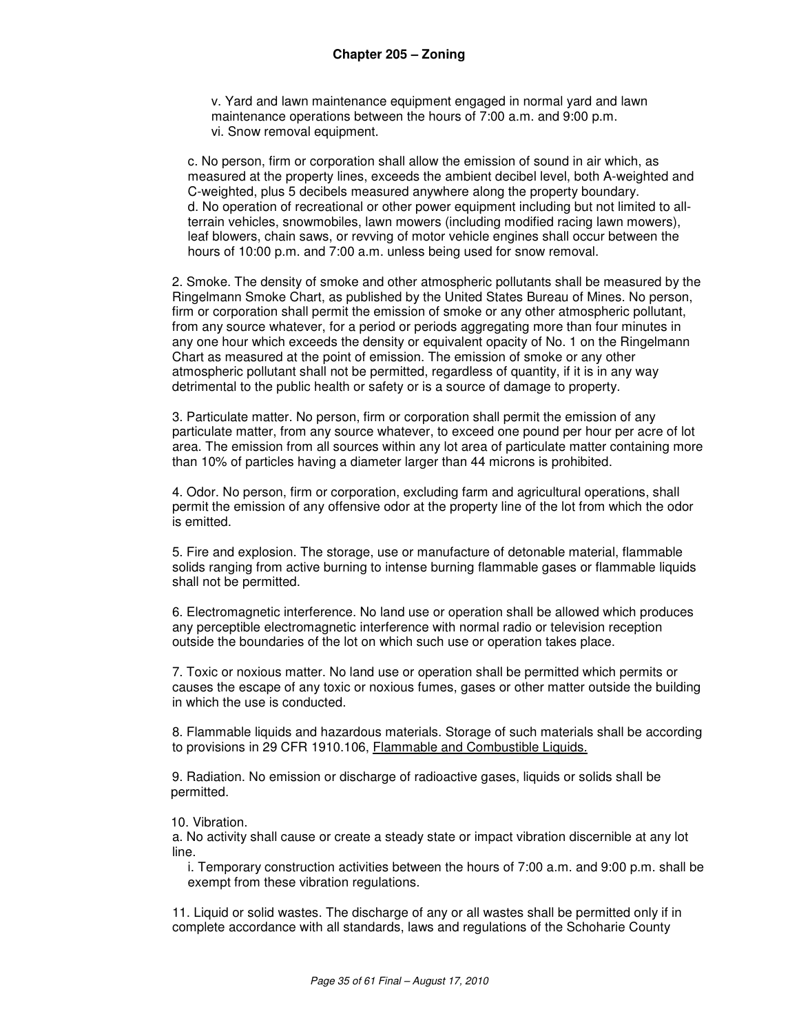v. Yard and lawn maintenance equipment engaged in normal yard and lawn maintenance operations between the hours of 7:00 a.m. and 9:00 p.m.
vi. Snow removal equipment.

c. No person, firm or corporation shall allow the emission of sound in air which, as measured at the property lines, exceeds the ambient decibel level, both A-weighted and C-weighted, plus 5 decibels measured anywhere along the property boundary.
d. No operation of recreational or other power equipment including but not limited to all-terrain vehicles, snowmobiles, lawn mowers (including modified racing lawn mowers), leaf blowers, chain saws, or revving of motor vehicle engines shall occur between the hours of 10:00 p.m. and 7:00 a.m. unless being used for snow removal.

2. Smoke. The density of smoke and other atmospheric pollutants shall be measured by the Ringelmann Smoke Chart, as published by the United States Bureau of Mines. No person, firm or corporation shall permit the emission of smoke or any other atmospheric pollutant, from any source whatever, for a period or periods aggregating more than four minutes in any one hour which exceeds the density or equivalent opacity of No. 1 on the Ringelmann Chart as measured at the point of emission. The emission of smoke or any other atmospheric pollutant shall not be permitted, regardless of quantity, if it is in any way detrimental to the public health or safety or is a source of damage to property.

3. Particulate matter. No person, firm or corporation shall permit the emission of any particulate matter, from any source whatever, to exceed one pound per hour per acre of lot area. The emission from all sources within any lot area of particulate matter containing more than 10% of particles having a diameter larger than 44 microns is prohibited.

4. Odor. No person, firm or corporation, excluding farm and agricultural operations, shall permit the emission of any offensive odor at the property line of the lot from which the odor is emitted.

5. Fire and explosion. The storage, use or manufacture of detonable material, flammable solids ranging from active burning to intense burning flammable gases or flammable liquids shall not be permitted.

6. Electromagnetic interference. No land use or operation shall be allowed which produces any perceptible electromagnetic interference with normal radio or television reception outside the boundaries of the lot on which such use or operation takes place.

7. Toxic or noxious matter. No land use or operation shall be permitted which permits or causes the escape of any toxic or noxious fumes, gases or other matter outside the building in which the use is conducted.

8. Flammable liquids and hazardous materials. Storage of such materials shall be according to provisions in 29 CFR 1910.106, Flammable and Combustible Liquids.

9. Radiation. No emission or discharge of radioactive gases, liquids or solids shall be permitted.

10. Vibration.
a. No activity shall cause or create a steady state or impact vibration discernible at any lot line.
i. Temporary construction activities between the hours of 7:00 a.m. and 9:00 p.m. shall be exempt from these vibration regulations.

11. Liquid or solid wastes. The discharge of any or all wastes shall be permitted only if in complete accordance with all standards, laws and regulations of the Schoharie County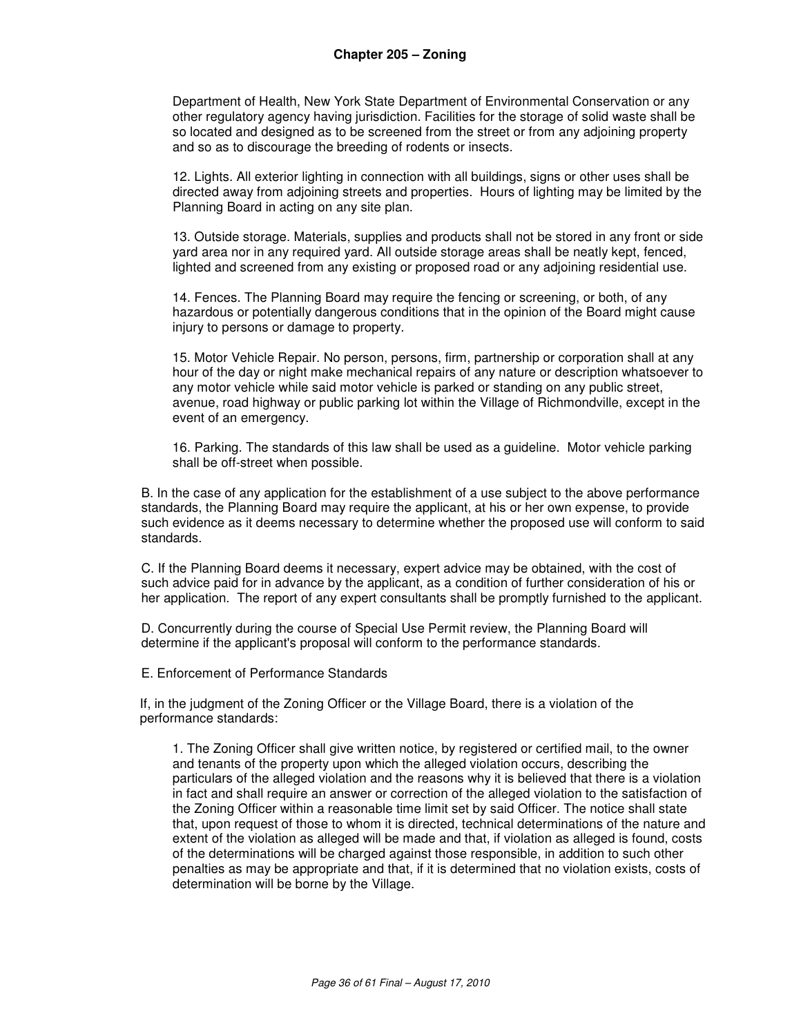Department of Health, New York State Department of Environmental Conservation or any other regulatory agency having jurisdiction. Facilities for the storage of solid waste shall be so located and designed as to be screened from the street or from any adjoining property and so as to discourage the breeding of rodents or insects.

12. Lights. All exterior lighting in connection with all buildings, signs or other uses shall be directed away from adjoining streets and properties. Hours of lighting may be limited by the Planning Board in acting on any site plan.

13. Outside storage. Materials, supplies and products shall not be stored in any front or side yard area nor in any required yard. All outside storage areas shall be neatly kept, fenced, lighted and screened from any existing or proposed road or any adjoining residential use.

14. Fences. The Planning Board may require the fencing or screening, or both, of any hazardous or potentially dangerous conditions that in the opinion of the Board might cause injury to persons or damage to property.

15. Motor Vehicle Repair. No person, persons, firm, partnership or corporation shall at any hour of the day or night make mechanical repairs of any nature or description whatsoever to any motor vehicle while said motor vehicle is parked or standing on any public street, avenue, road highway or public parking lot within the Village of Richmondville, except in the event of an emergency.

16. Parking. The standards of this law shall be used as a guideline. Motor vehicle parking shall be off-street when possible.

B. In the case of any application for the establishment of a use subject to the above performance standards, the Planning Board may require the applicant, at his or her own expense, to provide such evidence as it deems necessary to determine whether the proposed use will conform to said standards.

C. If the Planning Board deems it necessary, expert advice may be obtained, with the cost of such advice paid for in advance by the applicant, as a condition of further consideration of his or her application. The report of any expert consultants shall be promptly furnished to the applicant.

D. Concurrently during the course of Special Use Permit review, the Planning Board will determine if the applicant's proposal will conform to the performance standards.

E. Enforcement of Performance Standards

If, in the judgment of the Zoning Officer or the Village Board, there is a violation of the performance standards:

1. The Zoning Officer shall give written notice, by registered or certified mail, to the owner and tenants of the property upon which the alleged violation occurs, describing the particulars of the alleged violation and the reasons why it is believed that there is a violation in fact and shall require an answer or correction of the alleged violation to the satisfaction of the Zoning Officer within a reasonable time limit set by said Officer. The notice shall state that, upon request of those to whom it is directed, technical determinations of the nature and extent of the violation as alleged will be made and that, if violation as alleged is found, costs of the determinations will be charged against those responsible, in addition to such other penalties as may be appropriate and that, if it is determined that no violation exists, costs of determination will be borne by the Village.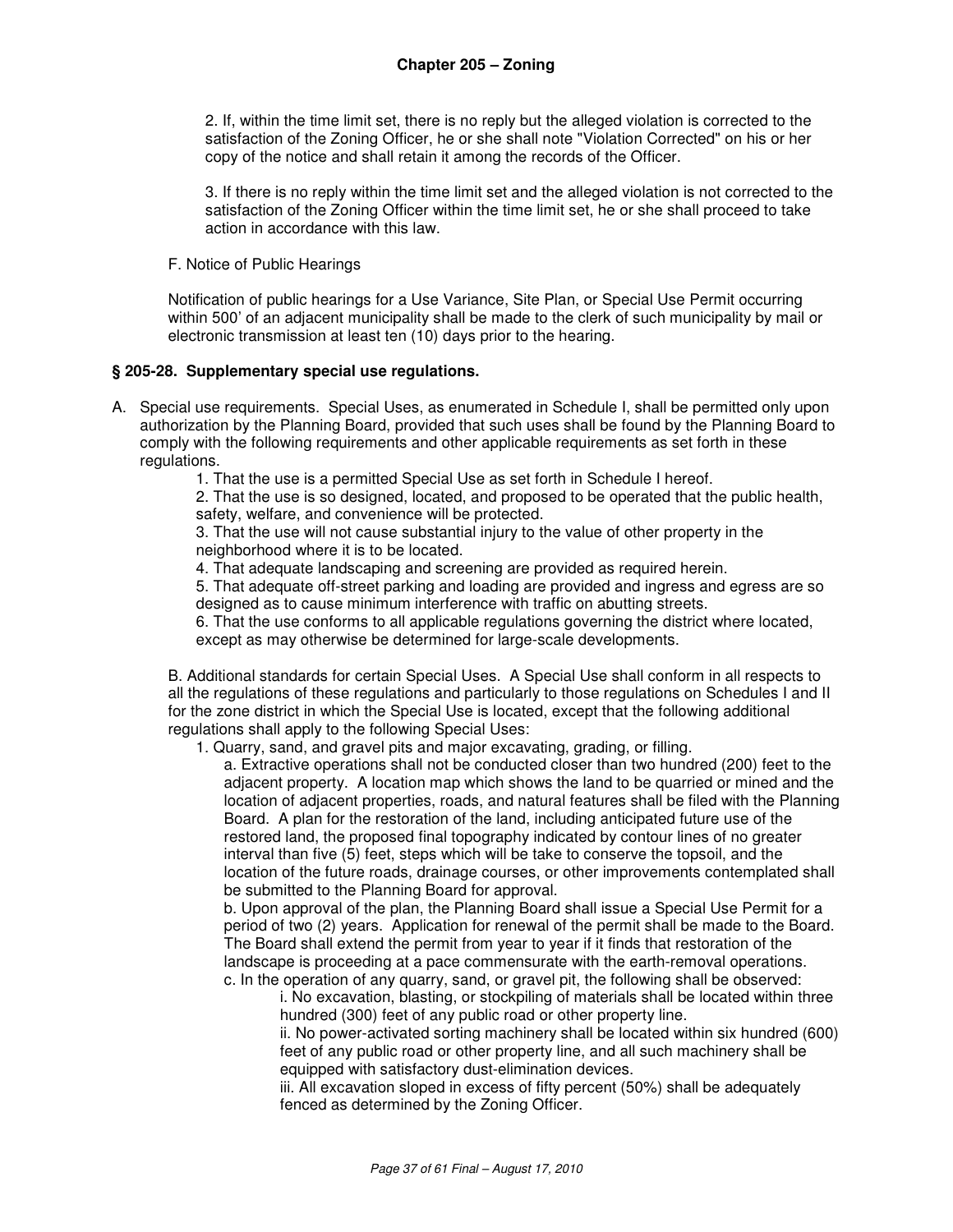2. If, within the time limit set, there is no reply but the alleged violation is corrected to the satisfaction of the Zoning Officer, he or she shall note "Violation Corrected" on his or her copy of the notice and shall retain it among the records of the Officer.

3. If there is no reply within the time limit set and the alleged violation is not corrected to the satisfaction of the Zoning Officer within the time limit set, he or she shall proceed to take action in accordance with this law.

F. Notice of Public Hearings

Notification of public hearings for a Use Variance, Site Plan, or Special Use Permit occurring within 500' of an adjacent municipality shall be made to the clerk of such municipality by mail or electronic transmission at least ten (10) days prior to the hearing.

### § 205-28. Supplementary special use regulations.

A. Special use requirements. Special Uses, as enumerated in Schedule I, shall be permitted only upon authorization by the Planning Board, provided that such uses shall be found by the Planning Board to comply with the following requirements and other applicable requirements as set forth in these regulations.

1. That the use is a permitted Special Use as set forth in Schedule I hereof.
2. That the use is so designed, located, and proposed to be operated that the public health, safety, welfare, and convenience will be protected.
3. That the use will not cause substantial injury to the value of other property in the neighborhood where it is to be located.
4. That adequate landscaping and screening are provided as required herein.
5. That adequate off-street parking and loading are provided and ingress and egress are so designed as to cause minimum interference with traffic on abutting streets.
6. That the use conforms to all applicable regulations governing the district where located, except as may otherwise be determined for large-scale developments.

B. Additional standards for certain Special Uses. A Special Use shall conform in all respects to all the regulations of these regulations and particularly to those regulations on Schedules I and II for the zone district in which the Special Use is located, except that the following additional regulations shall apply to the following Special Uses:

1. Quarry, sand, and gravel pits and major excavating, grading, or filling.

   a. Extractive operations shall not be conducted closer than two hundred (200) feet to the adjacent property. A location map which shows the land to be quarried or mined and the location of adjacent properties, roads, and natural features shall be filed with the Planning Board. A plan for the restoration of the land, including anticipated future use of the restored land, the proposed final topography indicated by contour lines of no greater interval than five (5) feet, steps which will be take to conserve the topsoil, and the location of the future roads, drainage courses, or other improvements contemplated shall be submitted to the Planning Board for approval.

   b. Upon approval of the plan, the Planning Board shall issue a Special Use Permit for a period of two (2) years. Application for renewal of the permit shall be made to the Board. The Board shall extend the permit from year to year if it finds that restoration of the landscape is proceeding at a pace commensurate with the earth-removal operations.

   c. In the operation of any quarry, sand, or gravel pit, the following shall be observed:

      i. No excavation, blasting, or stockpiling of materials shall be located within three hundred (300) feet of any public road or other property line.

      ii. No power-activated sorting machinery shall be located within six hundred (600) feet of any public road or other property line, and all such machinery shall be equipped with satisfactory dust-elimination devices.

      iii. All excavation sloped in excess of fifty percent (50%) shall be adequately fenced as determined by the Zoning Officer.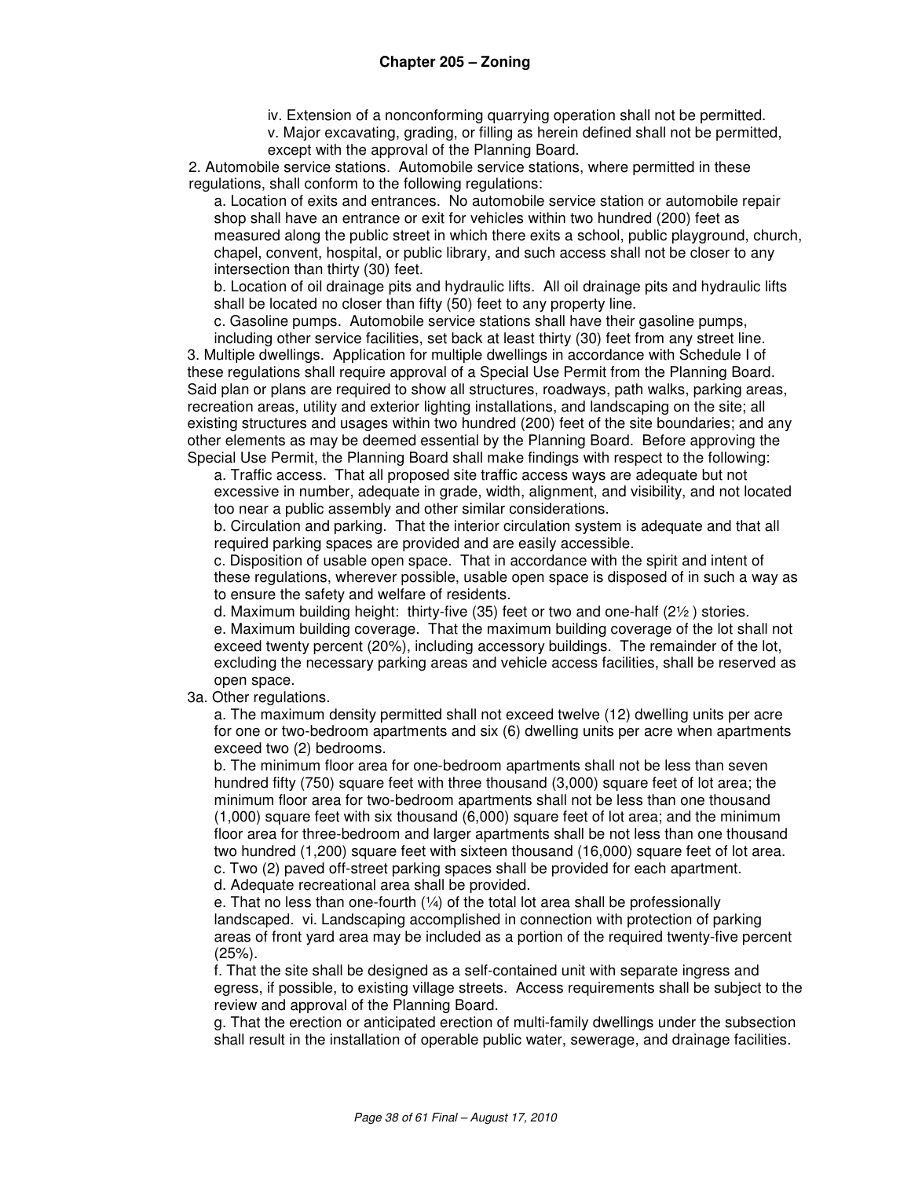iv. Extension of a nonconforming quarrying operation shall not be permitted.

v. Major excavating, grading, or filling as herein defined shall not be permitted, except with the approval of the Planning Board.

2. Automobile service stations. Automobile service stations, where permitted in these regulations, shall conform to the following regulations:

a. Location of exits and entrances. No automobile service station or automobile repair shop shall have an entrance or exit for vehicles within two hundred (200) feet as measured along the public street in which there exits a school, public playground, church, chapel, convent, hospital, or public library, and such access shall not be closer to any intersection than thirty (30) feet.

b. Location of oil drainage pits and hydraulic lifts. All oil drainage pits and hydraulic lifts shall be located no closer than fifty (50) feet to any property line.

c. Gasoline pumps. Automobile service stations shall have their gasoline pumps, including other service facilities, set back at least thirty (30) feet from any street line.

3. Multiple dwellings. Application for multiple dwellings in accordance with Schedule I of these regulations shall require approval of a Special Use Permit from the Planning Board. Said plan or plans are required to show all structures, roadways, path walks, parking areas, recreation areas, utility and exterior lighting installations, and landscaping on the site; all existing structures and usages within two hundred (200) feet of the site boundaries; and any other elements as may be deemed essential by the Planning Board. Before approving the Special Use Permit, the Planning Board shall make findings with respect to the following:

a. Traffic access. That all proposed site traffic access ways are adequate but not excessive in number, adequate in grade, width, alignment, and visibility, and not located too near a public assembly and other similar considerations.

b. Circulation and parking. That the interior circulation system is adequate and that all required parking spaces are provided and are easily accessible.

c. Disposition of usable open space. That in accordance with the spirit and intent of these regulations, wherever possible, usable open space is disposed of in such a way as to ensure the safety and welfare of residents.

d. Maximum building height: thirty-five (35) feet or two and one-half (2½ ) stories.

e. Maximum building coverage. That the maximum building coverage of the lot shall not exceed twenty percent (20%), including accessory buildings. The remainder of the lot, excluding the necessary parking areas and vehicle access facilities, shall be reserved as open space.

3a. Other regulations.

a. The maximum density permitted shall not exceed twelve (12) dwelling units per acre for one or two-bedroom apartments and six (6) dwelling units per acre when apartments exceed two (2) bedrooms.

b. The minimum floor area for one-bedroom apartments shall not be less than seven hundred fifty (750) square feet with three thousand (3,000) square feet of lot area; the minimum floor area for two-bedroom apartments shall not be less than one thousand (1,000) square feet with six thousand (6,000) square feet of lot area; and the minimum floor area for three-bedroom and larger apartments shall be not less than one thousand two hundred (1,200) square feet with sixteen thousand (16,000) square feet of lot area.

c. Two (2) paved off-street parking spaces shall be provided for each apartment.

d. Adequate recreational area shall be provided.

e. That no less than one-fourth (¼) of the total lot area shall be professionally landscaped. vi. Landscaping accomplished in connection with protection of parking areas of front yard area may be included as a portion of the required twenty-five percent (25%).

f. That the site shall be designed as a self-contained unit with separate ingress and egress, if possible, to existing village streets. Access requirements shall be subject to the review and approval of the Planning Board.

g. That the erection or anticipated erection of multi-family dwellings under the subsection shall result in the installation of operable public water, sewerage, and drainage facilities.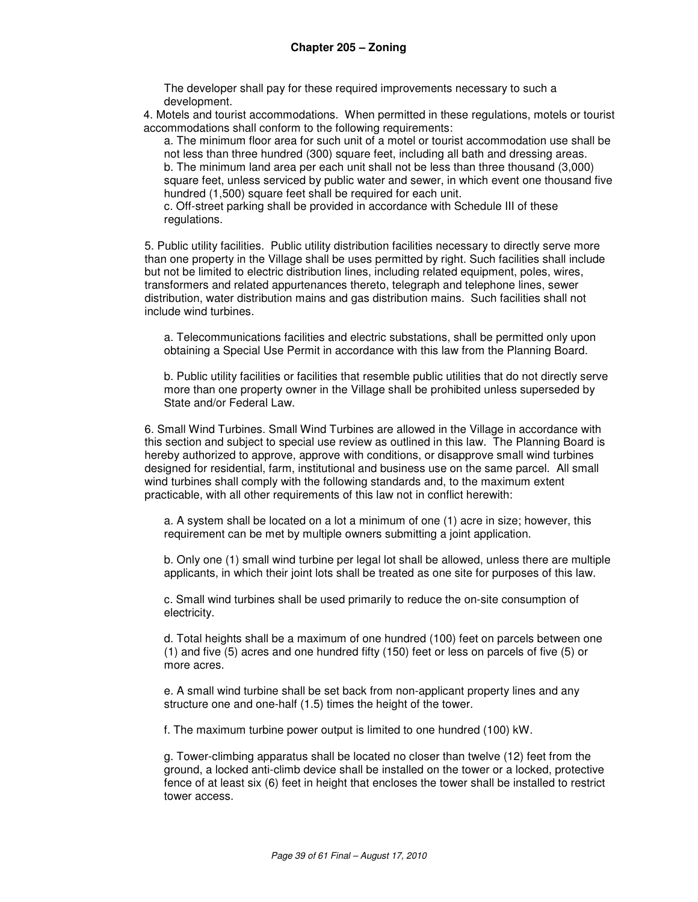The developer shall pay for these required improvements necessary to such a development.

4. Motels and tourist accommodations. When permitted in these regulations, motels or tourist accommodations shall conform to the following requirements:

a. The minimum floor area for such unit of a motel or tourist accommodation use shall be not less than three hundred (300) square feet, including all bath and dressing areas.
b. The minimum land area per each unit shall not be less than three thousand (3,000) square feet, unless serviced by public water and sewer, in which event one thousand five hundred (1,500) square feet shall be required for each unit.
c. Off-street parking shall be provided in accordance with Schedule III of these regulations.

5. Public utility facilities. Public utility distribution facilities necessary to directly serve more than one property in the Village shall be uses permitted by right. Such facilities shall include but not be limited to electric distribution lines, including related equipment, poles, wires, transformers and related appurtenances thereto, telegraph and telephone lines, sewer distribution, water distribution mains and gas distribution mains. Such facilities shall not include wind turbines.

a. Telecommunications facilities and electric substations, shall be permitted only upon obtaining a Special Use Permit in accordance with this law from the Planning Board.

b. Public utility facilities or facilities that resemble public utilities that do not directly serve more than one property owner in the Village shall be prohibited unless superseded by State and/or Federal Law.

6. Small Wind Turbines. Small Wind Turbines are allowed in the Village in accordance with this section and subject to special use review as outlined in this law. The Planning Board is hereby authorized to approve, approve with conditions, or disapprove small wind turbines designed for residential, farm, institutional and business use on the same parcel. All small wind turbines shall comply with the following standards and, to the maximum extent practicable, with all other requirements of this law not in conflict herewith:

a. A system shall be located on a lot a minimum of one (1) acre in size; however, this requirement can be met by multiple owners submitting a joint application.

b. Only one (1) small wind turbine per legal lot shall be allowed, unless there are multiple applicants, in which their joint lots shall be treated as one site for purposes of this law.

c. Small wind turbines shall be used primarily to reduce the on-site consumption of electricity.

d. Total heights shall be a maximum of one hundred (100) feet on parcels between one (1) and five (5) acres and one hundred fifty (150) feet or less on parcels of five (5) or more acres.

e. A small wind turbine shall be set back from non-applicant property lines and any structure one and one-half (1.5) times the height of the tower.

f. The maximum turbine power output is limited to one hundred (100) kW.

g. Tower-climbing apparatus shall be located no closer than twelve (12) feet from the ground, a locked anti-climb device shall be installed on the tower or a locked, protective fence of at least six (6) feet in height that encloses the tower shall be installed to restrict tower access.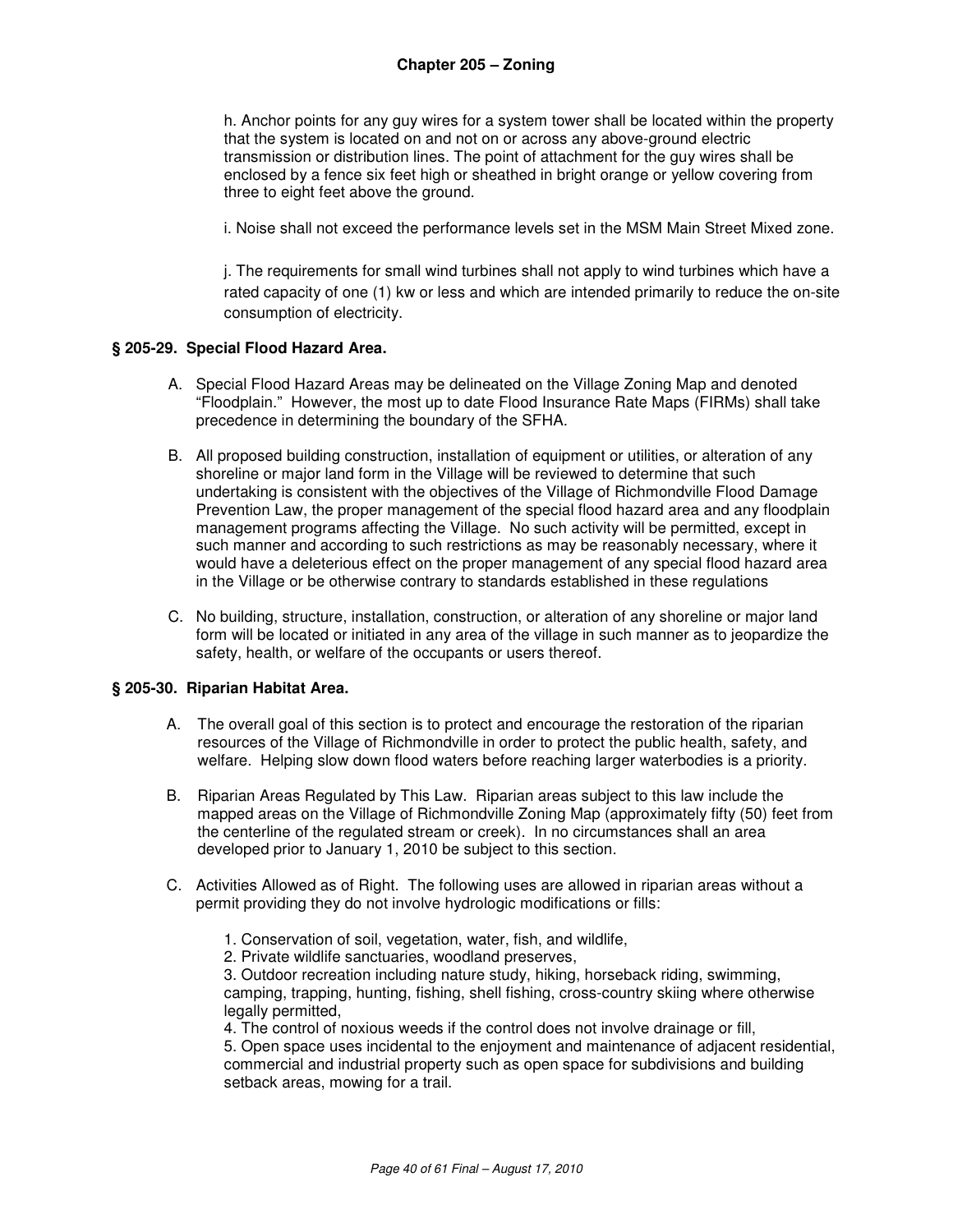h. Anchor points for any guy wires for a system tower shall be located within the property that the system is located on and not on or across any above-ground electric transmission or distribution lines. The point of attachment for the guy wires shall be enclosed by a fence six feet high or sheathed in bright orange or yellow covering from three to eight feet above the ground.

i. Noise shall not exceed the performance levels set in the MSM Main Street Mixed zone.

j. The requirements for small wind turbines shall not apply to wind turbines which have a rated capacity of one (1) kw or less and which are intended primarily to reduce the on-site consumption of electricity.

### § 205-29. Special Flood Hazard Area.

A. Special Flood Hazard Areas may be delineated on the Village Zoning Map and denoted "Floodplain." However, the most up to date Flood Insurance Rate Maps (FIRMs) shall take precedence in determining the boundary of the SFHA.

B. All proposed building construction, installation of equipment or utilities, or alteration of any shoreline or major land form in the Village will be reviewed to determine that such undertaking is consistent with the objectives of the Village of Richmondville Flood Damage Prevention Law, the proper management of the special flood hazard area and any floodplain management programs affecting the Village. No such activity will be permitted, except in such manner and according to such restrictions as may be reasonably necessary, where it would have a deleterious effect on the proper management of any special flood hazard area in the Village or be otherwise contrary to standards established in these regulations

C. No building, structure, installation, construction, or alteration of any shoreline or major land form will be located or initiated in any area of the village in such manner as to jeopardize the safety, health, or welfare of the occupants or users thereof.

### § 205-30. Riparian Habitat Area.

A. The overall goal of this section is to protect and encourage the restoration of the riparian resources of the Village of Richmondville in order to protect the public health, safety, and welfare. Helping slow down flood waters before reaching larger waterbodies is a priority.

B. Riparian Areas Regulated by This Law. Riparian areas subject to this law include the mapped areas on the Village of Richmondville Zoning Map (approximately fifty (50) feet from the centerline of the regulated stream or creek). In no circumstances shall an area developed prior to January 1, 2010 be subject to this section.

C. Activities Allowed as of Right. The following uses are allowed in riparian areas without a permit providing they do not involve hydrologic modifications or fills:

1. Conservation of soil, vegetation, water, fish, and wildlife,
2. Private wildlife sanctuaries, woodland preserves,
3. Outdoor recreation including nature study, hiking, horseback riding, swimming, camping, trapping, hunting, fishing, shell fishing, cross-country skiing where otherwise legally permitted,
4. The control of noxious weeds if the control does not involve drainage or fill,
5. Open space uses incidental to the enjoyment and maintenance of adjacent residential, commercial and industrial property such as open space for subdivisions and building setback areas, mowing for a trail.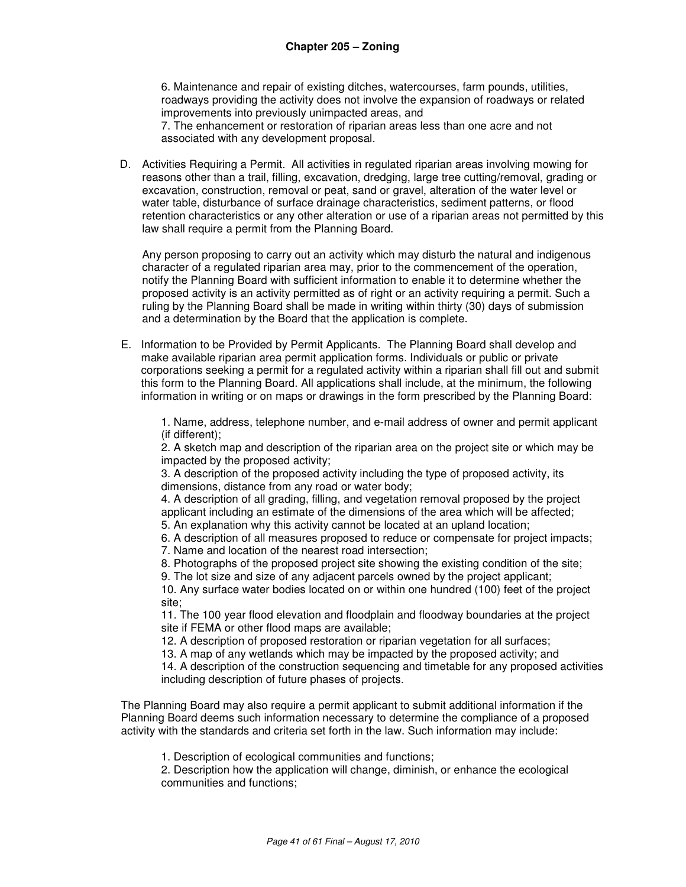6. Maintenance and repair of existing ditches, watercourses, farm pounds, utilities, roadways providing the activity does not involve the expansion of roadways or related improvements into previously unimpacted areas, and
7. The enhancement or restoration of riparian areas less than one acre and not associated with any development proposal.

D. Activities Requiring a Permit. All activities in regulated riparian areas involving mowing for reasons other than a trail, filling, excavation, dredging, large tree cutting/removal, grading or excavation, construction, removal or peat, sand or gravel, alteration of the water level or water table, disturbance of surface drainage characteristics, sediment patterns, or flood retention characteristics or any other alteration or use of a riparian areas not permitted by this law shall require a permit from the Planning Board.

Any person proposing to carry out an activity which may disturb the natural and indigenous character of a regulated riparian area may, prior to the commencement of the operation, notify the Planning Board with sufficient information to enable it to determine whether the proposed activity is an activity permitted as of right or an activity requiring a permit. Such a ruling by the Planning Board shall be made in writing within thirty (30) days of submission and a determination by the Board that the application is complete.

E. Information to be Provided by Permit Applicants. The Planning Board shall develop and make available riparian area permit application forms. Individuals or public or private corporations seeking a permit for a regulated activity within a riparian shall fill out and submit this form to the Planning Board. All applications shall include, at the minimum, the following information in writing or on maps or drawings in the form prescribed by the Planning Board:

1. Name, address, telephone number, and e-mail address of owner and permit applicant (if different);
2. A sketch map and description of the riparian area on the project site or which may be impacted by the proposed activity;
3. A description of the proposed activity including the type of proposed activity, its dimensions, distance from any road or water body;
4. A description of all grading, filling, and vegetation removal proposed by the project applicant including an estimate of the dimensions of the area which will be affected;
5. An explanation why this activity cannot be located at an upland location;
6. A description of all measures proposed to reduce or compensate for project impacts;
7. Name and location of the nearest road intersection;
8. Photographs of the proposed project site showing the existing condition of the site;
9. The lot size and size of any adjacent parcels owned by the project applicant;
10. Any surface water bodies located on or within one hundred (100) feet of the project site;
11. The 100 year flood elevation and floodplain and floodway boundaries at the project site if FEMA or other flood maps are available;
12. A description of proposed restoration or riparian vegetation for all surfaces;
13. A map of any wetlands which may be impacted by the proposed activity; and
14. A description of the construction sequencing and timetable for any proposed activities including description of future phases of projects.

The Planning Board may also require a permit applicant to submit additional information if the Planning Board deems such information necessary to determine the compliance of a proposed activity with the standards and criteria set forth in the law. Such information may include:

1. Description of ecological communities and functions;
2. Description how the application will change, diminish, or enhance the ecological communities and functions;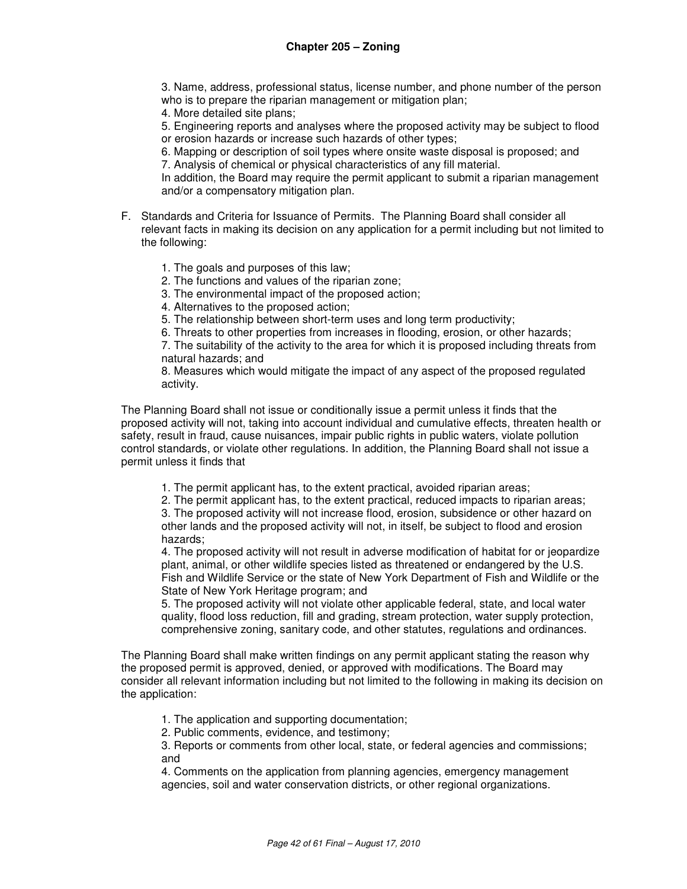3. Name, address, professional status, license number, and phone number of the person who is to prepare the riparian management or mitigation plan;
4. More detailed site plans;
5. Engineering reports and analyses where the proposed activity may be subject to flood or erosion hazards or increase such hazards of other types;
6. Mapping or description of soil types where onsite waste disposal is proposed; and
7. Analysis of chemical or physical characteristics of any fill material.

In addition, the Board may require the permit applicant to submit a riparian management and/or a compensatory mitigation plan.

F. Standards and Criteria for Issuance of Permits. The Planning Board shall consider all relevant facts in making its decision on any application for a permit including but not limited to the following:

1. The goals and purposes of this law;
2. The functions and values of the riparian zone;
3. The environmental impact of the proposed action;
4. Alternatives to the proposed action;
5. The relationship between short-term uses and long term productivity;
6. Threats to other properties from increases in flooding, erosion, or other hazards;
7. The suitability of the activity to the area for which it is proposed including threats from natural hazards; and
8. Measures which would mitigate the impact of any aspect of the proposed regulated activity.

The Planning Board shall not issue or conditionally issue a permit unless it finds that the proposed activity will not, taking into account individual and cumulative effects, threaten health or safety, result in fraud, cause nuisances, impair public rights in public waters, violate pollution control standards, or violate other regulations. In addition, the Planning Board shall not issue a permit unless it finds that

1. The permit applicant has, to the extent practical, avoided riparian areas;
2. The permit applicant has, to the extent practical, reduced impacts to riparian areas;
3. The proposed activity will not increase flood, erosion, subsidence or other hazard on other lands and the proposed activity will not, in itself, be subject to flood and erosion hazards;
4. The proposed activity will not result in adverse modification of habitat for or jeopardize plant, animal, or other wildlife species listed as threatened or endangered by the U.S. Fish and Wildlife Service or the state of New York Department of Fish and Wildlife or the State of New York Heritage program; and
5. The proposed activity will not violate other applicable federal, state, and local water quality, flood loss reduction, fill and grading, stream protection, water supply protection, comprehensive zoning, sanitary code, and other statutes, regulations and ordinances.

The Planning Board shall make written findings on any permit applicant stating the reason why the proposed permit is approved, denied, or approved with modifications. The Board may consider all relevant information including but not limited to the following in making its decision on the application:

1. The application and supporting documentation;
2. Public comments, evidence, and testimony;
3. Reports or comments from other local, state, or federal agencies and commissions; and
4. Comments on the application from planning agencies, emergency management agencies, soil and water conservation districts, or other regional organizations.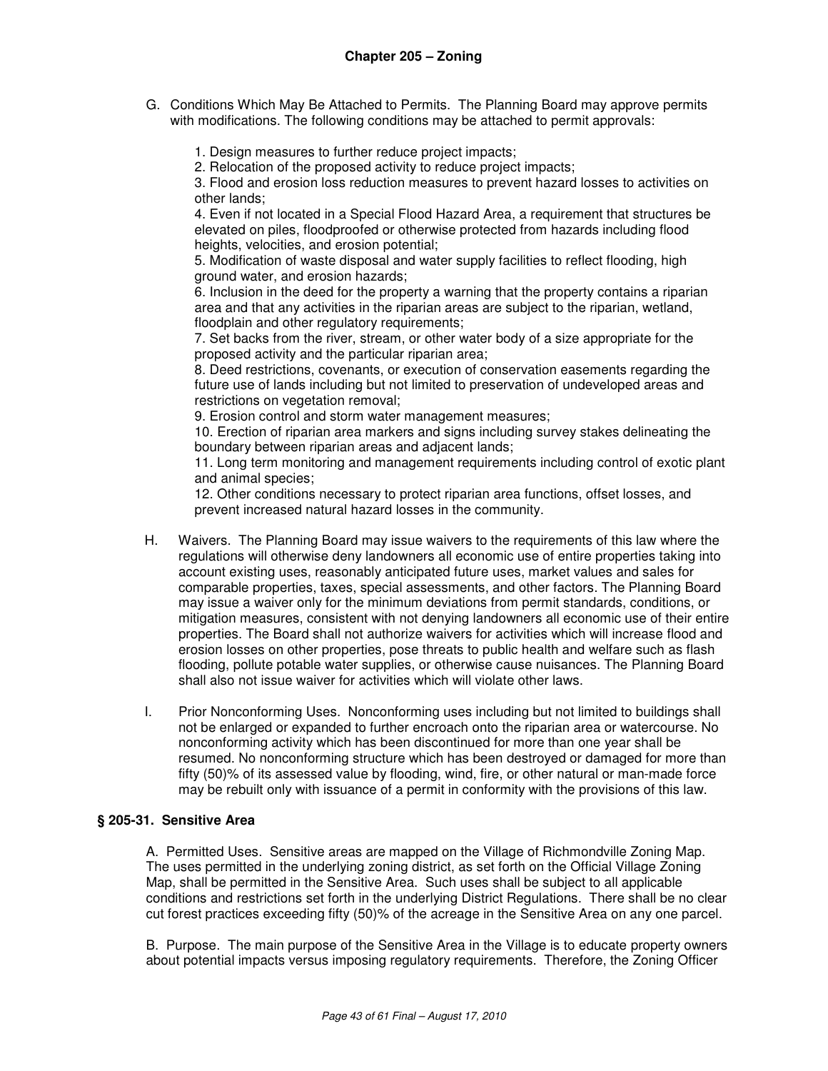G. Conditions Which May Be Attached to Permits. The Planning Board may approve permits with modifications. The following conditions may be attached to permit approvals:

1. Design measures to further reduce project impacts;
2. Relocation of the proposed activity to reduce project impacts;
3. Flood and erosion loss reduction measures to prevent hazard losses to activities on other lands;
4. Even if not located in a Special Flood Hazard Area, a requirement that structures be elevated on piles, floodproofed or otherwise protected from hazards including flood heights, velocities, and erosion potential;
5. Modification of waste disposal and water supply facilities to reflect flooding, high ground water, and erosion hazards;
6. Inclusion in the deed for the property a warning that the property contains a riparian area and that any activities in the riparian areas are subject to the riparian, wetland, floodplain and other regulatory requirements;
7. Set backs from the river, stream, or other water body of a size appropriate for the proposed activity and the particular riparian area;
8. Deed restrictions, covenants, or execution of conservation easements regarding the future use of lands including but not limited to preservation of undeveloped areas and restrictions on vegetation removal;
9. Erosion control and storm water management measures;
10. Erection of riparian area markers and signs including survey stakes delineating the boundary between riparian areas and adjacent lands;
11. Long term monitoring and management requirements including control of exotic plant and animal species;
12. Other conditions necessary to protect riparian area functions, offset losses, and prevent increased natural hazard losses in the community.

H. Waivers. The Planning Board may issue waivers to the requirements of this law where the regulations will otherwise deny landowners all economic use of entire properties taking into account existing uses, reasonably anticipated future uses, market values and sales for comparable properties, taxes, special assessments, and other factors. The Planning Board may issue a waiver only for the minimum deviations from permit standards, conditions, or mitigation measures, consistent with not denying landowners all economic use of their entire properties. The Board shall not authorize waivers for activities which will increase flood and erosion losses on other properties, pose threats to public health and welfare such as flash flooding, pollute potable water supplies, or otherwise cause nuisances. The Planning Board shall also not issue waiver for activities which will violate other laws.

I. Prior Nonconforming Uses. Nonconforming uses including but not limited to buildings shall not be enlarged or expanded to further encroach onto the riparian area or watercourse. No nonconforming activity which has been discontinued for more than one year shall be resumed. No nonconforming structure which has been destroyed or damaged for more than fifty (50)% of its assessed value by flooding, wind, fire, or other natural or man-made force may be rebuilt only with issuance of a permit in conformity with the provisions of this law.

### § 205-31. Sensitive Area

A. Permitted Uses. Sensitive areas are mapped on the Village of Richmondville Zoning Map. The uses permitted in the underlying zoning district, as set forth on the Official Village Zoning Map, shall be permitted in the Sensitive Area. Such uses shall be subject to all applicable conditions and restrictions set forth in the underlying District Regulations. There shall be no clear cut forest practices exceeding fifty (50)% of the acreage in the Sensitive Area on any one parcel.

B. Purpose. The main purpose of the Sensitive Area in the Village is to educate property owners about potential impacts versus imposing regulatory requirements. Therefore, the Zoning Officer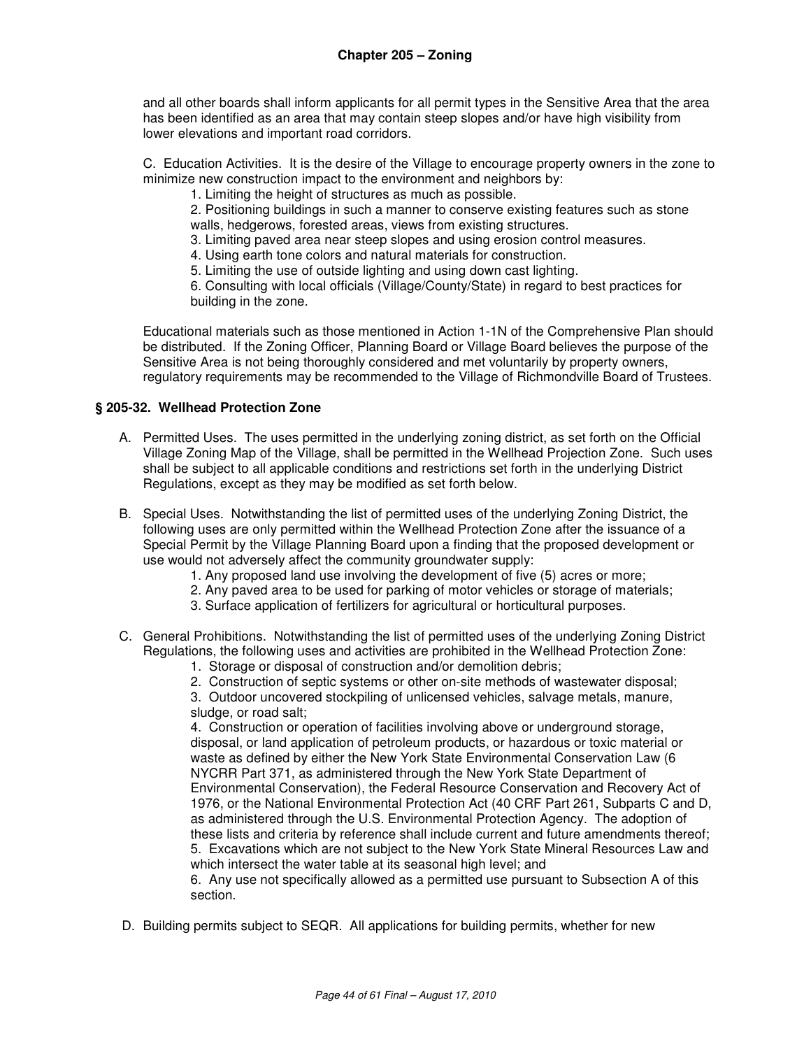and all other boards shall inform applicants for all permit types in the Sensitive Area that the area has been identified as an area that may contain steep slopes and/or have high visibility from lower elevations and important road corridors.

C. Education Activities. It is the desire of the Village to encourage property owners in the zone to minimize new construction impact to the environment and neighbors by:

1. Limiting the height of structures as much as possible.
2. Positioning buildings in such a manner to conserve existing features such as stone walls, hedgerows, forested areas, views from existing structures.
3. Limiting paved area near steep slopes and using erosion control measures.
4. Using earth tone colors and natural materials for construction.
5. Limiting the use of outside lighting and using down cast lighting.
6. Consulting with local officials (Village/County/State) in regard to best practices for building in the zone.

Educational materials such as those mentioned in Action 1-1N of the Comprehensive Plan should be distributed. If the Zoning Officer, Planning Board or Village Board believes the purpose of the Sensitive Area is not being thoroughly considered and met voluntarily by property owners, regulatory requirements may be recommended to the Village of Richmondville Board of Trustees.

### § 205-32. Wellhead Protection Zone

A. Permitted Uses. The uses permitted in the underlying zoning district, as set forth on the Official Village Zoning Map of the Village, shall be permitted in the Wellhead Projection Zone. Such uses shall be subject to all applicable conditions and restrictions set forth in the underlying District Regulations, except as they may be modified as set forth below.

B. Special Uses. Notwithstanding the list of permitted uses of the underlying Zoning District, the following uses are only permitted within the Wellhead Protection Zone after the issuance of a Special Permit by the Village Planning Board upon a finding that the proposed development or use would not adversely affect the community groundwater supply:

1. Any proposed land use involving the development of five (5) acres or more;
2. Any paved area to be used for parking of motor vehicles or storage of materials;
3. Surface application of fertilizers for agricultural or horticultural purposes.

C. General Prohibitions. Notwithstanding the list of permitted uses of the underlying Zoning District Regulations, the following uses and activities are prohibited in the Wellhead Protection Zone:

1. Storage or disposal of construction and/or demolition debris;
2. Construction of septic systems or other on-site methods of wastewater disposal;
3. Outdoor uncovered stockpiling of unlicensed vehicles, salvage metals, manure, sludge, or road salt;
4. Construction or operation of facilities involving above or underground storage, disposal, or land application of petroleum products, or hazardous or toxic material or waste as defined by either the New York State Environmental Conservation Law (6 NYCRR Part 371, as administered through the New York State Department of Environmental Conservation), the Federal Resource Conservation and Recovery Act of 1976, or the National Environmental Protection Act (40 CRF Part 261, Subparts C and D, as administered through the U.S. Environmental Protection Agency. The adoption of these lists and criteria by reference shall include current and future amendments thereof;
5. Excavations which are not subject to the New York State Mineral Resources Law and which intersect the water table at its seasonal high level; and
6. Any use not specifically allowed as a permitted use pursuant to Subsection A of this section.

D. Building permits subject to SEQR. All applications for building permits, whether for new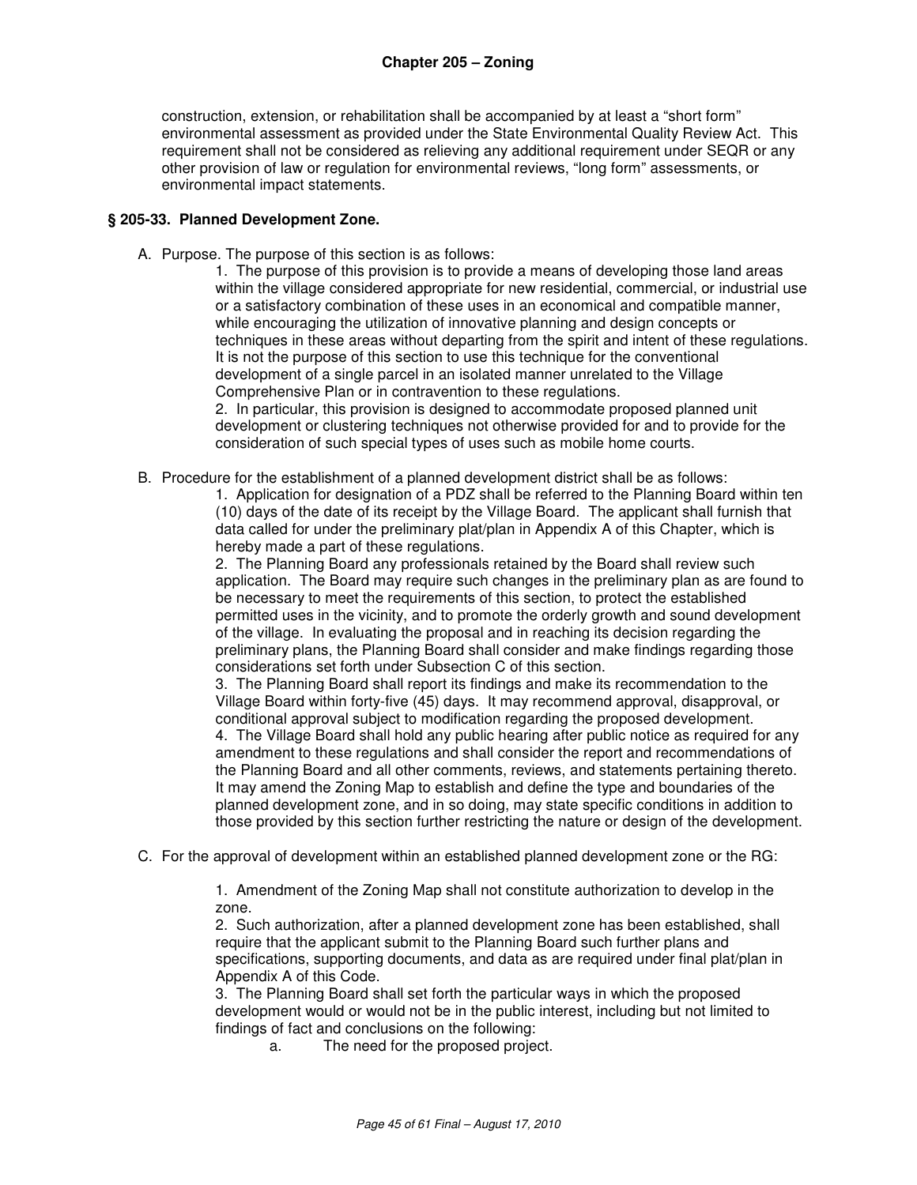construction, extension, or rehabilitation shall be accompanied by at least a "short form" environmental assessment as provided under the State Environmental Quality Review Act. This requirement shall not be considered as relieving any additional requirement under SEQR or any other provision of law or regulation for environmental reviews, "long form" assessments, or environmental impact statements.

### § 205-33. Planned Development Zone.

A. Purpose. The purpose of this section is as follows:

1. The purpose of this provision is to provide a means of developing those land areas within the village considered appropriate for new residential, commercial, or industrial use or a satisfactory combination of these uses in an economical and compatible manner, while encouraging the utilization of innovative planning and design concepts or techniques in these areas without departing from the spirit and intent of these regulations. It is not the purpose of this section to use this technique for the conventional development of a single parcel in an isolated manner unrelated to the Village Comprehensive Plan or in contravention to these regulations.
2. In particular, this provision is designed to accommodate proposed planned unit development or clustering techniques not otherwise provided for and to provide for the consideration of such special types of uses such as mobile home courts.

B. Procedure for the establishment of a planned development district shall be as follows:

1. Application for designation of a PDZ shall be referred to the Planning Board within ten (10) days of the date of its receipt by the Village Board. The applicant shall furnish that data called for under the preliminary plat/plan in Appendix A of this Chapter, which is hereby made a part of these regulations.
2. The Planning Board any professionals retained by the Board shall review such application. The Board may require such changes in the preliminary plan as are found to be necessary to meet the requirements of this section, to protect the established permitted uses in the vicinity, and to promote the orderly growth and sound development of the village. In evaluating the proposal and in reaching its decision regarding the preliminary plans, the Planning Board shall consider and make findings regarding those considerations set forth under Subsection C of this section.
3. The Planning Board shall report its findings and make its recommendation to the Village Board within forty-five (45) days. It may recommend approval, disapproval, or conditional approval subject to modification regarding the proposed development.
4. The Village Board shall hold any public hearing after public notice as required for any amendment to these regulations and shall consider the report and recommendations of the Planning Board and all other comments, reviews, and statements pertaining thereto. It may amend the Zoning Map to establish and define the type and boundaries of the planned development zone, and in so doing, may state specific conditions in addition to those provided by this section further restricting the nature or design of the development.

C. For the approval of development within an established planned development zone or the RG:

1. Amendment of the Zoning Map shall not constitute authorization to develop in the zone.
2. Such authorization, after a planned development zone has been established, shall require that the applicant submit to the Planning Board such further plans and specifications, supporting documents, and data as are required under final plat/plan in Appendix A of this Code.
3. The Planning Board shall set forth the particular ways in which the proposed development would or would not be in the public interest, including but not limited to findings of fact and conclusions on the following:
   a. The need for the proposed project.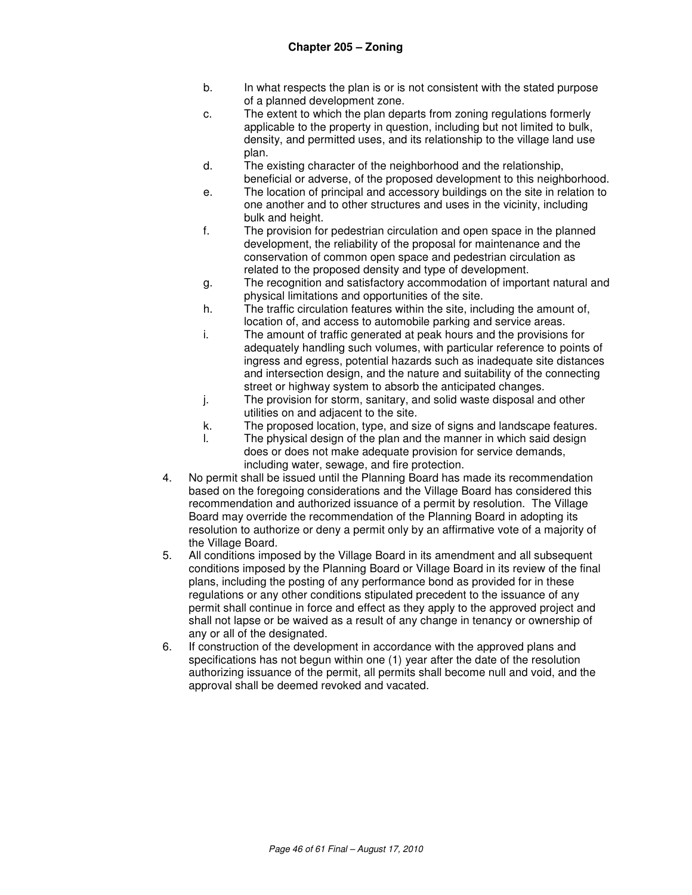b. In what respects the plan is or is not consistent with the stated purpose of a planned development zone.

c. The extent to which the plan departs from zoning regulations formerly applicable to the property in question, including but not limited to bulk, density, and permitted uses, and its relationship to the village land use plan.

d. The existing character of the neighborhood and the relationship, beneficial or adverse, of the proposed development to this neighborhood.

e. The location of principal and accessory buildings on the site in relation to one another and to other structures and uses in the vicinity, including bulk and height.

f. The provision for pedestrian circulation and open space in the planned development, the reliability of the proposal for maintenance and the conservation of common open space and pedestrian circulation as related to the proposed density and type of development.

g. The recognition and satisfactory accommodation of important natural and physical limitations and opportunities of the site.

h. The traffic circulation features within the site, including the amount of, location of, and access to automobile parking and service areas.

i. The amount of traffic generated at peak hours and the provisions for adequately handling such volumes, with particular reference to points of ingress and egress, potential hazards such as inadequate site distances and intersection design, and the nature and suitability of the connecting street or highway system to absorb the anticipated changes.

j. The provision for storm, sanitary, and solid waste disposal and other utilities on and adjacent to the site.

k. The proposed location, type, and size of signs and landscape features.

l. The physical design of the plan and the manner in which said design does or does not make adequate provision for service demands, including water, sewage, and fire protection.

4. No permit shall be issued until the Planning Board has made its recommendation based on the foregoing considerations and the Village Board has considered this recommendation and authorized issuance of a permit by resolution. The Village Board may override the recommendation of the Planning Board in adopting its resolution to authorize or deny a permit only by an affirmative vote of a majority of the Village Board.

5. All conditions imposed by the Village Board in its amendment and all subsequent conditions imposed by the Planning Board or Village Board in its review of the final plans, including the posting of any performance bond as provided for in these regulations or any other conditions stipulated precedent to the issuance of any permit shall continue in force and effect as they apply to the approved project and shall not lapse or be waived as a result of any change in tenancy or ownership of any or all of the designated.

6. If construction of the development in accordance with the approved plans and specifications has not begun within one (1) year after the date of the resolution authorizing issuance of the permit, all permits shall become null and void, and the approval shall be deemed revoked and vacated.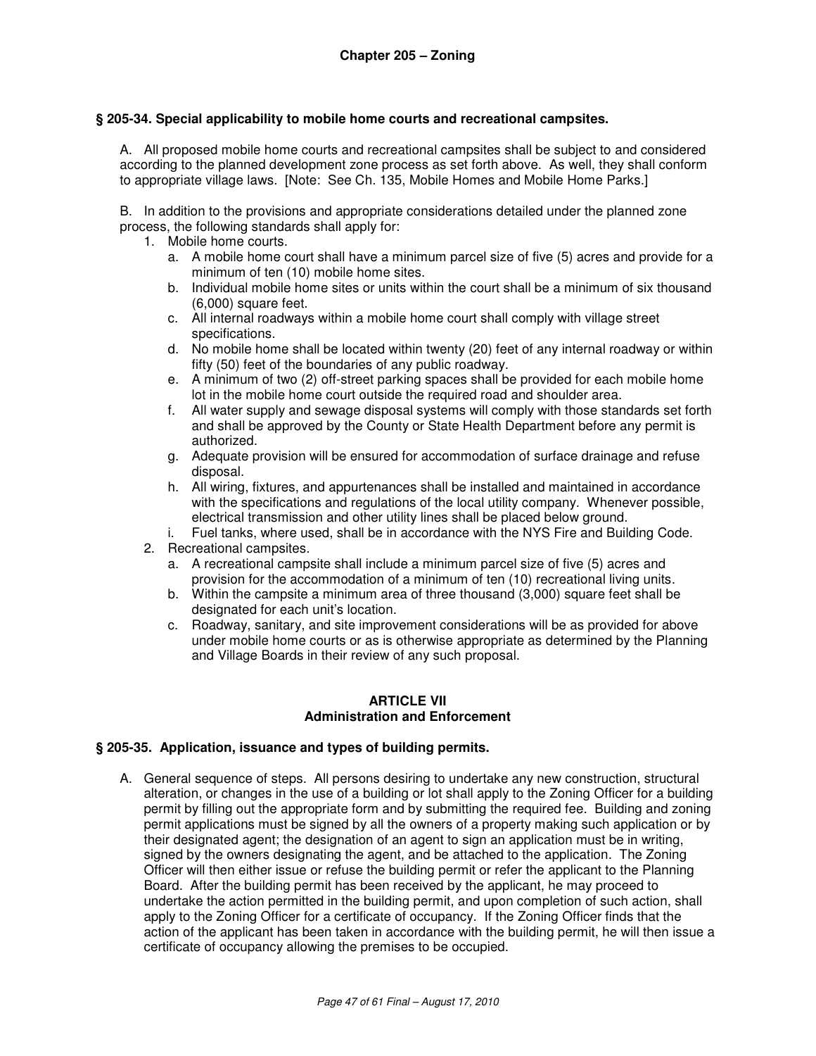### § 205-34. Special applicability to mobile home courts and recreational campsites.

A. All proposed mobile home courts and recreational campsites shall be subject to and considered according to the planned development zone process as set forth above. As well, they shall conform to appropriate village laws. [Note: See Ch. 135, Mobile Homes and Mobile Home Parks.]

B. In addition to the provisions and appropriate considerations detailed under the planned zone process, the following standards shall apply for:

1. Mobile home courts.
   a. A mobile home court shall have a minimum parcel size of five (5) acres and provide for a minimum of ten (10) mobile home sites.
   b. Individual mobile home sites or units within the court shall be a minimum of six thousand (6,000) square feet.
   c. All internal roadways within a mobile home court shall comply with village street specifications.
   d. No mobile home shall be located within twenty (20) feet of any internal roadway or within fifty (50) feet of the boundaries of any public roadway.
   e. A minimum of two (2) off-street parking spaces shall be provided for each mobile home lot in the mobile home court outside the required road and shoulder area.
   f. All water supply and sewage disposal systems will comply with those standards set forth and shall be approved by the County or State Health Department before any permit is authorized.
   g. Adequate provision will be ensured for accommodation of surface drainage and refuse disposal.
   h. All wiring, fixtures, and appurtenances shall be installed and maintained in accordance with the specifications and regulations of the local utility company. Whenever possible, electrical transmission and other utility lines shall be placed below ground.
   i. Fuel tanks, where used, shall be in accordance with the NYS Fire and Building Code.
2. Recreational campsites.
   a. A recreational campsite shall include a minimum parcel size of five (5) acres and provision for the accommodation of a minimum of ten (10) recreational living units.
   b. Within the campsite a minimum area of three thousand (3,000) square feet shall be designated for each unit's location.
   c. Roadway, sanitary, and site improvement considerations will be as provided for above under mobile home courts or as is otherwise appropriate as determined by the Planning and Village Boards in their review of any such proposal.

## ARTICLE VII
## Administration and Enforcement

### § 205-35. Application, issuance and types of building permits.

A. General sequence of steps. All persons desiring to undertake any new construction, structural alteration, or changes in the use of a building or lot shall apply to the Zoning Officer for a building permit by filling out the appropriate form and by submitting the required fee. Building and zoning permit applications must be signed by all the owners of a property making such application or by their designated agent; the designation of an agent to sign an application must be in writing, signed by the owners designating the agent, and be attached to the application. The Zoning Officer will then either issue or refuse the building permit or refer the applicant to the Planning Board. After the building permit has been received by the applicant, he may proceed to undertake the action permitted in the building permit, and upon completion of such action, shall apply to the Zoning Officer for a certificate of occupancy. If the Zoning Officer finds that the action of the applicant has been taken in accordance with the building permit, he will then issue a certificate of occupancy allowing the premises to be occupied.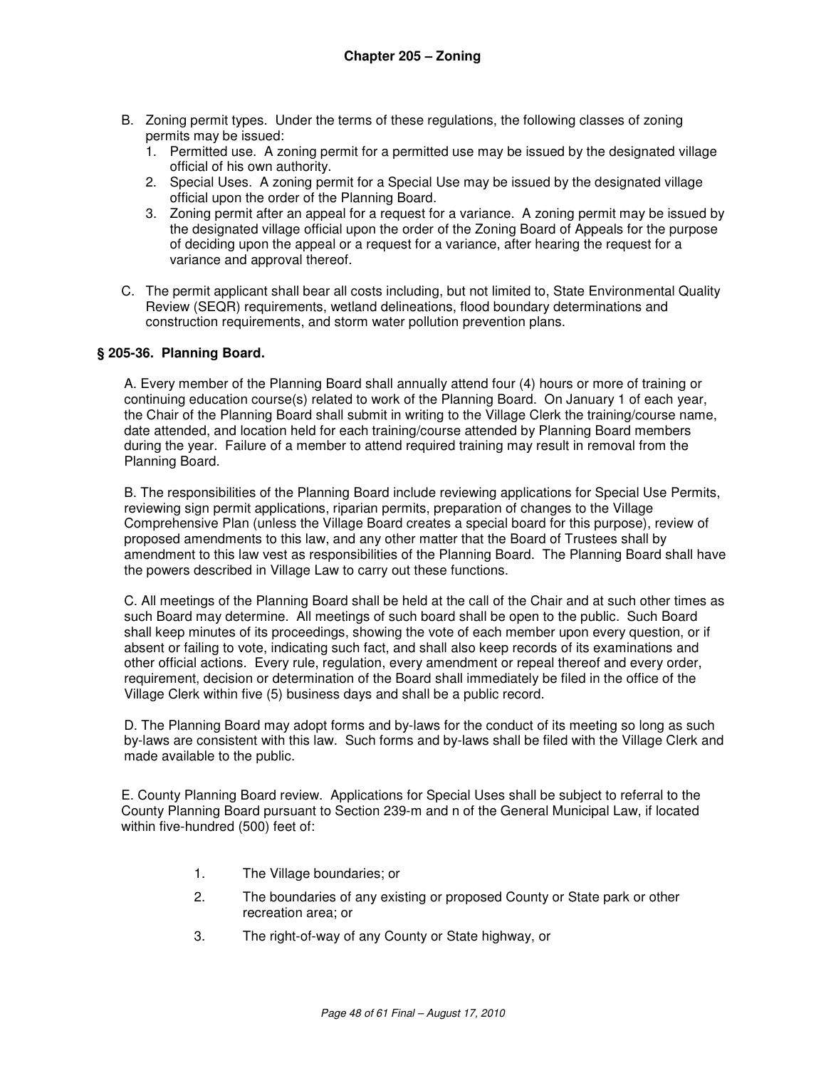B. Zoning permit types. Under the terms of these regulations, the following classes of zoning permits may be issued:
   1. Permitted use. A zoning permit for a permitted use may be issued by the designated village official of his own authority.
   2. Special Uses. A zoning permit for a Special Use may be issued by the designated village official upon the order of the Planning Board.
   3. Zoning permit after an appeal for a request for a variance. A zoning permit may be issued by the designated village official upon the order of the Zoning Board of Appeals for the purpose of deciding upon the appeal or a request for a variance, after hearing the request for a variance and approval thereof.

C. The permit applicant shall bear all costs including, but not limited to, State Environmental Quality Review (SEQR) requirements, wetland delineations, flood boundary determinations and construction requirements, and storm water pollution prevention plans.

## § 205-36. Planning Board.

A. Every member of the Planning Board shall annually attend four (4) hours or more of training or continuing education course(s) related to work of the Planning Board. On January 1 of each year, the Chair of the Planning Board shall submit in writing to the Village Clerk the training/course name, date attended, and location held for each training/course attended by Planning Board members during the year. Failure of a member to attend required training may result in removal from the Planning Board.

B. The responsibilities of the Planning Board include reviewing applications for Special Use Permits, reviewing sign permit applications, riparian permits, preparation of changes to the Village Comprehensive Plan (unless the Village Board creates a special board for this purpose), review of proposed amendments to this law, and any other matter that the Board of Trustees shall by amendment to this law vest as responsibilities of the Planning Board. The Planning Board shall have the powers described in Village Law to carry out these functions.

C. All meetings of the Planning Board shall be held at the call of the Chair and at such other times as such Board may determine. All meetings of such board shall be open to the public. Such Board shall keep minutes of its proceedings, showing the vote of each member upon every question, or if absent or failing to vote, indicating such fact, and shall also keep records of its examinations and other official actions. Every rule, regulation, every amendment or repeal thereof and every order, requirement, decision or determination of the Board shall immediately be filed in the office of the Village Clerk within five (5) business days and shall be a public record.

D. The Planning Board may adopt forms and by-laws for the conduct of its meeting so long as such by-laws are consistent with this law. Such forms and by-laws shall be filed with the Village Clerk and made available to the public.

E. County Planning Board review. Applications for Special Uses shall be subject to referral to the County Planning Board pursuant to Section 239-m and n of the General Municipal Law, if located within five-hundred (500) feet of:

1. The Village boundaries; or
2. The boundaries of any existing or proposed County or State park or other recreation area; or
3. The right-of-way of any County or State highway, or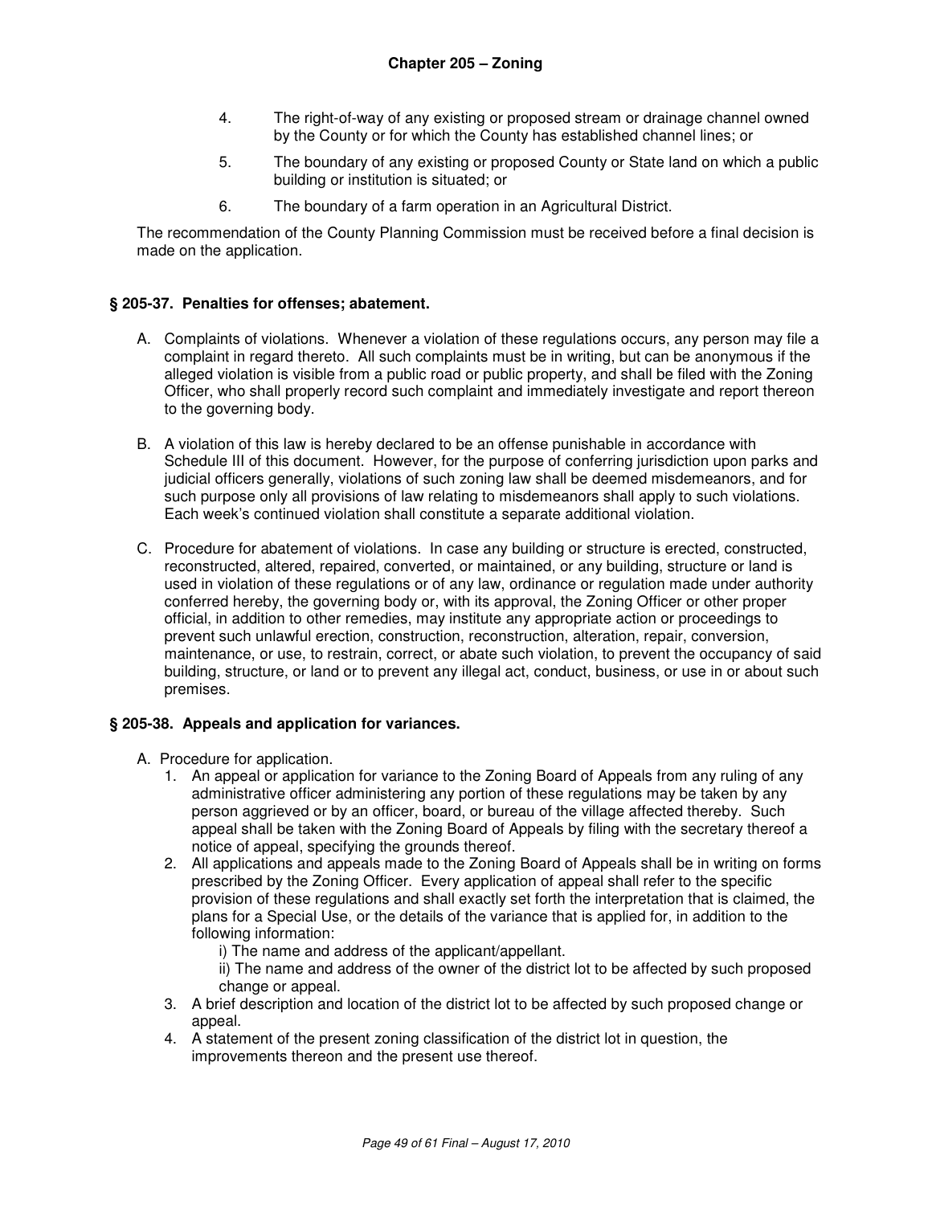4. The right-of-way of any existing or proposed stream or drainage channel owned by the County or for which the County has established channel lines; or

5. The boundary of any existing or proposed County or State land on which a public building or institution is situated; or

6. The boundary of a farm operation in an Agricultural District.

The recommendation of the County Planning Commission must be received before a final decision is made on the application.

### § 205-37. Penalties for offenses; abatement.

A. Complaints of violations. Whenever a violation of these regulations occurs, any person may file a complaint in regard thereto. All such complaints must be in writing, but can be anonymous if the alleged violation is visible from a public road or public property, and shall be filed with the Zoning Officer, who shall properly record such complaint and immediately investigate and report thereon to the governing body.

B. A violation of this law is hereby declared to be an offense punishable in accordance with Schedule III of this document. However, for the purpose of conferring jurisdiction upon parks and judicial officers generally, violations of such zoning law shall be deemed misdemeanors, and for such purpose only all provisions of law relating to misdemeanors shall apply to such violations. Each week's continued violation shall constitute a separate additional violation.

C. Procedure for abatement of violations. In case any building or structure is erected, constructed, reconstructed, altered, repaired, converted, or maintained, or any building, structure or land is used in violation of these regulations or of any law, ordinance or regulation made under authority conferred hereby, the governing body or, with its approval, the Zoning Officer or other proper official, in addition to other remedies, may institute any appropriate action or proceedings to prevent such unlawful erection, construction, reconstruction, alteration, repair, conversion, maintenance, or use, to restrain, correct, or abate such violation, to prevent the occupancy of said building, structure, or land or to prevent any illegal act, conduct, business, or use in or about such premises.

### § 205-38. Appeals and application for variances.

A. Procedure for application.

1. An appeal or application for variance to the Zoning Board of Appeals from any ruling of any administrative officer administering any portion of these regulations may be taken by any person aggrieved or by an officer, board, or bureau of the village affected thereby. Such appeal shall be taken with the Zoning Board of Appeals by filing with the secretary thereof a notice of appeal, specifying the grounds thereof.
2. All applications and appeals made to the Zoning Board of Appeals shall be in writing on forms prescribed by the Zoning Officer. Every application of appeal shall refer to the specific provision of these regulations and shall exactly set forth the interpretation that is claimed, the plans for a Special Use, or the details of the variance that is applied for, in addition to the following information:
   - i) The name and address of the applicant/appellant.
   - ii) The name and address of the owner of the district lot to be affected by such proposed change or appeal.
3. A brief description and location of the district lot to be affected by such proposed change or appeal.
4. A statement of the present zoning classification of the district lot in question, the improvements thereon and the present use thereof.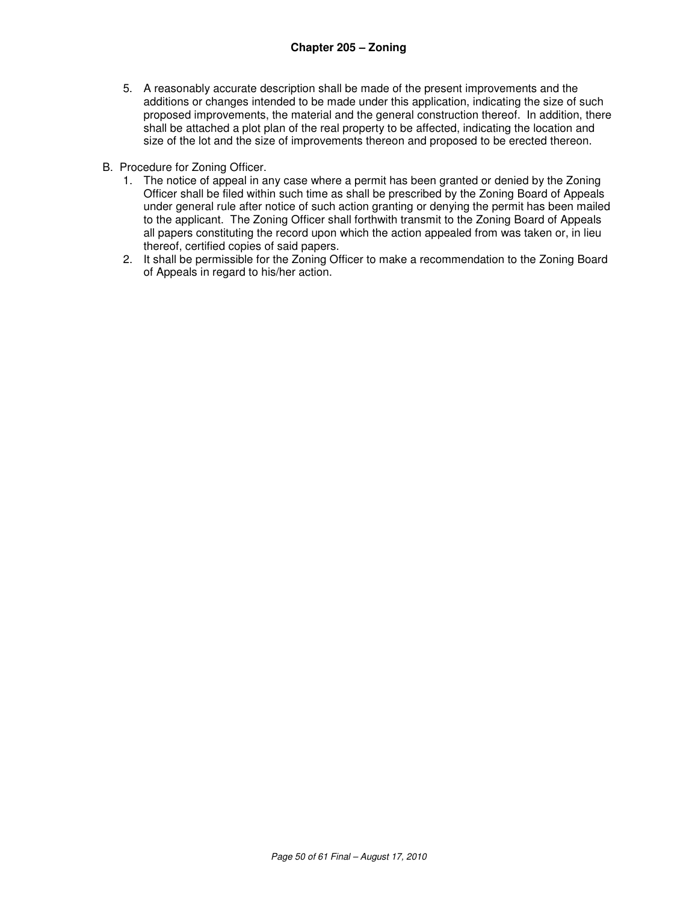5. A reasonably accurate description shall be made of the present improvements and the additions or changes intended to be made under this application, indicating the size of such proposed improvements, the material and the general construction thereof. In addition, there shall be attached a plot plan of the real property to be affected, indicating the location and size of the lot and the size of improvements thereon and proposed to be erected thereon.

B. Procedure for Zoning Officer.

1. The notice of appeal in any case where a permit has been granted or denied by the Zoning Officer shall be filed within such time as shall be prescribed by the Zoning Board of Appeals under general rule after notice of such action granting or denying the permit has been mailed to the applicant. The Zoning Officer shall forthwith transmit to the Zoning Board of Appeals all papers constituting the record upon which the action appealed from was taken or, in lieu thereof, certified copies of said papers.
2. It shall be permissible for the Zoning Officer to make a recommendation to the Zoning Board of Appeals in regard to his/her action.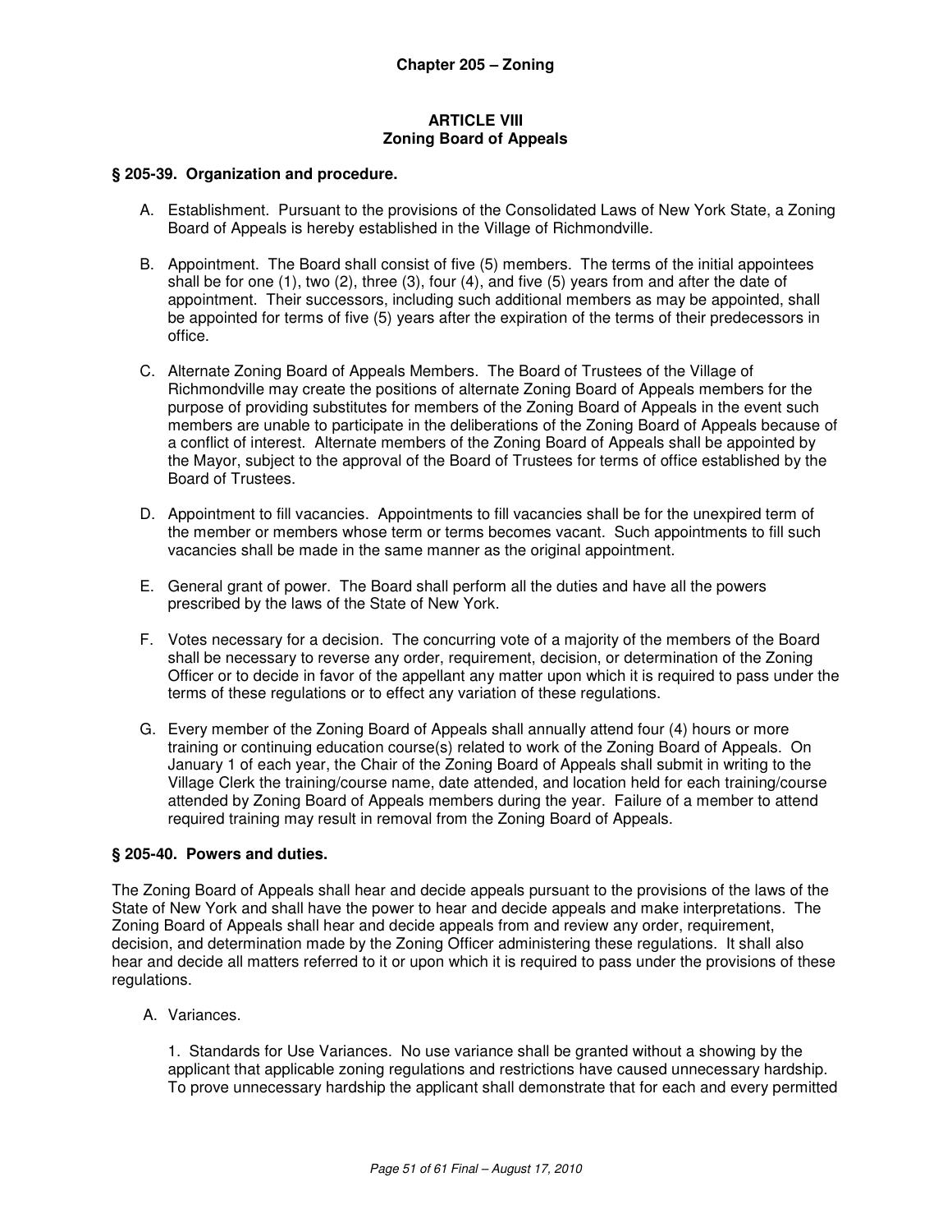## Chapter 205 – Zoning

### ARTICLE VIII
### Zoning Board of Appeals

**§ 205-39. Organization and procedure.**

A. Establishment. Pursuant to the provisions of the Consolidated Laws of New York State, a Zoning Board of Appeals is hereby established in the Village of Richmondville.

B. Appointment. The Board shall consist of five (5) members. The terms of the initial appointees shall be for one (1), two (2), three (3), four (4), and five (5) years from and after the date of appointment. Their successors, including such additional members as may be appointed, shall be appointed for terms of five (5) years after the expiration of the terms of their predecessors in office.

C. Alternate Zoning Board of Appeals Members. The Board of Trustees of the Village of Richmondville may create the positions of alternate Zoning Board of Appeals members for the purpose of providing substitutes for members of the Zoning Board of Appeals in the event such members are unable to participate in the deliberations of the Zoning Board of Appeals because of a conflict of interest. Alternate members of the Zoning Board of Appeals shall be appointed by the Mayor, subject to the approval of the Board of Trustees for terms of office established by the Board of Trustees.

D. Appointment to fill vacancies. Appointments to fill vacancies shall be for the unexpired term of the member or members whose term or terms becomes vacant. Such appointments to fill such vacancies shall be made in the same manner as the original appointment.

E. General grant of power. The Board shall perform all the duties and have all the powers prescribed by the laws of the State of New York.

F. Votes necessary for a decision. The concurring vote of a majority of the members of the Board shall be necessary to reverse any order, requirement, decision, or determination of the Zoning Officer or to decide in favor of the appellant any matter upon which it is required to pass under the terms of these regulations or to effect any variation of these regulations.

G. Every member of the Zoning Board of Appeals shall annually attend four (4) hours or more training or continuing education course(s) related to work of the Zoning Board of Appeals. On January 1 of each year, the Chair of the Zoning Board of Appeals shall submit in writing to the Village Clerk the training/course name, date attended, and location held for each training/course attended by Zoning Board of Appeals members during the year. Failure of a member to attend required training may result in removal from the Zoning Board of Appeals.

**§ 205-40. Powers and duties.**

The Zoning Board of Appeals shall hear and decide appeals pursuant to the provisions of the laws of the State of New York and shall have the power to hear and decide appeals and make interpretations. The Zoning Board of Appeals shall hear and decide appeals from and review any order, requirement, decision, and determination made by the Zoning Officer administering these regulations. It shall also hear and decide all matters referred to it or upon which it is required to pass under the provisions of these regulations.

A. Variances.

1. Standards for Use Variances. No use variance shall be granted without a showing by the applicant that applicable zoning regulations and restrictions have caused unnecessary hardship. To prove unnecessary hardship the applicant shall demonstrate that for each and every permitted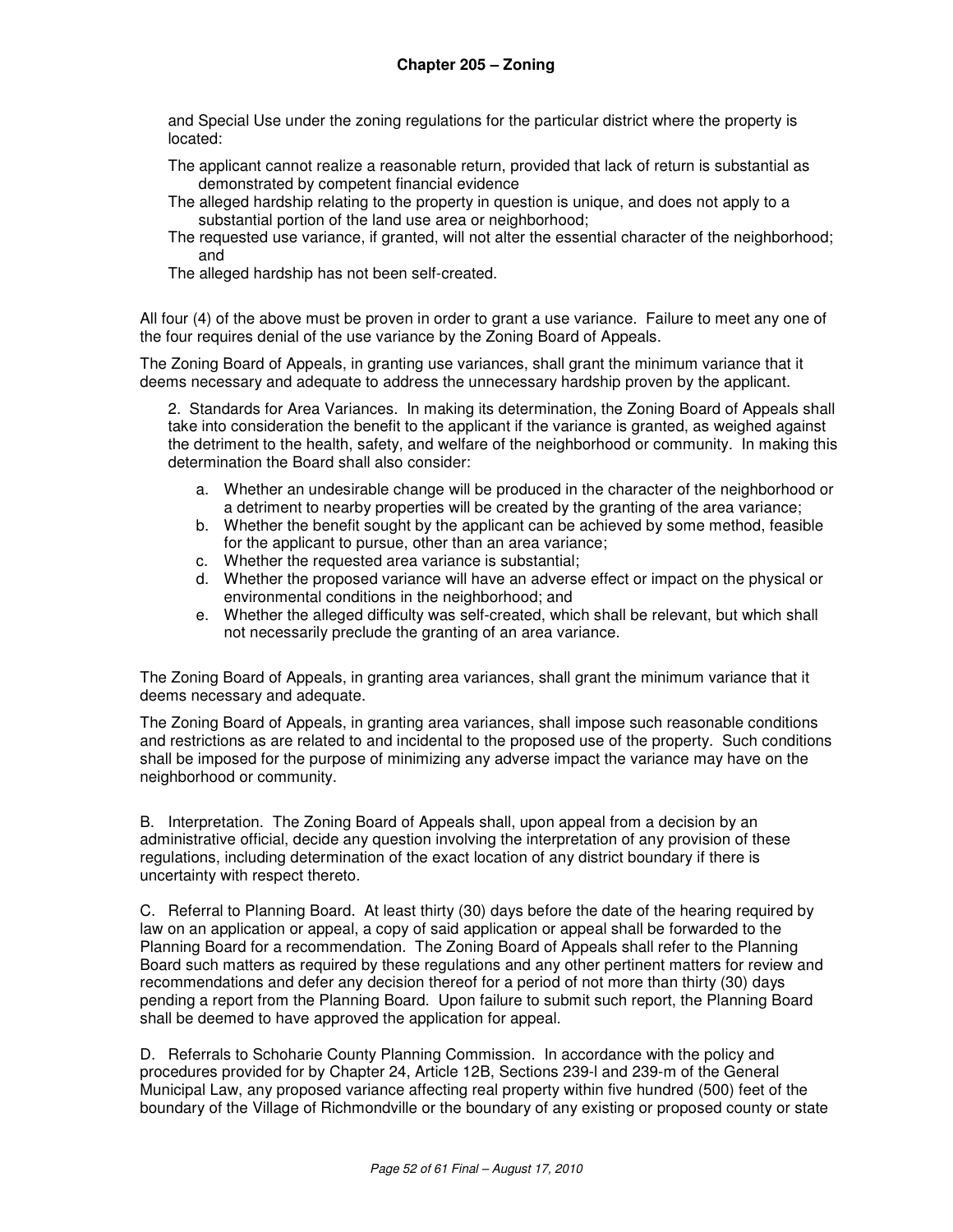and Special Use under the zoning regulations for the particular district where the property is located:

The applicant cannot realize a reasonable return, provided that lack of return is substantial as demonstrated by competent financial evidence

The alleged hardship relating to the property in question is unique, and does not apply to a substantial portion of the land use area or neighborhood;

The requested use variance, if granted, will not alter the essential character of the neighborhood; and

The alleged hardship has not been self-created.

All four (4) of the above must be proven in order to grant a use variance. Failure to meet any one of the four requires denial of the use variance by the Zoning Board of Appeals.

The Zoning Board of Appeals, in granting use variances, shall grant the minimum variance that it deems necessary and adequate to address the unnecessary hardship proven by the applicant.

2. Standards for Area Variances. In making its determination, the Zoning Board of Appeals shall take into consideration the benefit to the applicant if the variance is granted, as weighed against the detriment to the health, safety, and welfare of the neighborhood or community. In making this determination the Board shall also consider:

a. Whether an undesirable change will be produced in the character of the neighborhood or a detriment to nearby properties will be created by the granting of the area variance;
b. Whether the benefit sought by the applicant can be achieved by some method, feasible for the applicant to pursue, other than an area variance;
c. Whether the requested area variance is substantial;
d. Whether the proposed variance will have an adverse effect or impact on the physical or environmental conditions in the neighborhood; and
e. Whether the alleged difficulty was self-created, which shall be relevant, but which shall not necessarily preclude the granting of an area variance.

The Zoning Board of Appeals, in granting area variances, shall grant the minimum variance that it deems necessary and adequate.

The Zoning Board of Appeals, in granting area variances, shall impose such reasonable conditions and restrictions as are related to and incidental to the proposed use of the property. Such conditions shall be imposed for the purpose of minimizing any adverse impact the variance may have on the neighborhood or community.

B. Interpretation. The Zoning Board of Appeals shall, upon appeal from a decision by an administrative official, decide any question involving the interpretation of any provision of these regulations, including determination of the exact location of any district boundary if there is uncertainty with respect thereto.

C. Referral to Planning Board. At least thirty (30) days before the date of the hearing required by law on an application or appeal, a copy of said application or appeal shall be forwarded to the Planning Board for a recommendation. The Zoning Board of Appeals shall refer to the Planning Board such matters as required by these regulations and any other pertinent matters for review and recommendations and defer any decision thereof for a period of not more than thirty (30) days pending a report from the Planning Board. Upon failure to submit such report, the Planning Board shall be deemed to have approved the application for appeal.

D. Referrals to Schoharie County Planning Commission. In accordance with the policy and procedures provided for by Chapter 24, Article 12B, Sections 239-l and 239-m of the General Municipal Law, any proposed variance affecting real property within five hundred (500) feet of the boundary of the Village of Richmondville or the boundary of any existing or proposed county or state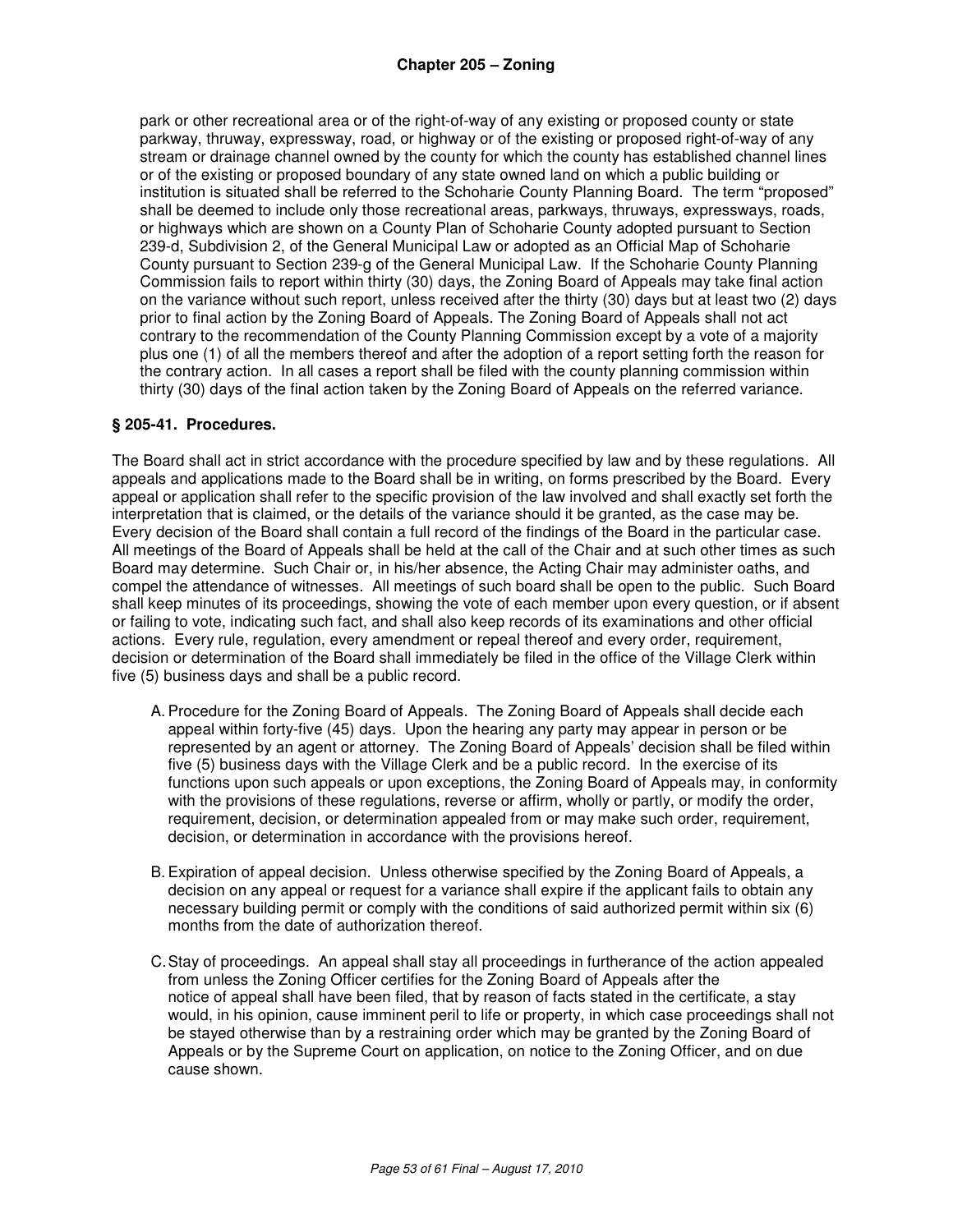park or other recreational area or of the right-of-way of any existing or proposed county or state parkway, thruway, expressway, road, or highway or of the existing or proposed right-of-way of any stream or drainage channel owned by the county for which the county has established channel lines or of the existing or proposed boundary of any state owned land on which a public building or institution is situated shall be referred to the Schoharie County Planning Board. The term "proposed" shall be deemed to include only those recreational areas, parkways, thruways, expressways, roads, or highways which are shown on a County Plan of Schoharie County adopted pursuant to Section 239-d, Subdivision 2, of the General Municipal Law or adopted as an Official Map of Schoharie County pursuant to Section 239-g of the General Municipal Law. If the Schoharie County Planning Commission fails to report within thirty (30) days, the Zoning Board of Appeals may take final action on the variance without such report, unless received after the thirty (30) days but at least two (2) days prior to final action by the Zoning Board of Appeals. The Zoning Board of Appeals shall not act contrary to the recommendation of the County Planning Commission except by a vote of a majority plus one (1) of all the members thereof and after the adoption of a report setting forth the reason for the contrary action. In all cases a report shall be filed with the county planning commission within thirty (30) days of the final action taken by the Zoning Board of Appeals on the referred variance.

### § 205-41. Procedures.

The Board shall act in strict accordance with the procedure specified by law and by these regulations. All appeals and applications made to the Board shall be in writing, on forms prescribed by the Board. Every appeal or application shall refer to the specific provision of the law involved and shall exactly set forth the interpretation that is claimed, or the details of the variance should it be granted, as the case may be. Every decision of the Board shall contain a full record of the findings of the Board in the particular case. All meetings of the Board of Appeals shall be held at the call of the Chair and at such other times as such Board may determine. Such Chair or, in his/her absence, the Acting Chair may administer oaths, and compel the attendance of witnesses. All meetings of such board shall be open to the public. Such Board shall keep minutes of its proceedings, showing the vote of each member upon every question, or if absent or failing to vote, indicating such fact, and shall also keep records of its examinations and other official actions. Every rule, regulation, every amendment or repeal thereof and every order, requirement, decision or determination of the Board shall immediately be filed in the office of the Village Clerk within five (5) business days and shall be a public record.

A. Procedure for the Zoning Board of Appeals. The Zoning Board of Appeals shall decide each appeal within forty-five (45) days. Upon the hearing any party may appear in person or be represented by an agent or attorney. The Zoning Board of Appeals' decision shall be filed within five (5) business days with the Village Clerk and be a public record. In the exercise of its functions upon such appeals or upon exceptions, the Zoning Board of Appeals may, in conformity with the provisions of these regulations, reverse or affirm, wholly or partly, or modify the order, requirement, decision, or determination appealed from or may make such order, requirement, decision, or determination in accordance with the provisions hereof.

B. Expiration of appeal decision. Unless otherwise specified by the Zoning Board of Appeals, a decision on any appeal or request for a variance shall expire if the applicant fails to obtain any necessary building permit or comply with the conditions of said authorized permit within six (6) months from the date of authorization thereof.

C. Stay of proceedings. An appeal shall stay all proceedings in furtherance of the action appealed from unless the Zoning Officer certifies for the Zoning Board of Appeals after the notice of appeal shall have been filed, that by reason of facts stated in the certificate, a stay would, in his opinion, cause imminent peril to life or property, in which case proceedings shall not be stayed otherwise than by a restraining order which may be granted by the Zoning Board of Appeals or by the Supreme Court on application, on notice to the Zoning Officer, and on due cause shown.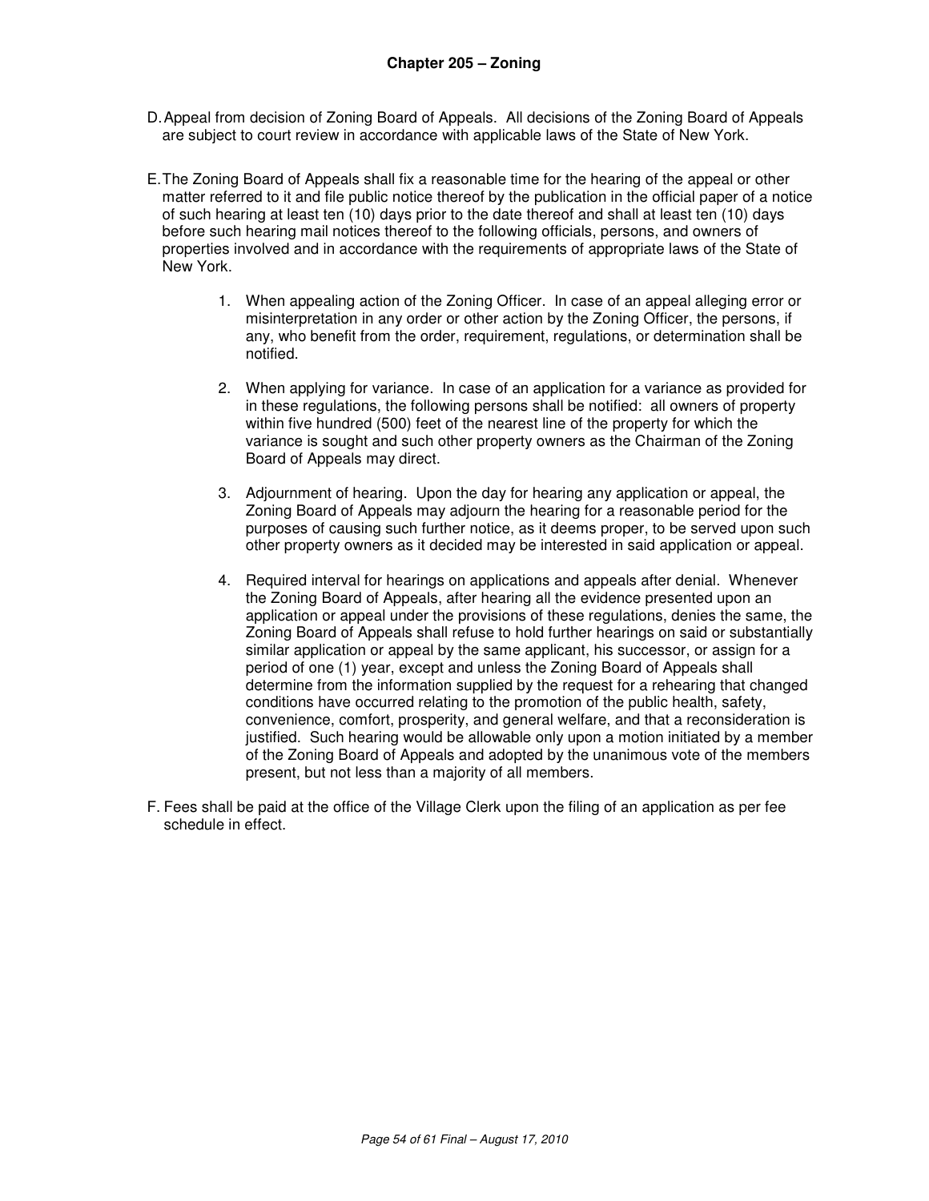D. Appeal from decision of Zoning Board of Appeals. All decisions of the Zoning Board of Appeals are subject to court review in accordance with applicable laws of the State of New York.

E. The Zoning Board of Appeals shall fix a reasonable time for the hearing of the appeal or other matter referred to it and file public notice thereof by the publication in the official paper of a notice of such hearing at least ten (10) days prior to the date thereof and shall at least ten (10) days before such hearing mail notices thereof to the following officials, persons, and owners of properties involved and in accordance with the requirements of appropriate laws of the State of New York.

   1. When appealing action of the Zoning Officer. In case of an appeal alleging error or misinterpretation in any order or other action by the Zoning Officer, the persons, if any, who benefit from the order, requirement, regulations, or determination shall be notified.

   2. When applying for variance. In case of an application for a variance as provided for in these regulations, the following persons shall be notified: all owners of property within five hundred (500) feet of the nearest line of the property for which the variance is sought and such other property owners as the Chairman of the Zoning Board of Appeals may direct.

   3. Adjournment of hearing. Upon the day for hearing any application or appeal, the Zoning Board of Appeals may adjourn the hearing for a reasonable period for the purposes of causing such further notice, as it deems proper, to be served upon such other property owners as it decided may be interested in said application or appeal.

   4. Required interval for hearings on applications and appeals after denial. Whenever the Zoning Board of Appeals, after hearing all the evidence presented upon an application or appeal under the provisions of these regulations, denies the same, the Zoning Board of Appeals shall refuse to hold further hearings on said or substantially similar application or appeal by the same applicant, his successor, or assign for a period of one (1) year, except and unless the Zoning Board of Appeals shall determine from the information supplied by the request for a rehearing that changed conditions have occurred relating to the promotion of the public health, safety, convenience, comfort, prosperity, and general welfare, and that a reconsideration is justified. Such hearing would be allowable only upon a motion initiated by a member of the Zoning Board of Appeals and adopted by the unanimous vote of the members present, but not less than a majority of all members.

F. Fees shall be paid at the office of the Village Clerk upon the filing of an application as per fee schedule in effect.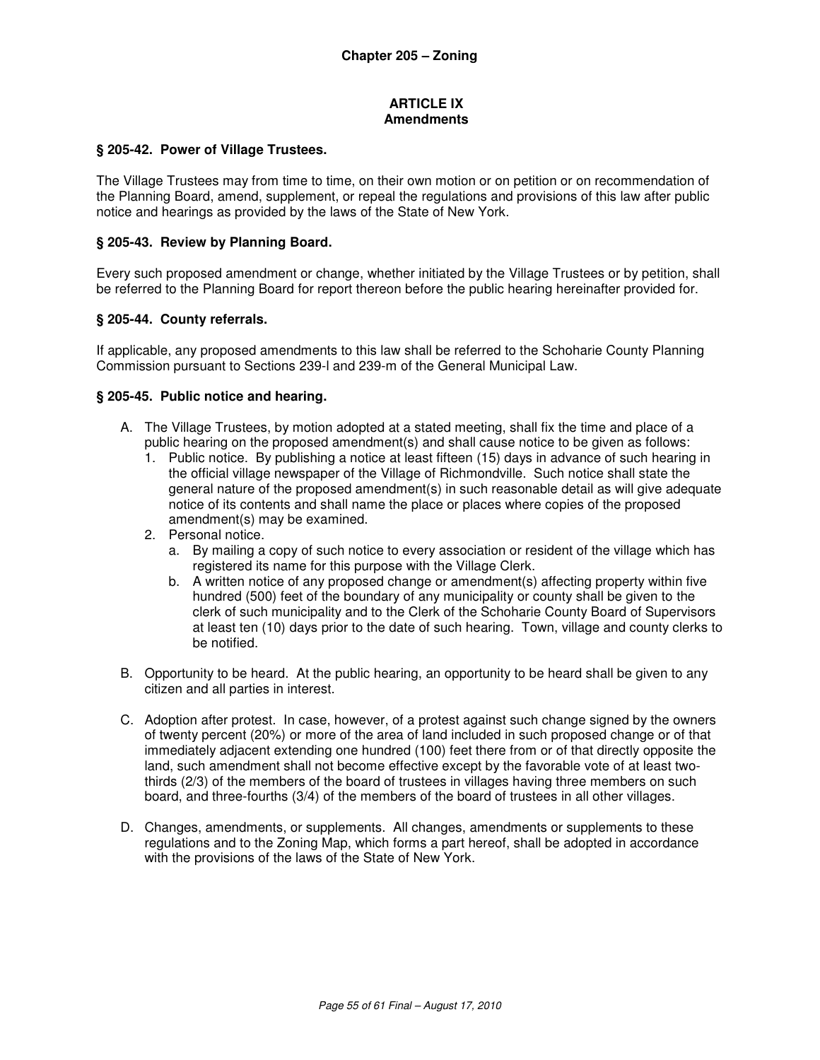## Chapter 205 – Zoning

### ARTICLE IX
### Amendments

### § 205-42. Power of Village Trustees.

The Village Trustees may from time to time, on their own motion or on petition or on recommendation of the Planning Board, amend, supplement, or repeal the regulations and provisions of this law after public notice and hearings as provided by the laws of the State of New York.

### § 205-43. Review by Planning Board.

Every such proposed amendment or change, whether initiated by the Village Trustees or by petition, shall be referred to the Planning Board for report thereon before the public hearing hereinafter provided for.

### § 205-44. County referrals.

If applicable, any proposed amendments to this law shall be referred to the Schoharie County Planning Commission pursuant to Sections 239-l and 239-m of the General Municipal Law.

### § 205-45. Public notice and hearing.

A. The Village Trustees, by motion adopted at a stated meeting, shall fix the time and place of a public hearing on the proposed amendment(s) and shall cause notice to be given as follows:
   1. Public notice. By publishing a notice at least fifteen (15) days in advance of such hearing in the official village newspaper of the Village of Richmondville. Such notice shall state the general nature of the proposed amendment(s) in such reasonable detail as will give adequate notice of its contents and shall name the place or places where copies of the proposed amendment(s) may be examined.
   2. Personal notice.
      a. By mailing a copy of such notice to every association or resident of the village which has registered its name for this purpose with the Village Clerk.
      b. A written notice of any proposed change or amendment(s) affecting property within five hundred (500) feet of the boundary of any municipality or county shall be given to the clerk of such municipality and to the Clerk of the Schoharie County Board of Supervisors at least ten (10) days prior to the date of such hearing. Town, village and county clerks to be notified.

B. Opportunity to be heard. At the public hearing, an opportunity to be heard shall be given to any citizen and all parties in interest.

C. Adoption after protest. In case, however, of a protest against such change signed by the owners of twenty percent (20%) or more of the area of land included in such proposed change or of that immediately adjacent extending one hundred (100) feet there from or of that directly opposite the land, such amendment shall not become effective except by the favorable vote of at least two-thirds (2/3) of the members of the board of trustees in villages having three members on such board, and three-fourths (3/4) of the members of the board of trustees in all other villages.

D. Changes, amendments, or supplements. All changes, amendments or supplements to these regulations and to the Zoning Map, which forms a part hereof, shall be adopted in accordance with the provisions of the laws of the State of New York.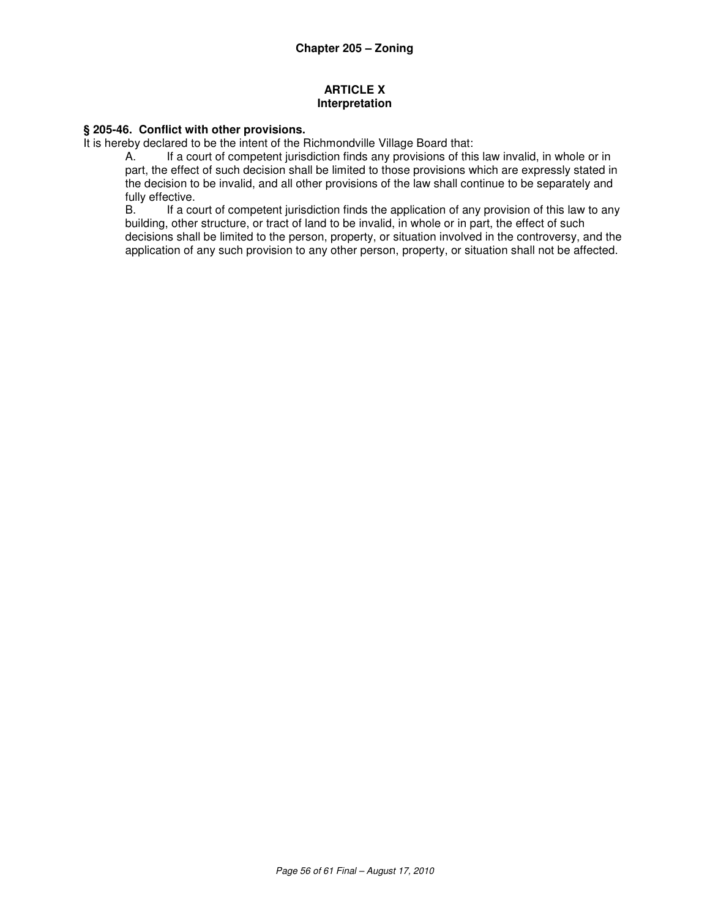## ARTICLE X
### Interpretation

**§ 205-46. Conflict with other provisions.**

It is hereby declared to be the intent of the Richmondville Village Board that:

A. If a court of competent jurisdiction finds any provisions of this law invalid, in whole or in part, the effect of such decision shall be limited to those provisions which are expressly stated in the decision to be invalid, and all other provisions of the law shall continue to be separately and fully effective.

B. If a court of competent jurisdiction finds the application of any provision of this law to any building, other structure, or tract of land to be invalid, in whole or in part, the effect of such decisions shall be limited to the person, property, or situation involved in the controversy, and the application of any such provision to any other person, property, or situation shall not be affected.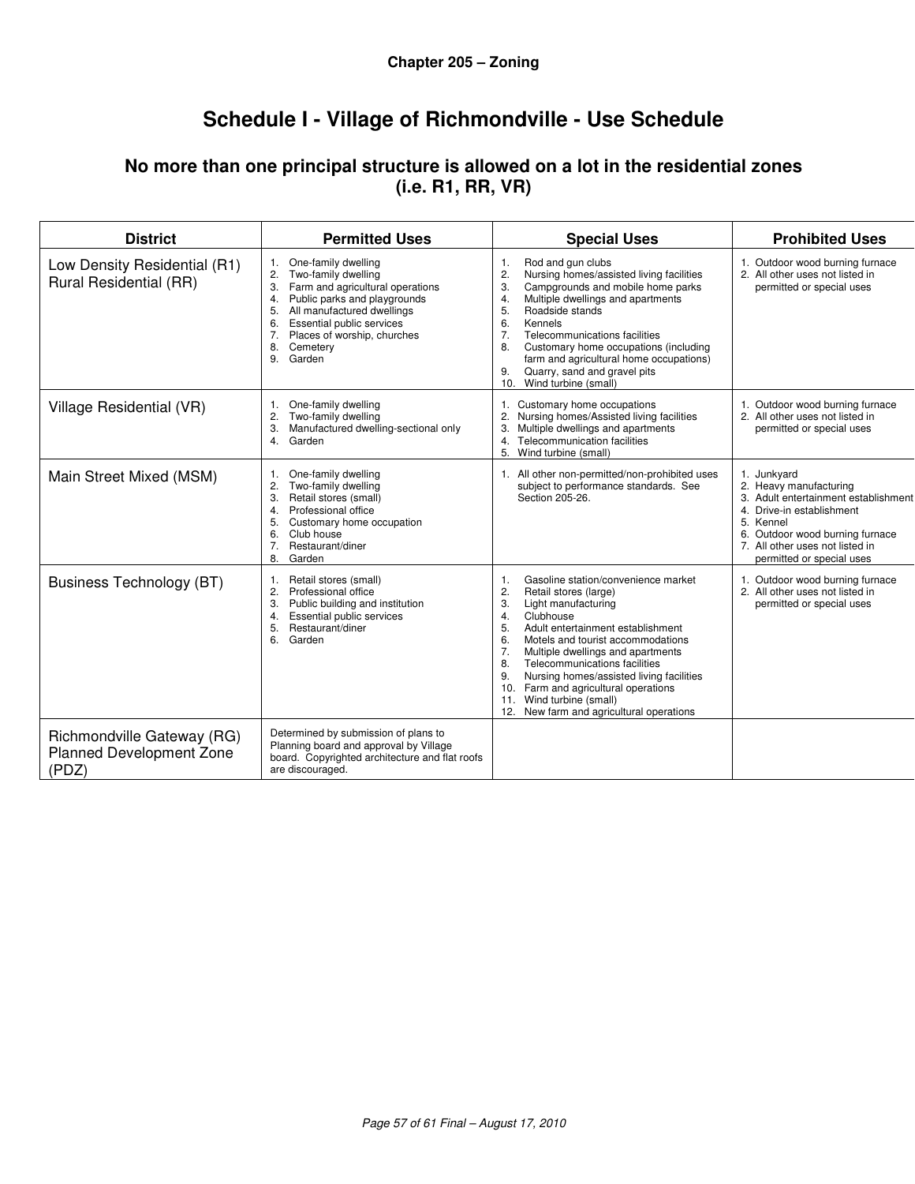# Chapter 205 – Zoning

## Schedule I - Village of Richmondville - Use Schedule

### No more than one principal structure is allowed on a lot in the residential zones (i.e. R1, RR, VR)

| District | Permitted Uses | Special Uses | Prohibited Uses |
|---|---|---|---|
| Low Density Residential (R1) Rural Residential (RR) | 1. One-family dwelling<br>2. Two-family dwelling<br>3. Farm and agricultural operations<br>4. Public parks and playgrounds<br>5. All manufactured dwellings<br>6. Essential public services<br>7. Places of worship, churches<br>8. Cemetery<br>9. Garden | 1. Rod and gun clubs<br>2. Nursing homes/assisted living facilities<br>3. Campgrounds and mobile home parks<br>4. Multiple dwellings and apartments<br>5. Roadside stands<br>6. Kennels<br>7. Telecommunications facilities<br>8. Customary home occupations (including farm and agricultural home occupations)<br>9. Quarry, sand and gravel pits<br>10. Wind turbine (small) | 1. Outdoor wood burning furnace<br>2. All other uses not listed in permitted or special uses |
| Village Residential (VR) | 1. One-family dwelling<br>2. Two-family dwelling<br>3. Manufactured dwelling-sectional only<br>4. Garden | 1. Customary home occupations<br>2. Nursing homes/Assisted living facilities<br>3. Multiple dwellings and apartments<br>4. Telecommunication facilities<br>5. Wind turbine (small) | 1. Outdoor wood burning furnace<br>2. All other uses not listed in permitted or special uses |
| Main Street Mixed (MSM) | 1. One-family dwelling<br>2. Two-family dwelling<br>3. Retail stores (small)<br>4. Professional office<br>5. Customary home occupation<br>6. Club house<br>7. Restaurant/diner<br>8. Garden | 1. All other non-permitted/non-prohibited uses subject to performance standards. See Section 205-26. | 1. Junkyard<br>2. Heavy manufacturing<br>3. Adult entertainment establishment<br>4. Drive-in establishment<br>5. Kennel<br>6. Outdoor wood burning furnace<br>7. All other uses not listed in permitted or special uses |
| Business Technology (BT) | 1. Retail stores (small)<br>2. Professional office<br>3. Public building and institution<br>4. Essential public services<br>5. Restaurant/diner<br>6. Garden | 1. Gasoline station/convenience market<br>2. Retail stores (large)<br>3. Light manufacturing<br>4. Clubhouse<br>5. Adult entertainment establishment<br>6. Motels and tourist accommodations<br>7. Multiple dwellings and apartments<br>8. Telecommunications facilities<br>9. Nursing homes/assisted living facilities<br>10. Farm and agricultural operations<br>11. Wind turbine (small)<br>12. New farm and agricultural operations | 1. Outdoor wood burning furnace<br>2. All other uses not listed in permitted or special uses |
| Richmondville Gateway (RG) Planned Development Zone (PDZ) | Determined by submission of plans to Planning board and approval by Village board. Copyrighted architecture and flat roofs are discouraged. | | |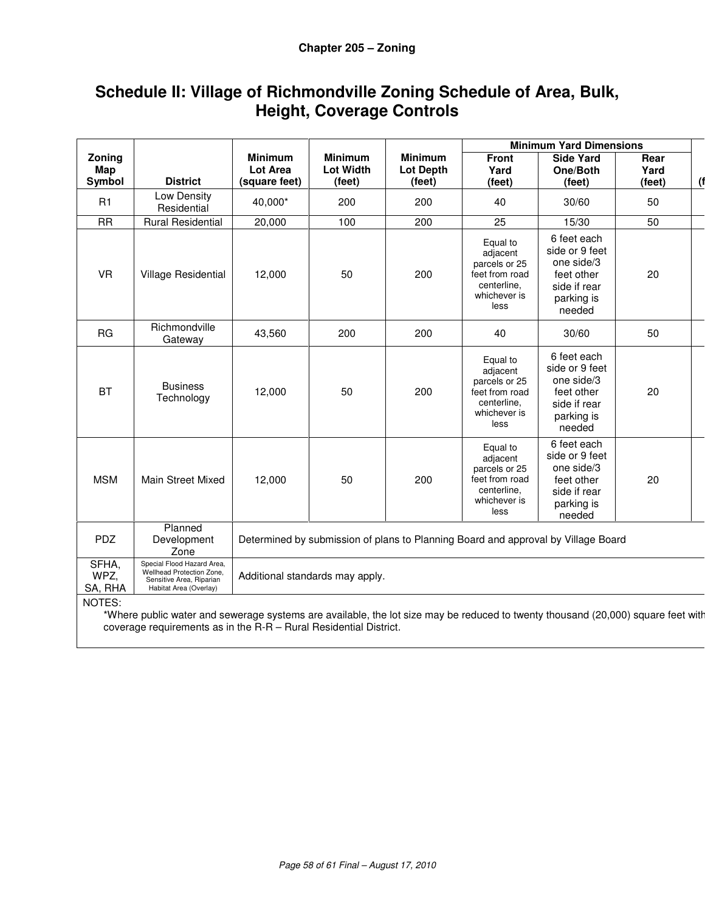# Schedule II: Village of Richmondville Zoning Schedule of Area, Bulk, Height, Coverage Controls

| Zoning Map Symbol | District | Minimum Lot Area (square feet) | Minimum Lot Width (feet) | Minimum Lot Depth (feet) | Minimum Yard Dimensions | | | (f |
|---|---|---|---|---|---|---|---|---|
| | | | | | Front Yard (feet) | Side Yard One/Both (feet) | Rear Yard (feet) | |
| R1 | Low Density Residential | 40,000* | 200 | 200 | 40 | 30/60 | 50 | |
| RR | Rural Residential | 20,000 | 100 | 200 | 25 | 15/30 | 50 | |
| VR | Village Residential | 12,000 | 50 | 200 | Equal to adjacent parcels or 25 feet from road centerline, whichever is less | 6 feet each side or 9 feet one side/3 feet other side if rear parking is needed | 20 | |
| RG | Richmondville Gateway | 43,560 | 200 | 200 | 40 | 30/60 | 50 | |
| BT | Business Technology | 12,000 | 50 | 200 | Equal to adjacent parcels or 25 feet from road centerline, whichever is less | 6 feet each side or 9 feet one side/3 feet other side if rear parking is needed | 20 | |
| MSM | Main Street Mixed | 12,000 | 50 | 200 | Equal to adjacent parcels or 25 feet from road centerline, whichever is less | 6 feet each side or 9 feet one side/3 feet other side if rear parking is needed | 20 | |
| PDZ | Planned Development Zone | Determined by submission of plans to Planning Board and approval by Village Board | | | | | | |
| SFHA, WPZ, SA, RHA | Special Flood Hazard Area, Wellhead Protection Zone, Sensitive Area, Riparian Habitat Area (Overlay) | Additional standards may apply. | | | | | | |

NOTES:

*Where public water and sewerage systems are available, the lot size may be reduced to twenty thousand (20,000) square feet with coverage requirements as in the R-R – Rural Residential District.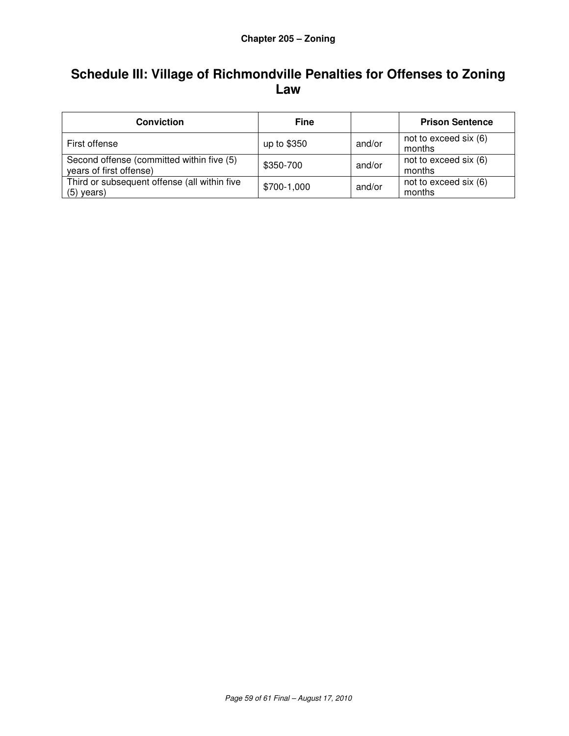# Schedule III: Village of Richmondville Penalties for Offenses to Zoning Law

| Conviction | Fine | | Prison Sentence |
|---|---|---|---|
| First offense | up to $350 | and/or | not to exceed six (6) months |
| Second offense (committed within five (5) years of first offense) | $350-700 | and/or | not to exceed six (6) months |
| Third or subsequent offense (all within five (5) years) | $700-1,000 | and/or | not to exceed six (6) months |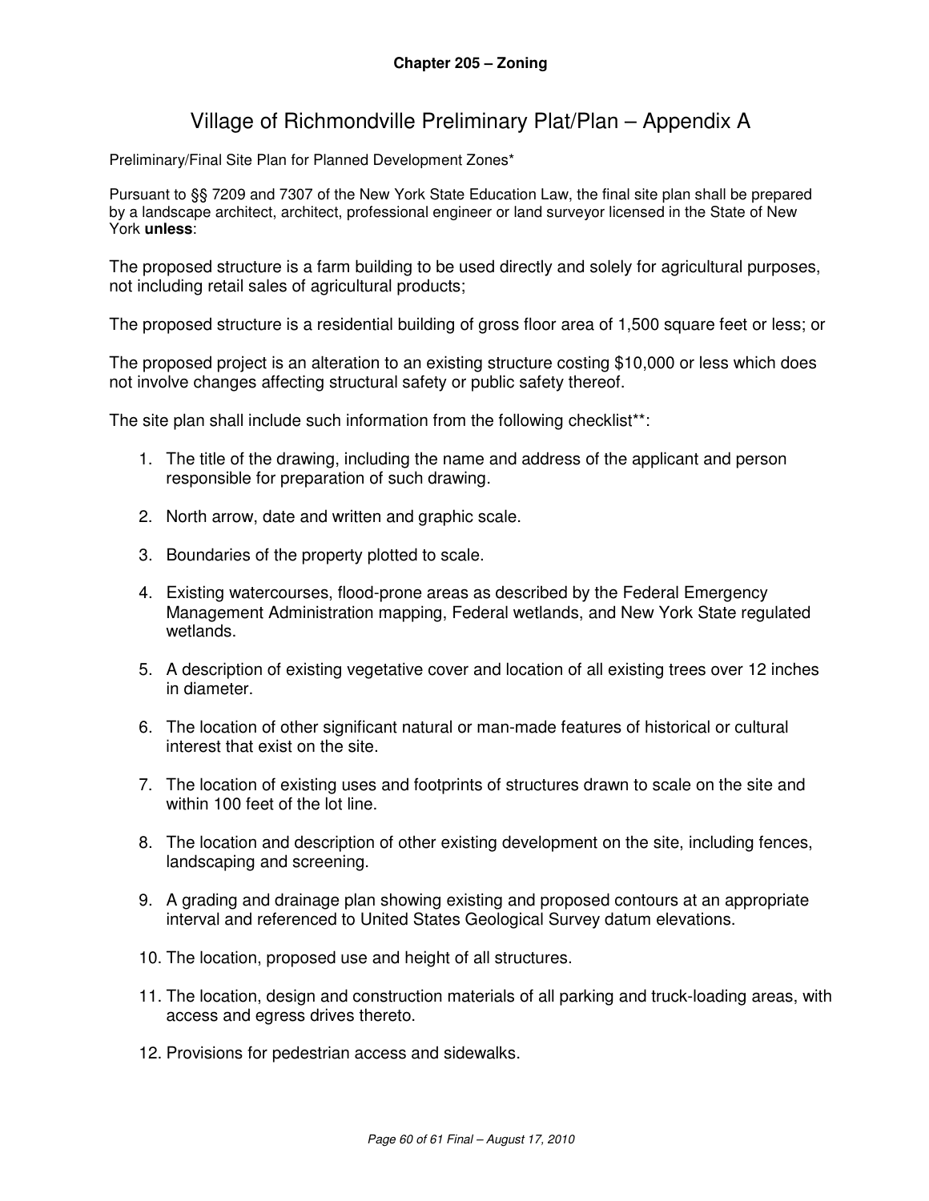## Chapter 205 – Zoning

# Village of Richmondville Preliminary Plat/Plan – Appendix A

Preliminary/Final Site Plan for Planned Development Zones*

Pursuant to §§ 7209 and 7307 of the New York State Education Law, the final site plan shall be prepared by a landscape architect, architect, professional engineer or land surveyor licensed in the State of New York **unless**:

The proposed structure is a farm building to be used directly and solely for agricultural purposes, not including retail sales of agricultural products;

The proposed structure is a residential building of gross floor area of 1,500 square feet or less; or

The proposed project is an alteration to an existing structure costing $10,000 or less which does not involve changes affecting structural safety or public safety thereof.

The site plan shall include such information from the following checklist**:

1. The title of the drawing, including the name and address of the applicant and person responsible for preparation of such drawing.
2. North arrow, date and written and graphic scale.
3. Boundaries of the property plotted to scale.
4. Existing watercourses, flood-prone areas as described by the Federal Emergency Management Administration mapping, Federal wetlands, and New York State regulated wetlands.
5. A description of existing vegetative cover and location of all existing trees over 12 inches in diameter.
6. The location of other significant natural or man-made features of historical or cultural interest that exist on the site.
7. The location of existing uses and footprints of structures drawn to scale on the site and within 100 feet of the lot line.
8. The location and description of other existing development on the site, including fences, landscaping and screening.
9. A grading and drainage plan showing existing and proposed contours at an appropriate interval and referenced to United States Geological Survey datum elevations.
10. The location, proposed use and height of all structures.
11. The location, design and construction materials of all parking and truck-loading areas, with access and egress drives thereto.
12. Provisions for pedestrian access and sidewalks.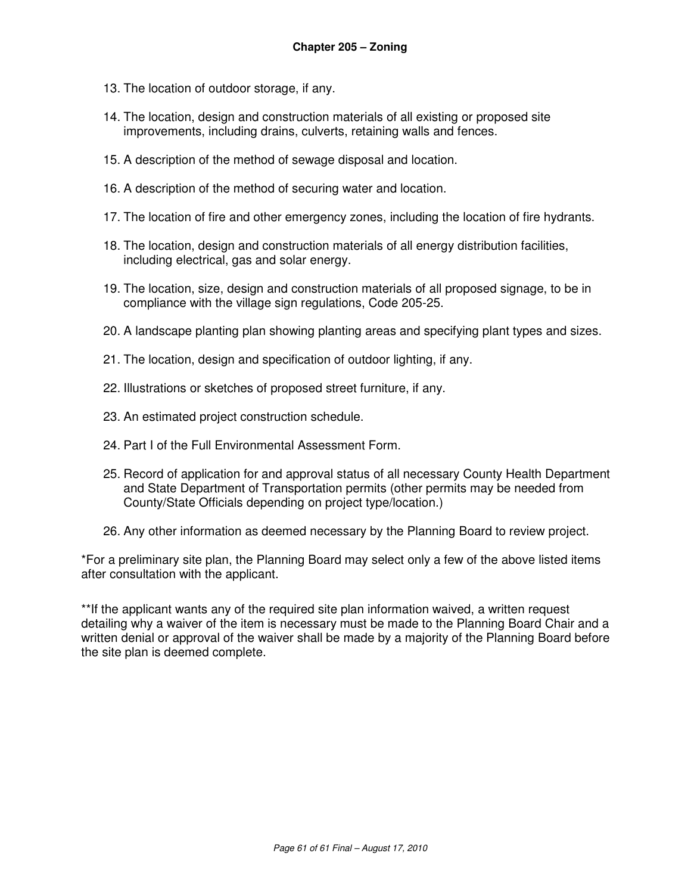13. The location of outdoor storage, if any.

14. The location, design and construction materials of all existing or proposed site improvements, including drains, culverts, retaining walls and fences.

15. A description of the method of sewage disposal and location.

16. A description of the method of securing water and location.

17. The location of fire and other emergency zones, including the location of fire hydrants.

18. The location, design and construction materials of all energy distribution facilities, including electrical, gas and solar energy.

19. The location, size, design and construction materials of all proposed signage, to be in compliance with the village sign regulations, Code 205-25.

20. A landscape planting plan showing planting areas and specifying plant types and sizes.

21. The location, design and specification of outdoor lighting, if any.

22. Illustrations or sketches of proposed street furniture, if any.

23. An estimated project construction schedule.

24. Part I of the Full Environmental Assessment Form.

25. Record of application for and approval status of all necessary County Health Department and State Department of Transportation permits (other permits may be needed from County/State Officials depending on project type/location.)

26. Any other information as deemed necessary by the Planning Board to review project.

*For a preliminary site plan, the Planning Board may select only a few of the above listed items after consultation with the applicant.

**If the applicant wants any of the required site plan information waived, a written request detailing why a waiver of the item is necessary must be made to the Planning Board Chair and a written denial or approval of the waiver shall be made by a majority of the Planning Board before the site plan is deemed complete.